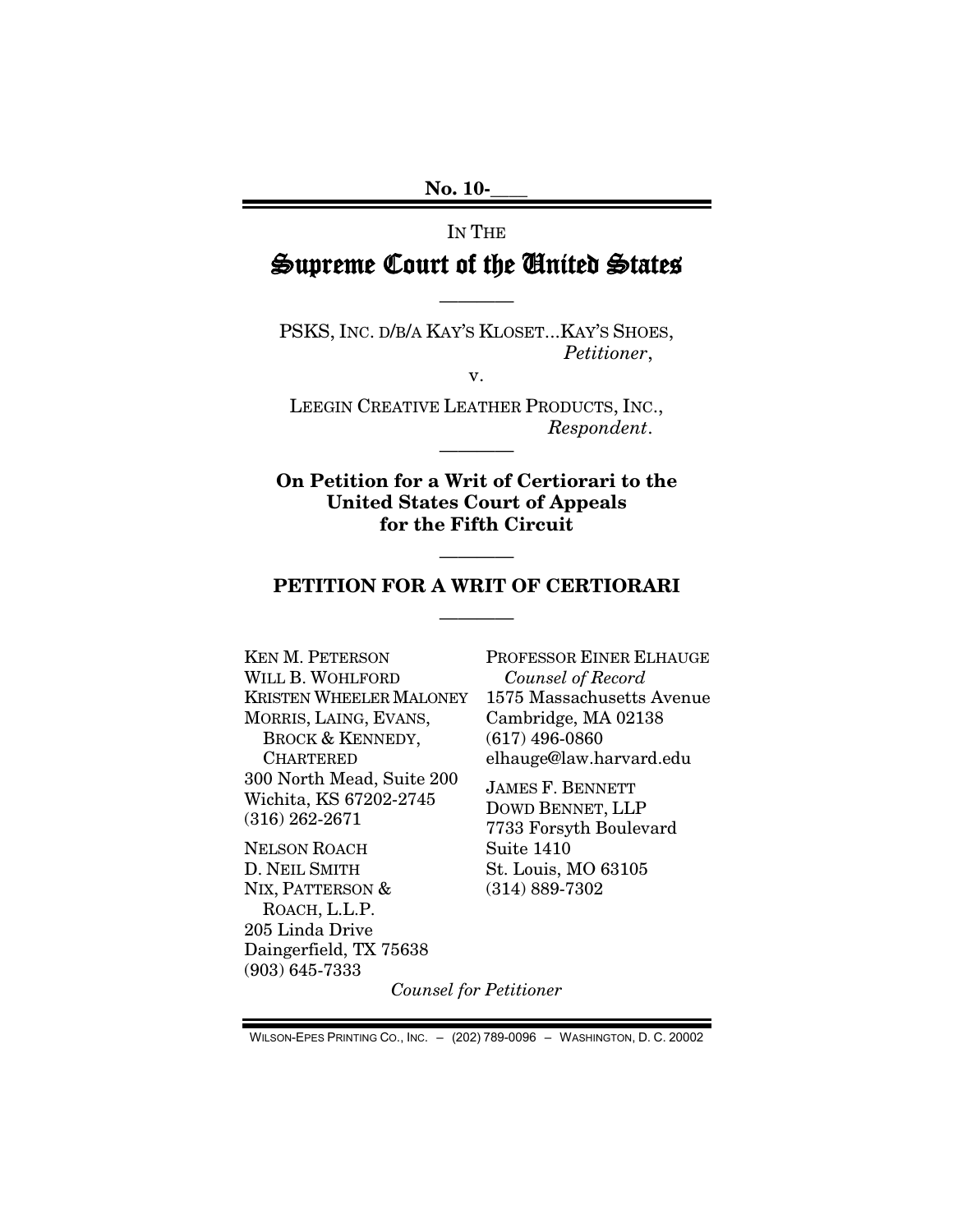**No. 10-\_\_\_\_**

IN THE

# Supreme Court of the United States

---

PSKS, INC. D/B/A KAY'S KLOSET...KAY'S SHOES,
*Petitioner*,

v.

LEEGIN CREATIVE LEATHER PRODUCTS, INC.,
*Respondent*.

---

**On Petition for a Writ of Certiorari to the United States Court of Appeals for the Fifth Circuit**

---

## PETITION FOR A WRIT OF CERTIORARI

---

KEN M. PETERSON
WILL B. WOHLFORD
KRISTEN WHEELER MALONEY
MORRIS, LAING, EVANS, BROCK & KENNEDY, CHARTERED
300 North Mead, Suite 200
Wichita, KS 67202-2745
(316) 262-2671

NELSON ROACH
D. NEIL SMITH
NIX, PATTERSON & ROACH, L.L.P.
205 Linda Drive
Daingerfield, TX 75638
(903) 645-7333

PROFESSOR EINER ELHAUGE
*Counsel of Record*
1575 Massachusetts Avenue
Cambridge, MA 02138
(617) 496-0860
elhauge@law.harvard.edu

JAMES F. BENNETT
DOWD BENNET, LLP
7733 Forsyth Boulevard
Suite 1410
St. Louis, MO 63105
(314) 889-7302

*Counsel for Petitioner*

WILSON-EPES PRINTING CO., INC. – (202) 789-0096 – WASHINGTON, D. C. 20002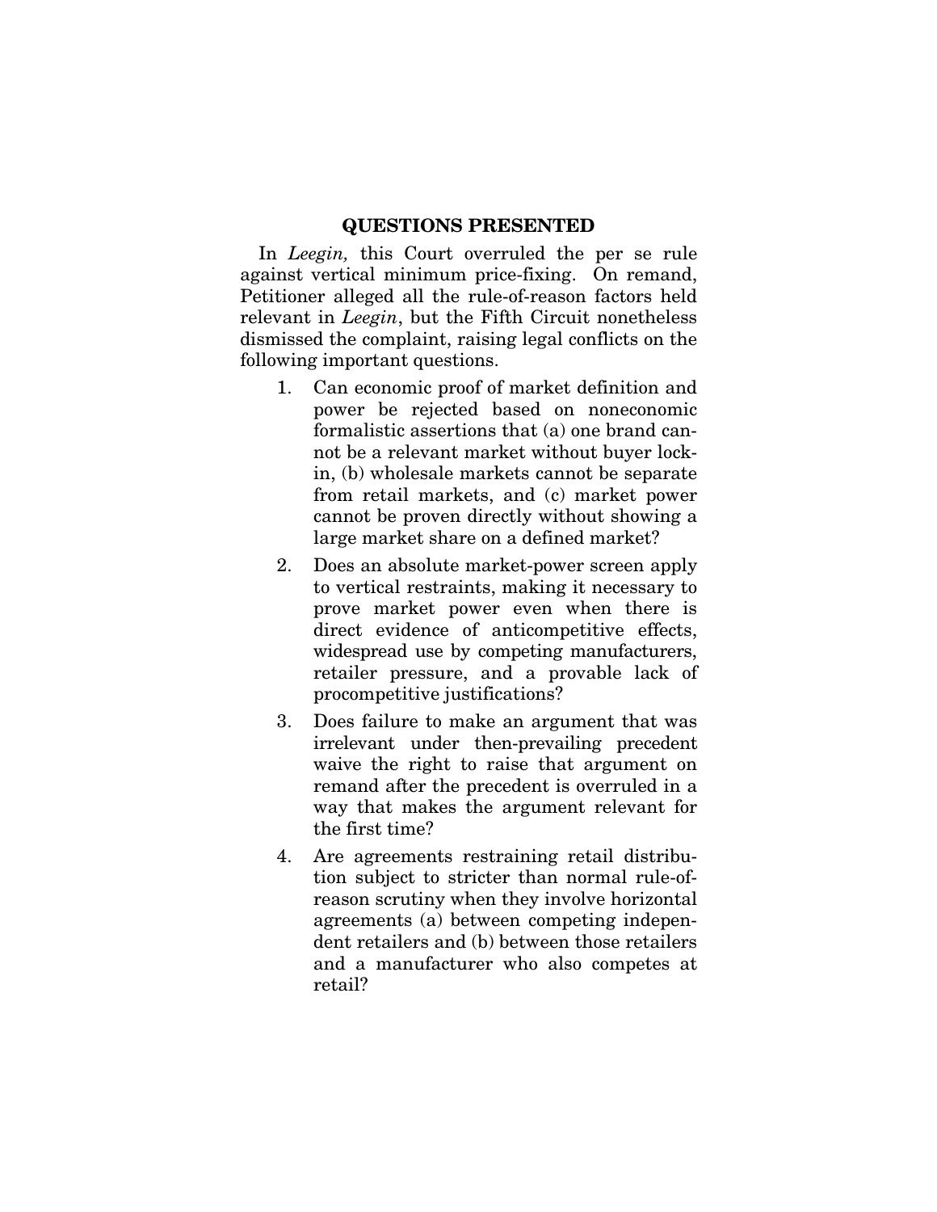## QUESTIONS PRESENTED

In *Leegin,* this Court overruled the per se rule against vertical minimum price-fixing. On remand, Petitioner alleged all the rule-of-reason factors held relevant in *Leegin*, but the Fifth Circuit nonetheless dismissed the complaint, raising legal conflicts on the following important questions.

1. Can economic proof of market definition and power be rejected based on noneconomic formalistic assertions that (a) one brand cannot be a relevant market without buyer lock-in, (b) wholesale markets cannot be separate from retail markets, and (c) market power cannot be proven directly without showing a large market share on a defined market?
2. Does an absolute market-power screen apply to vertical restraints, making it necessary to prove market power even when there is direct evidence of anticompetitive effects, widespread use by competing manufacturers, retailer pressure, and a provable lack of procompetitive justifications?
3. Does failure to make an argument that was irrelevant under then-prevailing precedent waive the right to raise that argument on remand after the precedent is overruled in a way that makes the argument relevant for the first time?
4. Are agreements restraining retail distribution subject to stricter than normal rule-of-reason scrutiny when they involve horizontal agreements (a) between competing independent retailers and (b) between those retailers and a manufacturer who also competes at retail?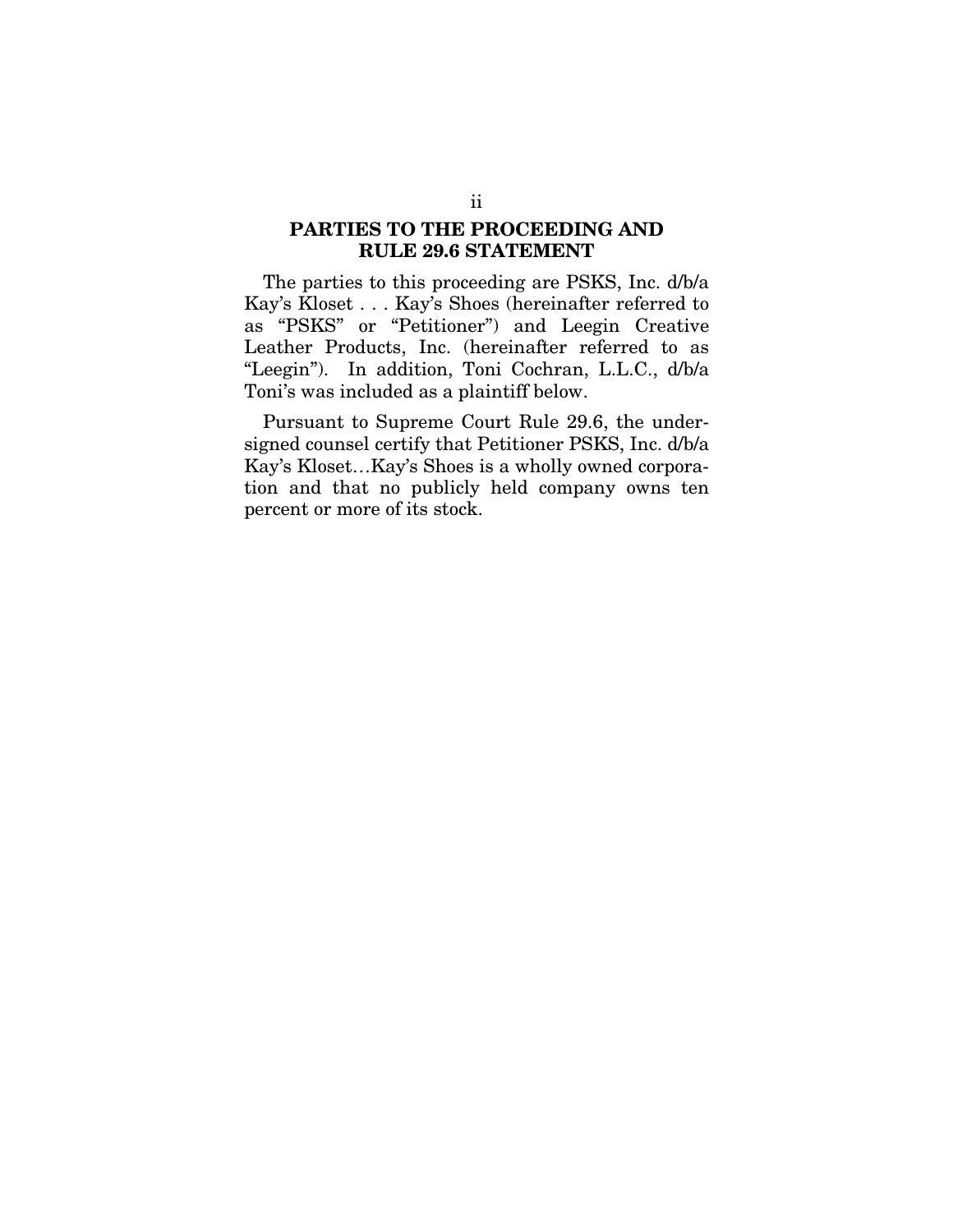## PARTIES TO THE PROCEEDING AND RULE 29.6 STATEMENT

The parties to this proceeding are PSKS, Inc. d/b/a Kay's Kloset . . . Kay's Shoes (hereinafter referred to as "PSKS" or "Petitioner") and Leegin Creative Leather Products, Inc. (hereinafter referred to as "Leegin"). In addition, Toni Cochran, L.L.C., d/b/a Toni's was included as a plaintiff below.

Pursuant to Supreme Court Rule 29.6, the undersigned counsel certify that Petitioner PSKS, Inc. d/b/a Kay's Kloset…Kay's Shoes is a wholly owned corporation and that no publicly held company owns ten percent or more of its stock.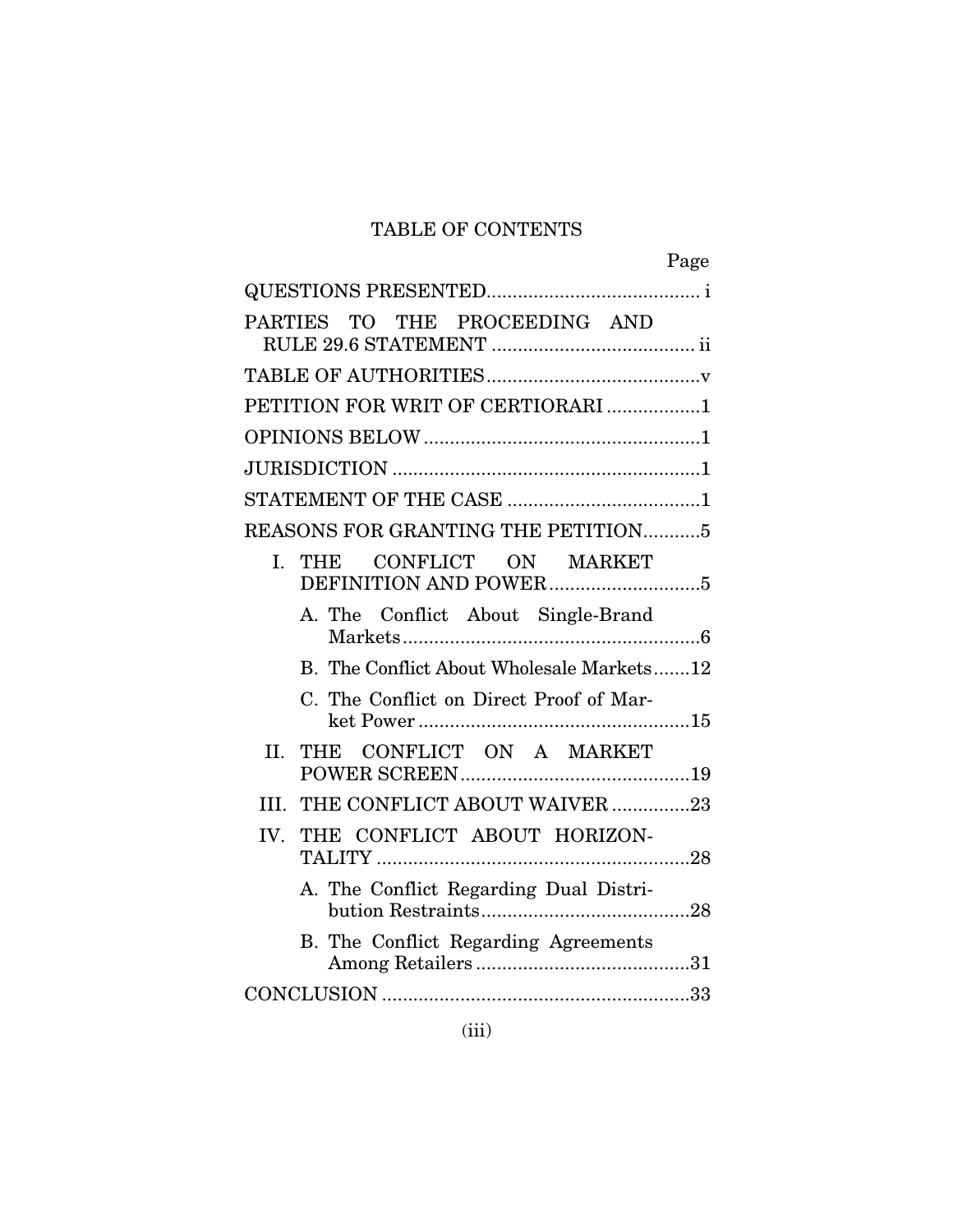# TABLE OF CONTENTS

| | Page |
|---|---|
| QUESTIONS PRESENTED | i |
| PARTIES TO THE PROCEEDING AND RULE 29.6 STATEMENT | ii |
| TABLE OF AUTHORITIES | v |
| PETITION FOR WRIT OF CERTIORARI | 1 |
| OPINIONS BELOW | 1 |
| JURISDICTION | 1 |
| STATEMENT OF THE CASE | 1 |
| REASONS FOR GRANTING THE PETITION | 5 |
| I. THE CONFLICT ON MARKET DEFINITION AND POWER | 5 |
| A. The Conflict About Single-Brand Markets | 6 |
| B. The Conflict About Wholesale Markets | 12 |
| C. The Conflict on Direct Proof of Market Power | 15 |
| II. THE CONFLICT ON A MARKET POWER SCREEN | 19 |
| III. THE CONFLICT ABOUT WAIVER | 23 |
| IV. THE CONFLICT ABOUT HORIZONTALITY | 28 |
| A. The Conflict Regarding Dual Distribution Restraints | 28 |
| B. The Conflict Regarding Agreements Among Retailers | 31 |
| CONCLUSION | 33 |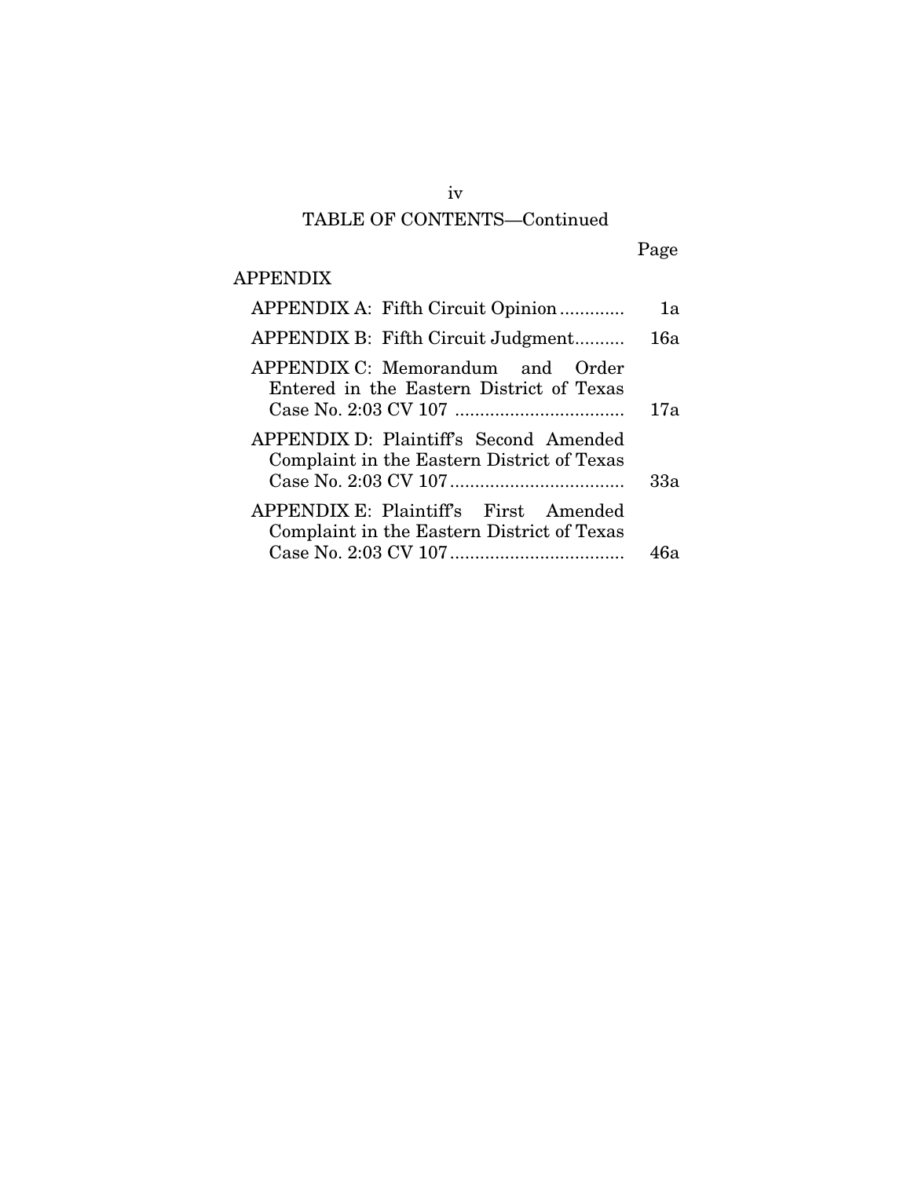## TABLE OF CONTENTS—Continued

| | Page |
|---|---|
| APPENDIX | |
| APPENDIX A: Fifth Circuit Opinion | 1a |
| APPENDIX B: Fifth Circuit Judgment | 16a |
| APPENDIX C: Memorandum and Order Entered in the Eastern District of Texas Case No. 2:03 CV 107 | 17a |
| APPENDIX D: Plaintiff's Second Amended Complaint in the Eastern District of Texas Case No. 2:03 CV 107 | 33a |
| APPENDIX E: Plaintiff's First Amended Complaint in the Eastern District of Texas Case No. 2:03 CV 107 | 46a |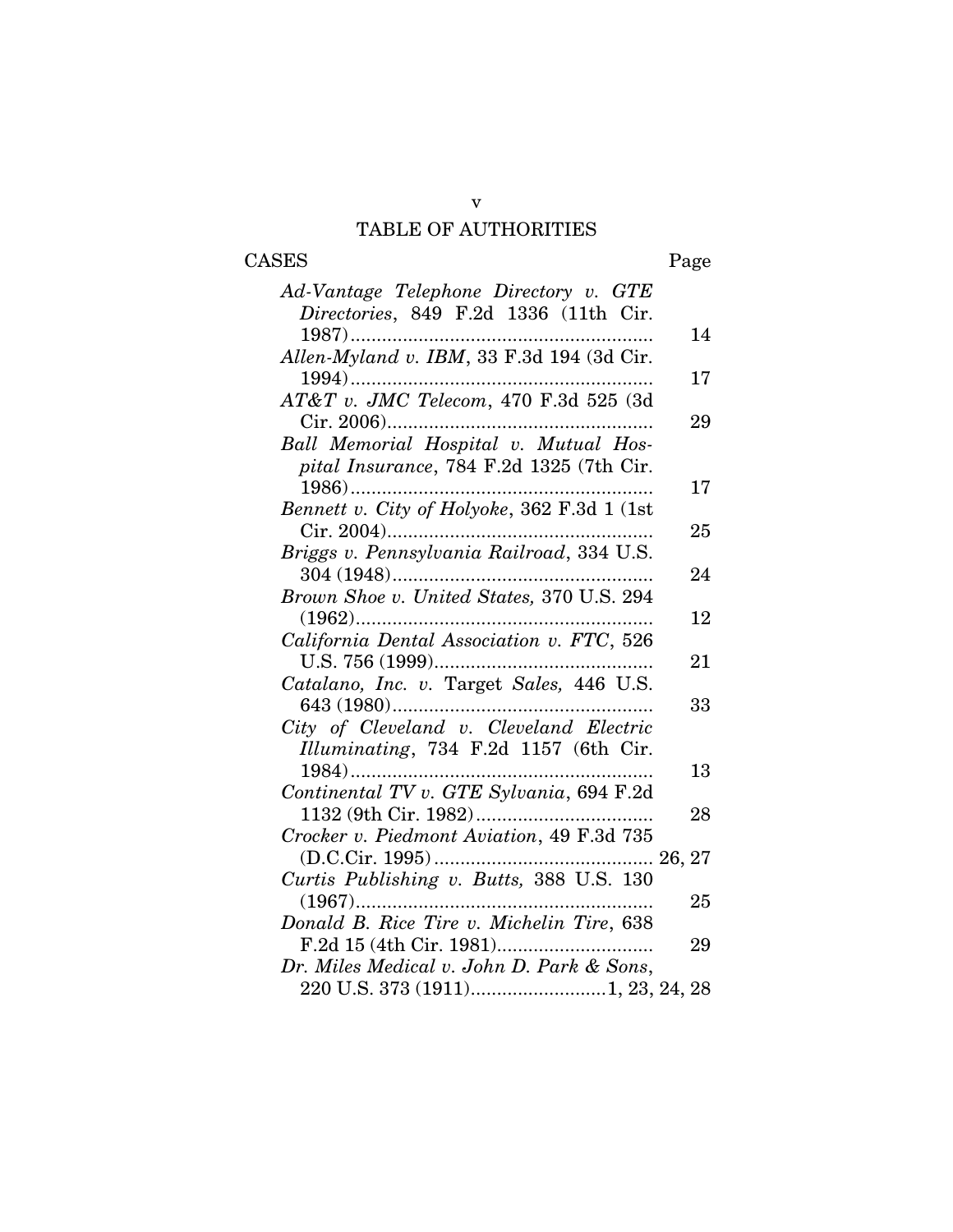# TABLE OF AUTHORITIES

CASES — Page

*Ad-Vantage Telephone Directory v. GTE Directories*, 849 F.2d 1336 (11th Cir. 1987) .......... 14

*Allen-Myland v. IBM*, 33 F.3d 194 (3d Cir. 1994) .......... 17

*AT&T v. JMC Telecom*, 470 F.3d 525 (3d Cir. 2006) .......... 29

*Ball Memorial Hospital v. Mutual Hospital Insurance*, 784 F.2d 1325 (7th Cir. 1986) .......... 17

*Bennett v. City of Holyoke*, 362 F.3d 1 (1st Cir. 2004) .......... 25

*Briggs v. Pennsylvania Railroad*, 334 U.S. 304 (1948) .......... 24

*Brown Shoe v. United States,* 370 U.S. 294 (1962) .......... 12

*California Dental Association v. FTC*, 526 U.S. 756 (1999) .......... 21

*Catalano, Inc. v.* Target *Sales,* 446 U.S. 643 (1980) .......... 33

*City of Cleveland v. Cleveland Electric Illuminating*, 734 F.2d 1157 (6th Cir. 1984) .......... 13

*Continental TV v. GTE Sylvania*, 694 F.2d 1132 (9th Cir. 1982) .......... 28

*Crocker v. Piedmont Aviation*, 49 F.3d 735 (D.C.Cir. 1995) .......... 26, 27

*Curtis Publishing v. Butts,* 388 U.S. 130 (1967) .......... 25

*Donald B. Rice Tire v. Michelin Tire*, 638 F.2d 15 (4th Cir. 1981) .......... 29

*Dr. Miles Medical v. John D. Park & Sons*, 220 U.S. 373 (1911) .......... 1, 23, 24, 28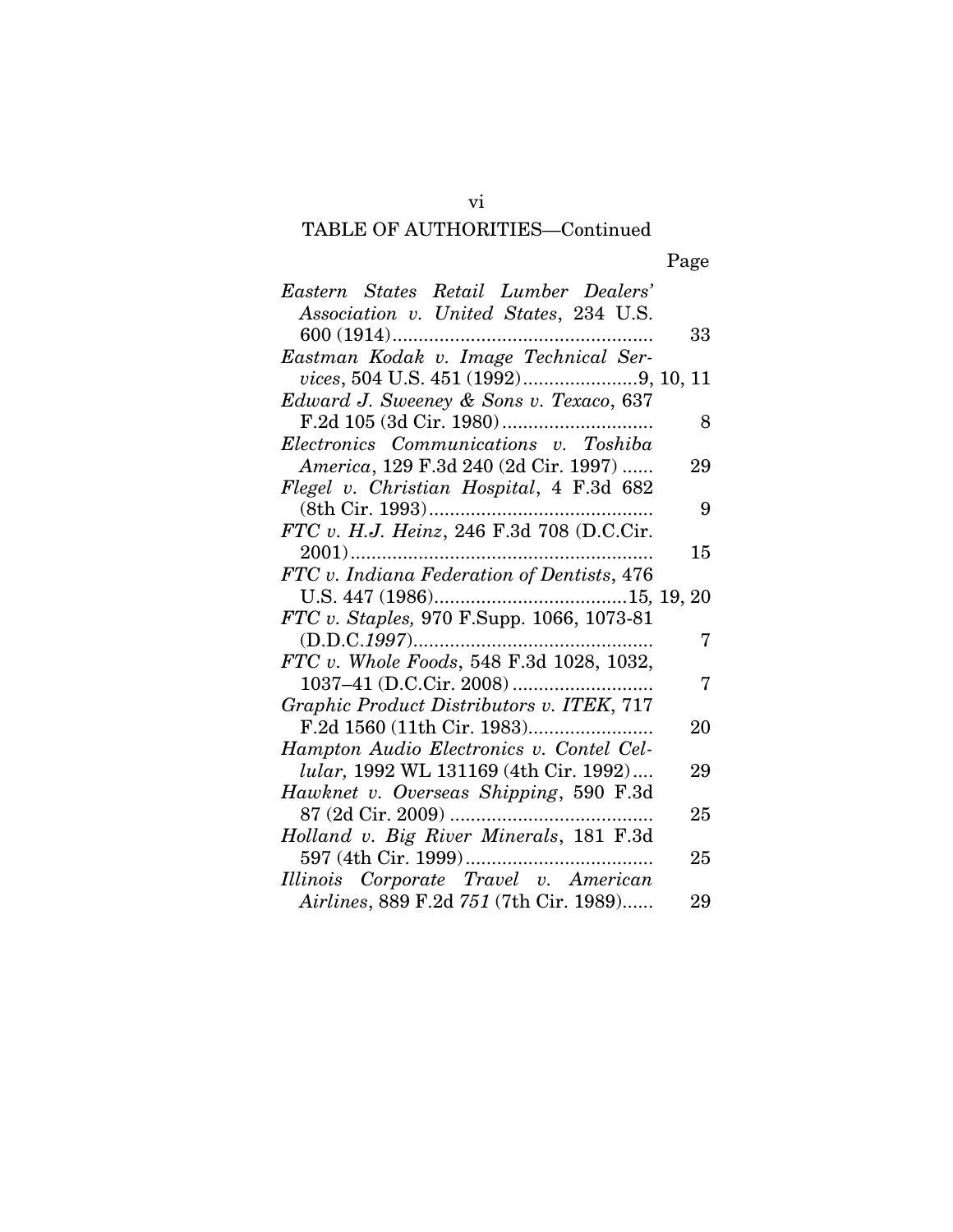TABLE OF AUTHORITIES—Continued

| | Page |
|---|---|
| *Eastern States Retail Lumber Dealers' Association v. United States*, 234 U.S. 600 (1914) | 33 |
| *Eastman Kodak v. Image Technical Services*, 504 U.S. 451 (1992) | 9, 10, 11 |
| *Edward J. Sweeney & Sons v. Texaco*, 637 F.2d 105 (3d Cir. 1980) | 8 |
| *Electronics Communications v. Toshiba America*, 129 F.3d 240 (2d Cir. 1997) | 29 |
| *Flegel v. Christian Hospital*, 4 F.3d 682 (8th Cir. 1993) | 9 |
| *FTC v. H.J. Heinz*, 246 F.3d 708 (D.C.Cir. 2001) | 15 |
| *FTC v. Indiana Federation of Dentists*, 476 U.S. 447 (1986) | 15*,* 19, 20 |
| *FTC v. Staples,* 970 F.Supp. 1066, 1073-81 (D.D.C.*1997*) | 7 |
| *FTC v. Whole Foods*, 548 F.3d 1028, 1032, 1037–41 (D.C.Cir. 2008) | 7 |
| *Graphic Product Distributors v. ITEK*, 717 F.2d 1560 (11th Cir. 1983) | 20 |
| *Hampton Audio Electronics v. Contel Cellular,* 1992 WL 131169 (4th Cir. 1992) | 29 |
| *Hawknet v. Overseas Shipping*, 590 F.3d 87 (2d Cir. 2009) | 25 |
| *Holland v. Big River Minerals*, 181 F.3d 597 (4th Cir. 1999) | 25 |
| *Illinois Corporate Travel v. American Airlines*, 889 F.2d *751* (7th Cir. 1989) | 29 |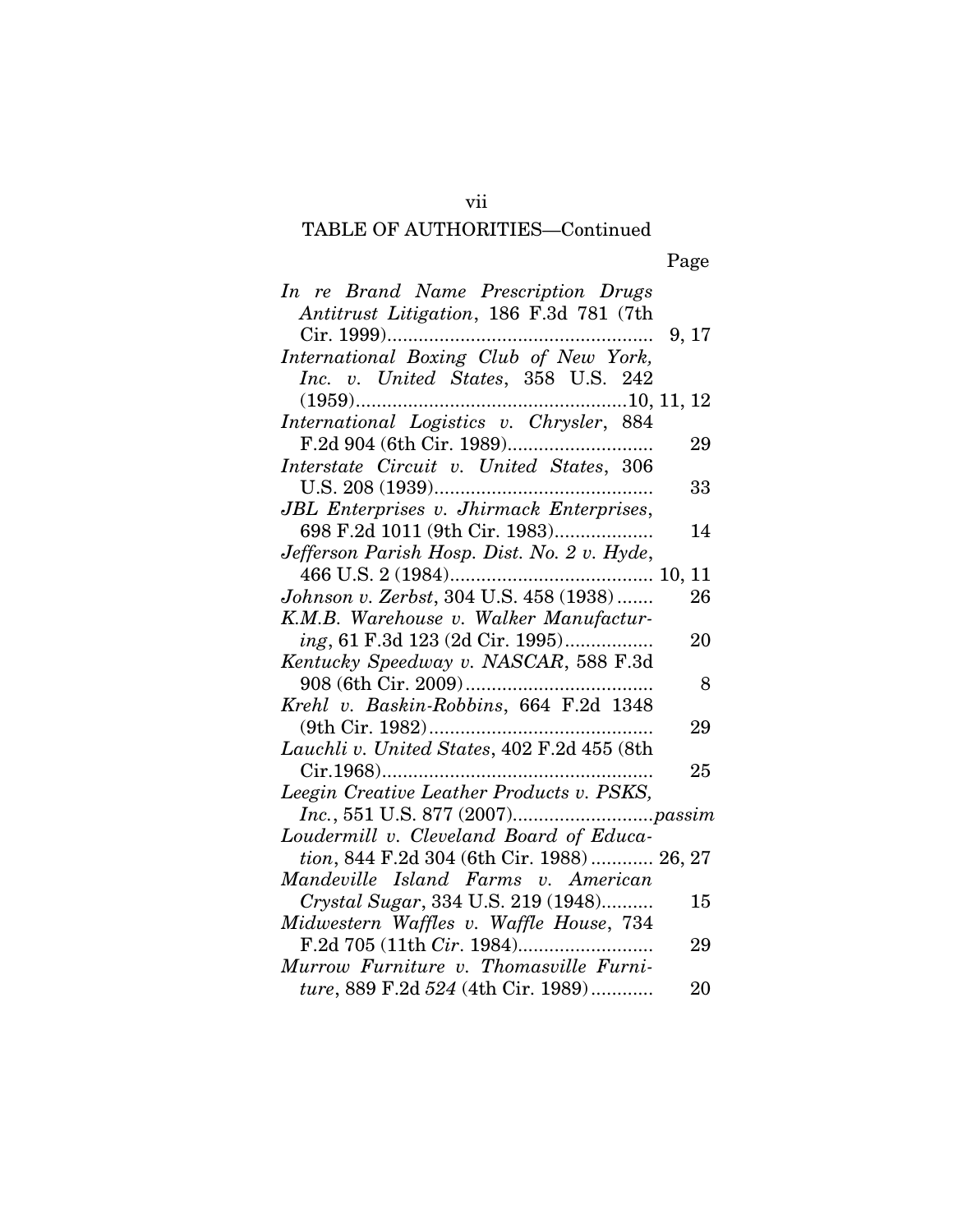TABLE OF AUTHORITIES—Continued

Page

*In re Brand Name Prescription Drugs Antitrust Litigation*, 186 F.3d 781 (7th Cir. 1999).................................................. 9, 17

*International Boxing Club of New York, Inc. v. United States*, 358 U.S. 242 (1959)...................................................10, 11, 12

*International Logistics v. Chrysler*, 884 F.2d 904 (6th Cir. 1989)........................... 29

*Interstate Circuit v. United States*, 306 U.S. 208 (1939)......................................... 33

*JBL Enterprises v. Jhirmack Enterprises*, 698 F.2d 1011 (9th Cir. 1983).................. 14

*Jefferson Parish Hosp. Dist. No. 2 v. Hyde*, 466 U.S. 2 (1984)...................................... 10, 11

*Johnson v. Zerbst*, 304 U.S. 458 (1938)....... 26

*K.M.B. Warehouse v. Walker Manufacturing*, 61 F.3d 123 (2d Cir. 1995)................ 20

*Kentucky Speedway v. NASCAR*, 588 F.3d 908 (6th Cir. 2009).................................... 8

*Krehl v. Baskin-Robbins*, 664 F.2d 1348 (9th Cir. 1982).......................................... 29

*Lauchli v. United States*, 402 F.2d 455 (8th Cir.1968).................................................. 25

*Leegin Creative Leather Products v. PSKS, Inc.*, 551 U.S. 877 (2007)..........................*passim*

*Loudermill v. Cleveland Board of Education*, 844 F.2d 304 (6th Cir. 1988)............ 26, 27

*Mandeville Island Farms v. American Crystal Sugar*, 334 U.S. 219 (1948).......... 15

*Midwestern Waffles v. Waffle House*, 734 F.2d 705 (11th *Cir*. 1984)......................... 29

*Murrow Furniture v. Thomasville Furniture*, 889 F.2d *524* (4th Cir. 1989)............ 20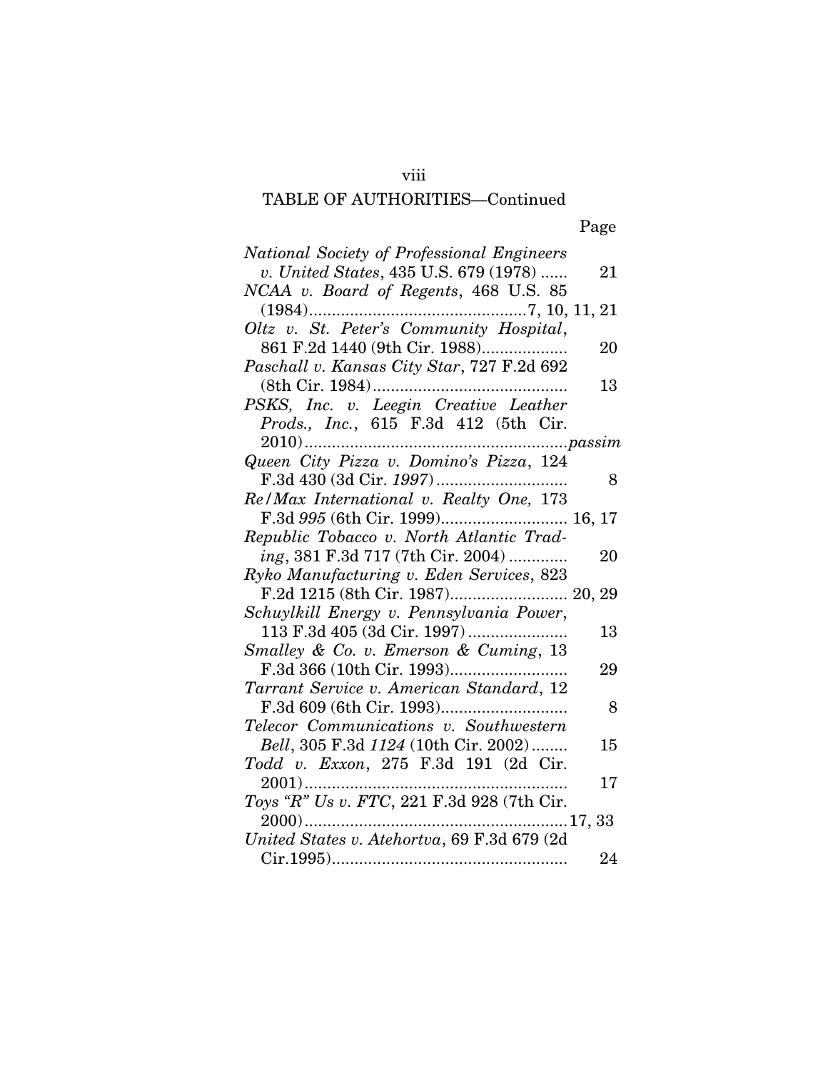## TABLE OF AUTHORITIES—Continued

| | Page |
|---|---|
| *National Society of Professional Engineers v. United States*, 435 U.S. 679 (1978) ...... | 21 |
| *NCAA v. Board of Regents*, 468 U.S. 85 (1984)................................................7, 10, 11, 21 | |
| *Oltz v. St. Peter's Community Hospital*, 861 F.2d 1440 (9th Cir. 1988).................. | 20 |
| *Paschall v. Kansas City Star*, 727 F.2d 692 (8th Cir. 1984)........................................... | 13 |
| *PSKS, Inc. v. Leegin Creative Leather Prods., Inc.*, 615 F.3d 412 (5th Cir. 2010)...........................................................*passim* | |
| *Queen City Pizza v. Domino's Pizza*, 124 F.3d 430 (3d Cir. *1997*)............................. | 8 |
| *Re/Max International v. Realty One,* 173 F.3d *995* (6th Cir. 1999)............................ 16, 17 | |
| *Republic Tobacco v. North Atlantic Trading*, 381 F.3d 717 (7th Cir. 2004)............. | 20 |
| *Ryko Manufacturing v. Eden Services*, 823 F.2d 1215 (8th Cir. 1987).......................... 20, 29 | |
| *Schuylkill Energy v. Pennsylvania Power*, 113 F.3d 405 (3d Cir. 1997)...................... | 13 |
| *Smalley & Co. v. Emerson & Cuming*, 13 F.3d 366 (10th Cir. 1993).......................... | 29 |
| *Tarrant Service v. American Standard*, 12 F.3d 609 (6th Cir. 1993)............................ | 8 |
| *Telecor Communications v. Southwestern Bell*, 305 F.3d *1124* (10th Cir. 2002)........ | 15 |
| *Todd v. Exxon*, 275 F.3d 191 (2d Cir. 2001)........................................................... | 17 |
| *Toys "R" Us v. FTC*, 221 F.3d 928 (7th Cir. 2000)...........................................................17, 33 | |
| *United States v. Atehortva*, 69 F.3d 679 (2d Cir.1995).................................................... | 24 |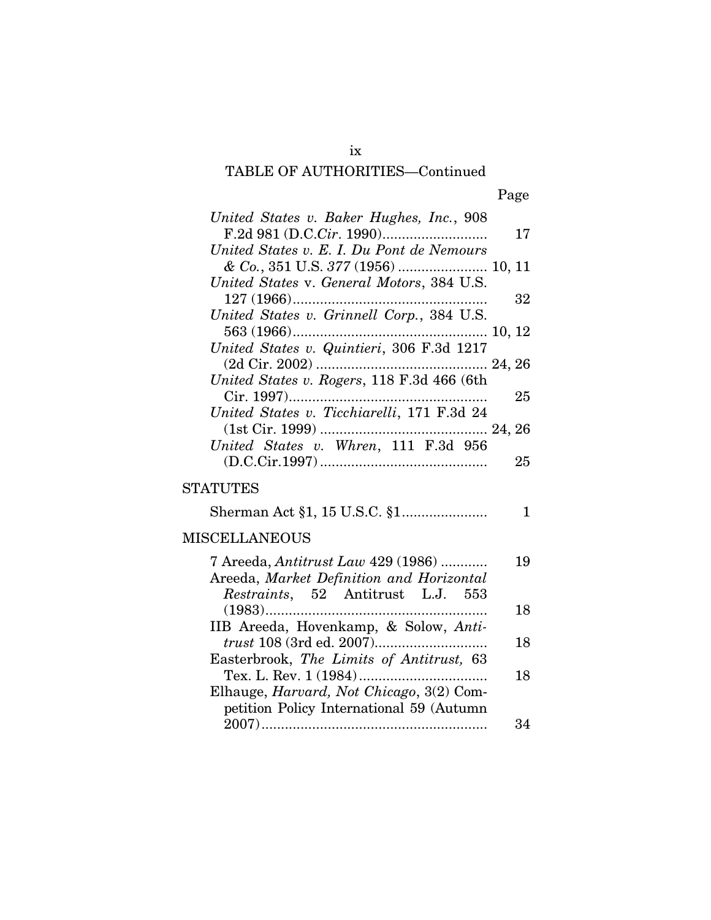TABLE OF AUTHORITIES—Continued

| | Page |
|---|---|
| *United States v. Baker Hughes, Inc.*, 908 F.2d 981 (D.C.*Cir*. 1990) | 17 |
| *United States v. E. I. Du Pont de Nemours & Co.*, 351 U.S. 377 (1956) | 10, 11 |
| *United States* v. *General Motors*, 384 U.S. 127 (1966) | 32 |
| *United States v. Grinnell Corp.*, 384 U.S. 563 (1966) | 10, 12 |
| *United States v. Quintieri*, 306 F.3d 1217 (2d Cir. 2002) | 24, 26 |
| *United States v. Rogers*, 118 F.3d 466 (6th Cir. 1997) | 25 |
| *United States v. Ticchiarelli*, 171 F.3d 24 (1st Cir. 1999) | 24, 26 |
| *United States v. Whren*, 111 F.3d 956 (D.C.Cir.1997) | 25 |

## STATUTES

| | |
|---|---|
| Sherman Act §1, 15 U.S.C. §1 | 1 |

## MISCELLANEOUS

| | |
|---|---|
| 7 Areeda, *Antitrust Law* 429 (1986) | 19 |
| Areeda, *Market Definition and Horizontal Restraints*, 52 Antitrust L.J. 553 (1983) | 18 |
| IIB Areeda, Hovenkamp, & Solow, *Antitrust* 108 (3rd ed. 2007) | 18 |
| Easterbrook, *The Limits of Antitrust,* 63 Tex. L. Rev. 1 (1984) | 18 |
| Elhauge, *Harvard, Not Chicago*, 3(2) Competition Policy International 59 (Autumn 2007) | 34 |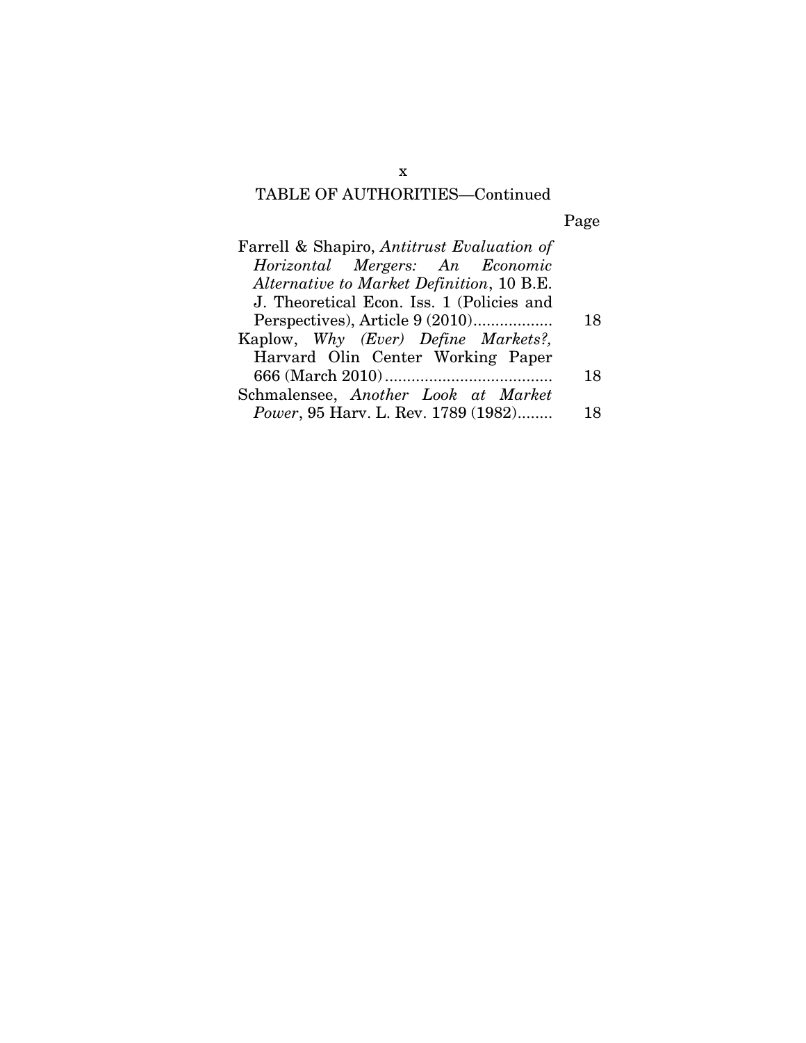TABLE OF AUTHORITIES—Continued

| | Page |
|---|---|
| Farrell & Shapiro, *Antitrust Evaluation of Horizontal Mergers: An Economic Alternative to Market Definition*, 10 B.E. J. Theoretical Econ. Iss. 1 (Policies and Perspectives), Article 9 (2010) | 18 |
| Kaplow, *Why (Ever) Define Markets?,* Harvard Olin Center Working Paper 666 (March 2010) | 18 |
| Schmalensee, *Another Look at Market Power*, 95 Harv. L. Rev. 1789 (1982) | 18 |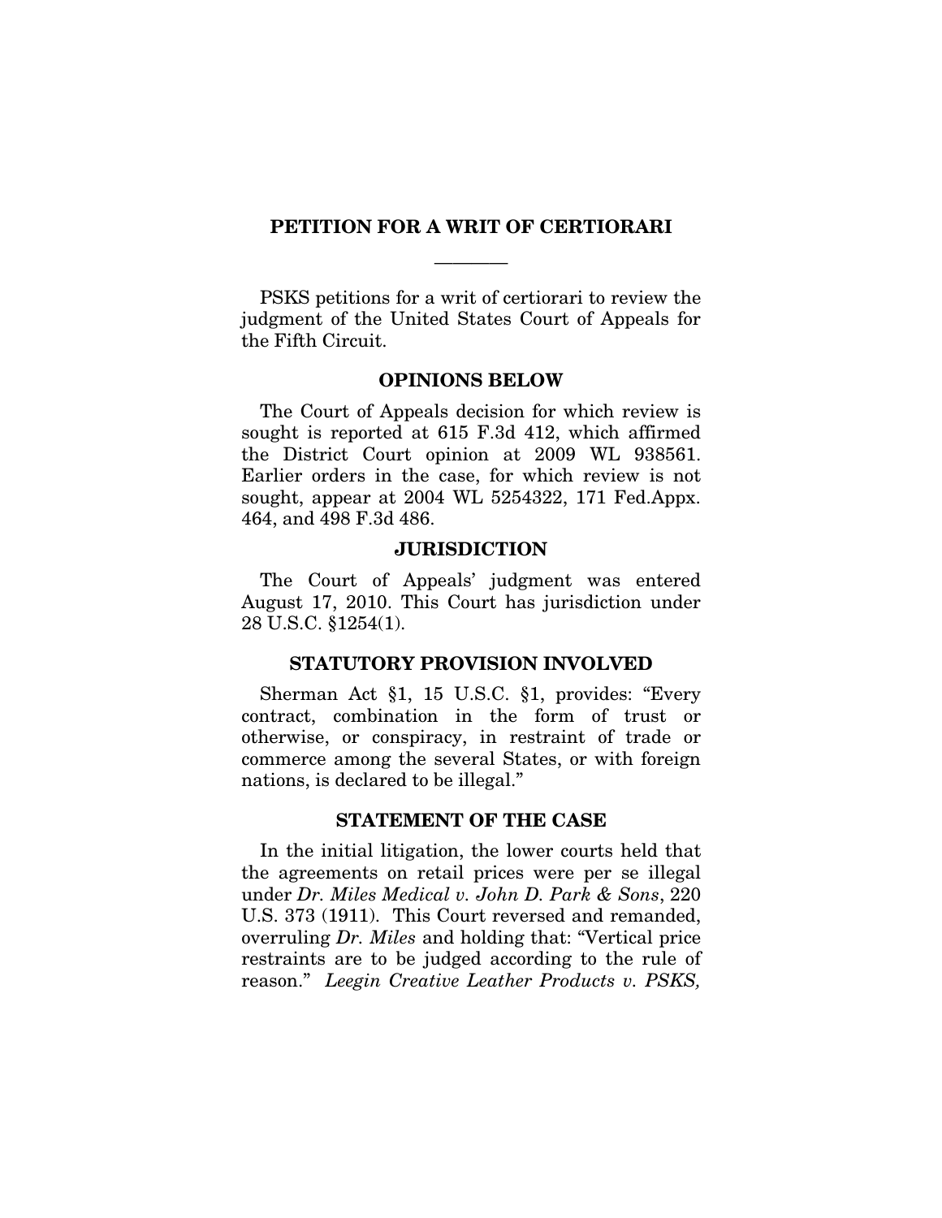## PETITION FOR A WRIT OF CERTIORARI

---

PSKS petitions for a writ of certiorari to review the judgment of the United States Court of Appeals for the Fifth Circuit.

### OPINIONS BELOW

The Court of Appeals decision for which review is sought is reported at 615 F.3d 412, which affirmed the District Court opinion at 2009 WL 938561. Earlier orders in the case, for which review is not sought, appear at 2004 WL 5254322, 171 Fed.Appx. 464, and 498 F.3d 486.

### JURISDICTION

The Court of Appeals' judgment was entered August 17, 2010. This Court has jurisdiction under 28 U.S.C. §1254(1).

### STATUTORY PROVISION INVOLVED

Sherman Act §1, 15 U.S.C. §1, provides: "Every contract, combination in the form of trust or otherwise, or conspiracy, in restraint of trade or commerce among the several States, or with foreign nations, is declared to be illegal."

### STATEMENT OF THE CASE

In the initial litigation, the lower courts held that the agreements on retail prices were per se illegal under *Dr. Miles Medical v. John D. Park & Sons*, 220 U.S. 373 (1911). This Court reversed and remanded, overruling *Dr. Miles* and holding that: "Vertical price restraints are to be judged according to the rule of reason." *Leegin Creative Leather Products v. PSKS,*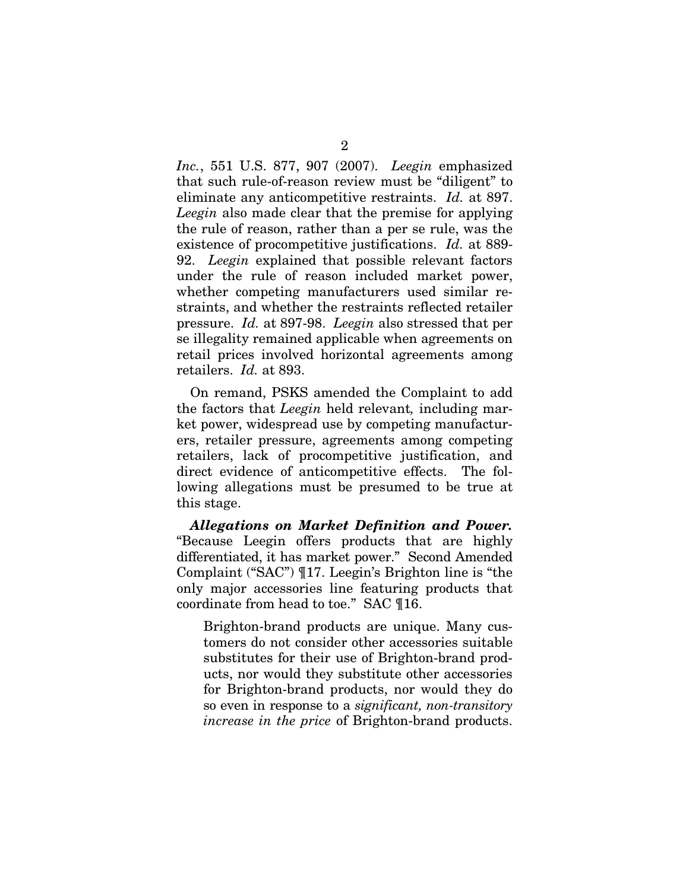*Inc.*, 551 U.S. 877, 907 (2007). *Leegin* emphasized that such rule-of-reason review must be "diligent" to eliminate any anticompetitive restraints. *Id.* at 897. *Leegin* also made clear that the premise for applying the rule of reason, rather than a per se rule, was the existence of procompetitive justifications. *Id.* at 889-92. *Leegin* explained that possible relevant factors under the rule of reason included market power, whether competing manufacturers used similar restraints, and whether the restraints reflected retailer pressure. *Id.* at 897-98. *Leegin* also stressed that per se illegality remained applicable when agreements on retail prices involved horizontal agreements among retailers. *Id.* at 893.

On remand, PSKS amended the Complaint to add the factors that *Leegin* held relevant*,* including market power, widespread use by competing manufacturers, retailer pressure, agreements among competing retailers, lack of procompetitive justification, and direct evidence of anticompetitive effects. The following allegations must be presumed to be true at this stage.

***Allegations on Market Definition and Power.*** "Because Leegin offers products that are highly differentiated, it has market power." Second Amended Complaint ("SAC") ¶17. Leegin's Brighton line is "the only major accessories line featuring products that coordinate from head to toe." SAC ¶16.

> Brighton-brand products are unique. Many customers do not consider other accessories suitable substitutes for their use of Brighton-brand products, nor would they substitute other accessories for Brighton-brand products, nor would they do so even in response to a *significant, non-transitory increase in the price* of Brighton-brand products.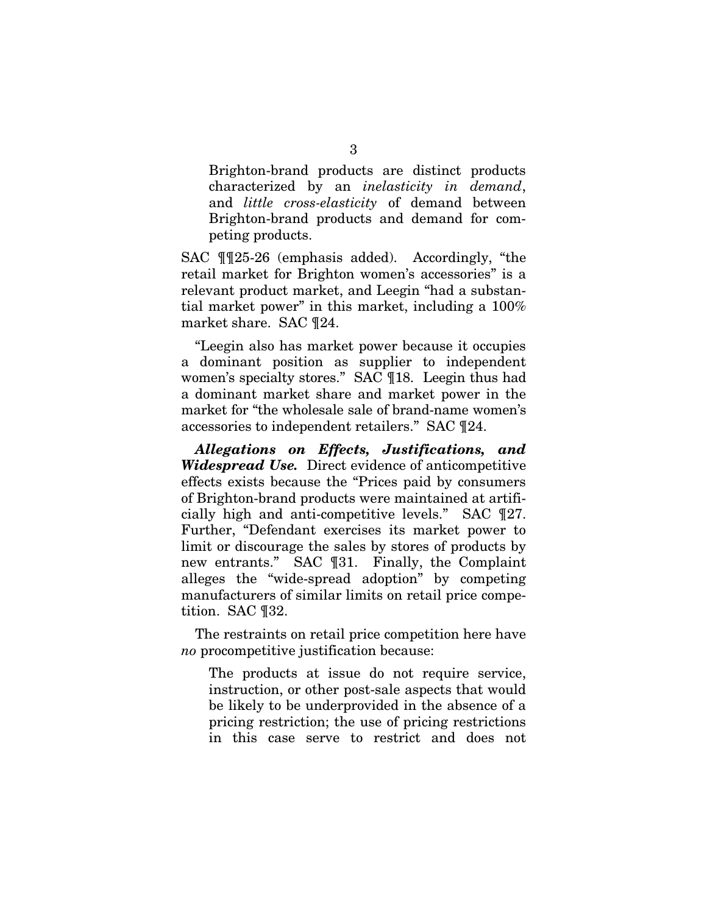> Brighton-brand products are distinct products characterized by an *inelasticity in demand*, and *little cross-elasticity* of demand between Brighton-brand products and demand for competing products.

SAC ¶¶25-26 (emphasis added). Accordingly, "the retail market for Brighton women's accessories" is a relevant product market, and Leegin "had a substantial market power" in this market, including a 100% market share. SAC ¶24.

"Leegin also has market power because it occupies a dominant position as supplier to independent women's specialty stores." SAC ¶18. Leegin thus had a dominant market share and market power in the market for "the wholesale sale of brand-name women's accessories to independent retailers." SAC ¶24.

***Allegations on Effects, Justifications, and Widespread Use.*** Direct evidence of anticompetitive effects exists because the "Prices paid by consumers of Brighton-brand products were maintained at artificially high and anti-competitive levels." SAC ¶27. Further, "Defendant exercises its market power to limit or discourage the sales by stores of products by new entrants." SAC ¶31. Finally, the Complaint alleges the "wide-spread adoption" by competing manufacturers of similar limits on retail price competition. SAC ¶32.

The restraints on retail price competition here have *no* procompetitive justification because:

> The products at issue do not require service, instruction, or other post-sale aspects that would be likely to be underprovided in the absence of a pricing restriction; the use of pricing restrictions in this case serve to restrict and does not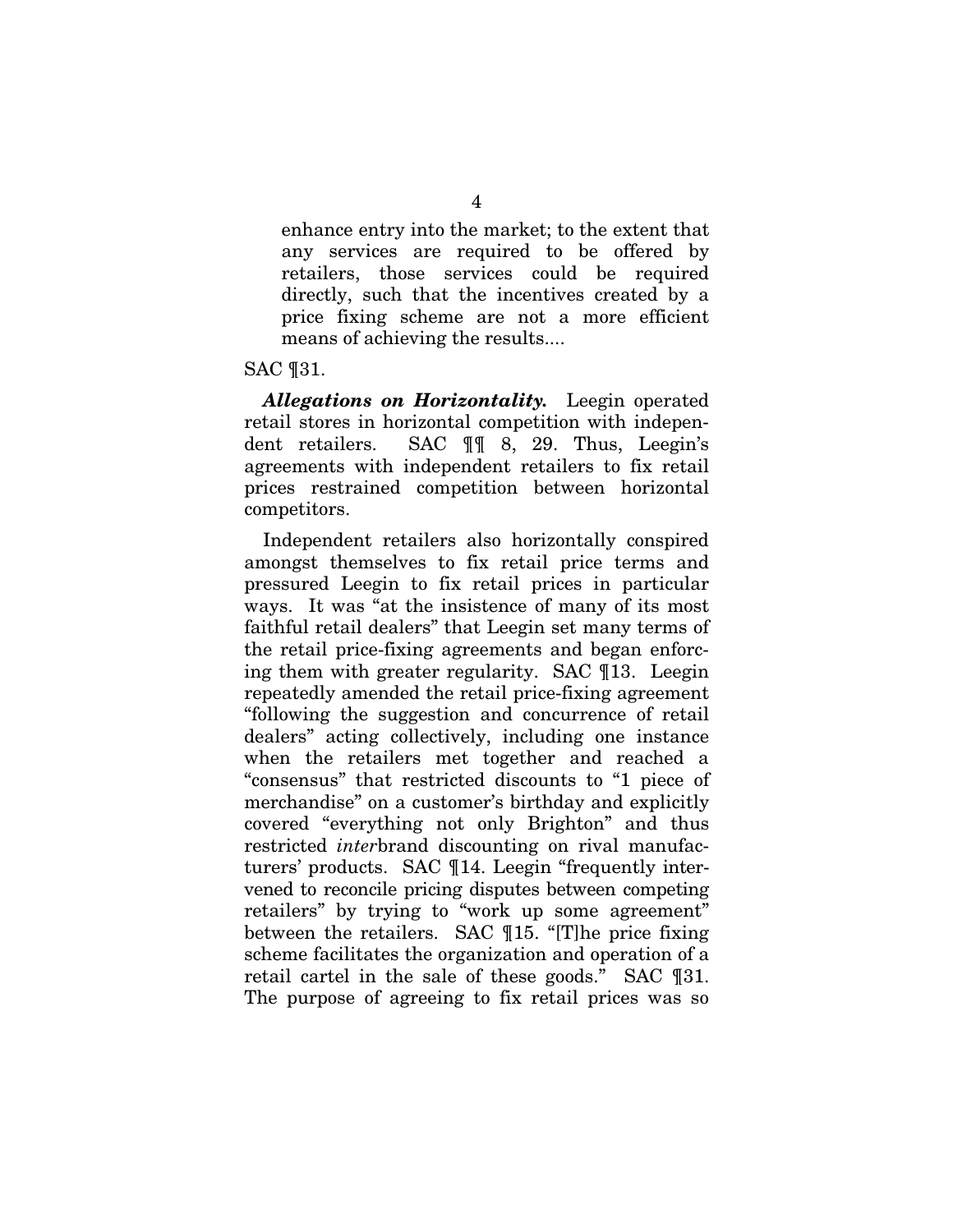> enhance entry into the market; to the extent that any services are required to be offered by retailers, those services could be required directly, such that the incentives created by a price fixing scheme are not a more efficient means of achieving the results....

SAC ¶31.

***Allegations on Horizontality.*** Leegin operated retail stores in horizontal competition with independent retailers. SAC ¶¶ 8, 29. Thus, Leegin's agreements with independent retailers to fix retail prices restrained competition between horizontal competitors.

Independent retailers also horizontally conspired amongst themselves to fix retail price terms and pressured Leegin to fix retail prices in particular ways. It was "at the insistence of many of its most faithful retail dealers" that Leegin set many terms of the retail price-fixing agreements and began enforcing them with greater regularity. SAC ¶13. Leegin repeatedly amended the retail price-fixing agreement "following the suggestion and concurrence of retail dealers" acting collectively, including one instance when the retailers met together and reached a "consensus" that restricted discounts to "1 piece of merchandise" on a customer's birthday and explicitly covered "everything not only Brighton" and thus restricted *inter*brand discounting on rival manufacturers' products. SAC ¶14. Leegin "frequently intervened to reconcile pricing disputes between competing retailers" by trying to "work up some agreement" between the retailers. SAC ¶15. "[T]he price fixing scheme facilitates the organization and operation of a retail cartel in the sale of these goods." SAC ¶31. The purpose of agreeing to fix retail prices was so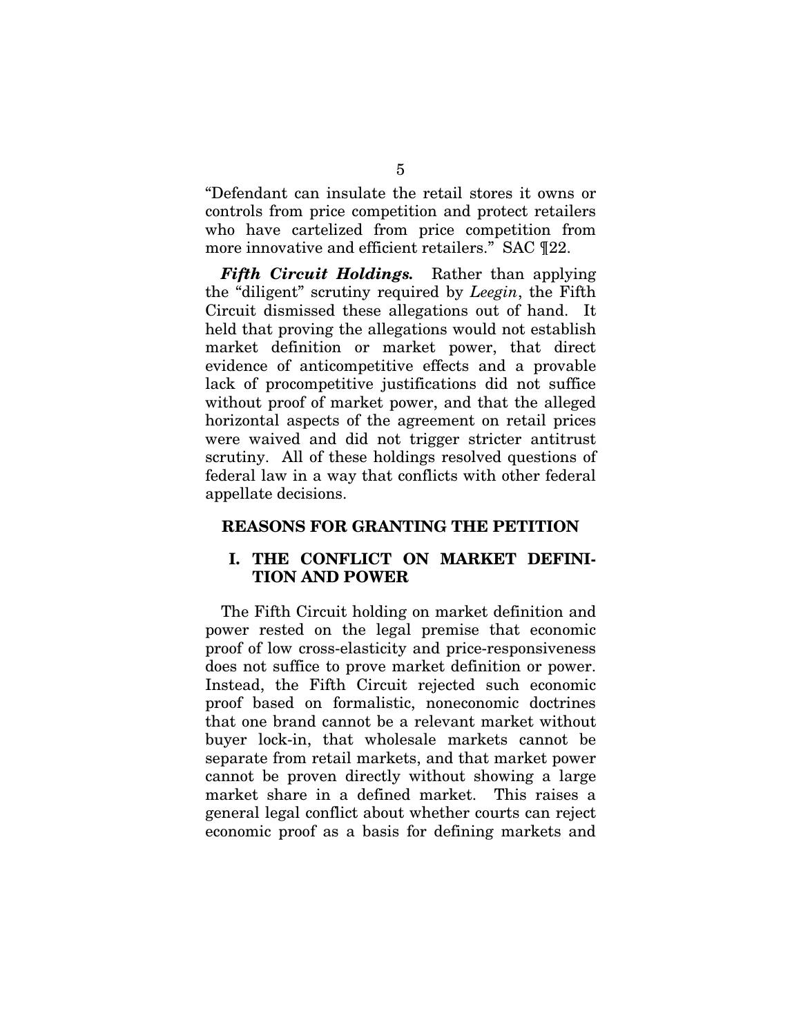"Defendant can insulate the retail stores it owns or controls from price competition and protect retailers who have cartelized from price competition from more innovative and efficient retailers." SAC ¶22.

***Fifth Circuit Holdings.*** Rather than applying the "diligent" scrutiny required by *Leegin*, the Fifth Circuit dismissed these allegations out of hand. It held that proving the allegations would not establish market definition or market power, that direct evidence of anticompetitive effects and a provable lack of procompetitive justifications did not suffice without proof of market power, and that the alleged horizontal aspects of the agreement on retail prices were waived and did not trigger stricter antitrust scrutiny. All of these holdings resolved questions of federal law in a way that conflicts with other federal appellate decisions.

## REASONS FOR GRANTING THE PETITION

### I. THE CONFLICT ON MARKET DEFINITION AND POWER

The Fifth Circuit holding on market definition and power rested on the legal premise that economic proof of low cross-elasticity and price-responsiveness does not suffice to prove market definition or power. Instead, the Fifth Circuit rejected such economic proof based on formalistic, noneconomic doctrines that one brand cannot be a relevant market without buyer lock-in, that wholesale markets cannot be separate from retail markets, and that market power cannot be proven directly without showing a large market share in a defined market. This raises a general legal conflict about whether courts can reject economic proof as a basis for defining markets and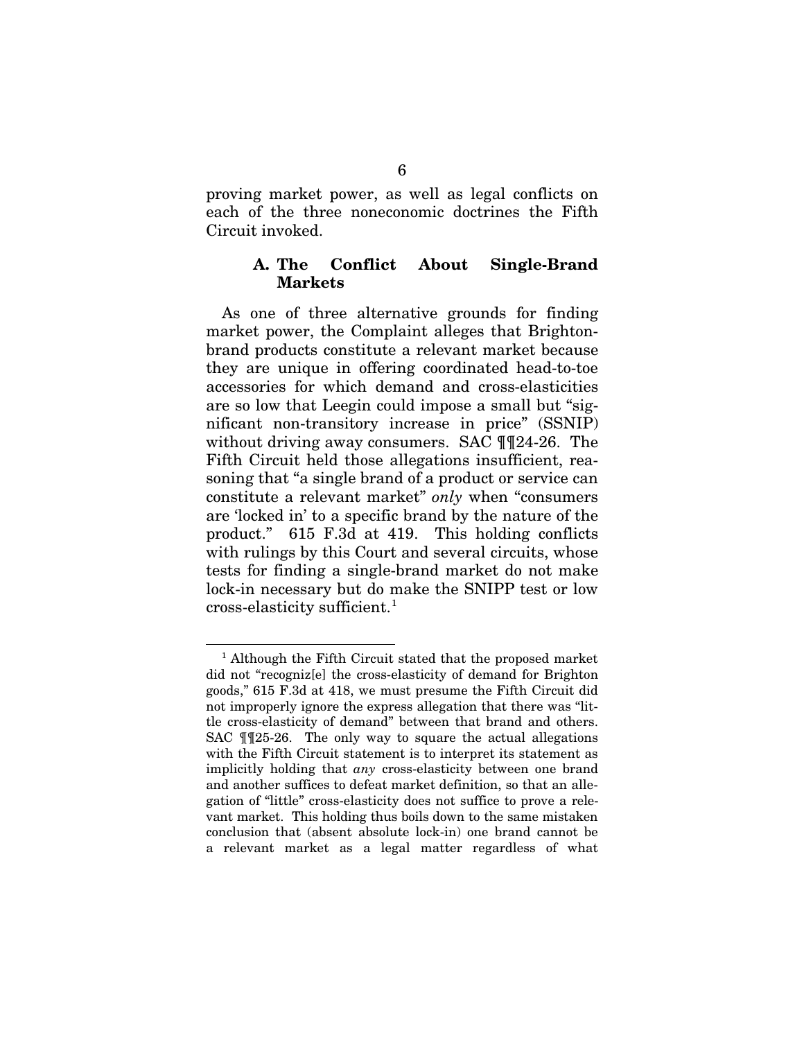proving market power, as well as legal conflicts on each of the three noneconomic doctrines the Fifth Circuit invoked.

### A. The Conflict About Single-Brand Markets

As one of three alternative grounds for finding market power, the Complaint alleges that Brighton-brand products constitute a relevant market because they are unique in offering coordinated head-to-toe accessories for which demand and cross-elasticities are so low that Leegin could impose a small but "significant non-transitory increase in price" (SSNIP) without driving away consumers. SAC ¶¶24-26. The Fifth Circuit held those allegations insufficient, reasoning that "a single brand of a product or service can constitute a relevant market" *only* when "consumers are 'locked in' to a specific brand by the nature of the product." 615 F.3d at 419. This holding conflicts with rulings by this Court and several circuits, whose tests for finding a single-brand market do not make lock-in necessary but do make the SNIPP test or low cross-elasticity sufficient.[1]

[1] Although the Fifth Circuit stated that the proposed market did not "recogniz[e] the cross-elasticity of demand for Brighton goods," 615 F.3d at 418, we must presume the Fifth Circuit did not improperly ignore the express allegation that there was "little cross-elasticity of demand" between that brand and others. SAC ¶¶25-26. The only way to square the actual allegations with the Fifth Circuit statement is to interpret its statement as implicitly holding that *any* cross-elasticity between one brand and another suffices to defeat market definition, so that an allegation of "little" cross-elasticity does not suffice to prove a relevant market. This holding thus boils down to the same mistaken conclusion that (absent absolute lock-in) one brand cannot be a relevant market as a legal matter regardless of what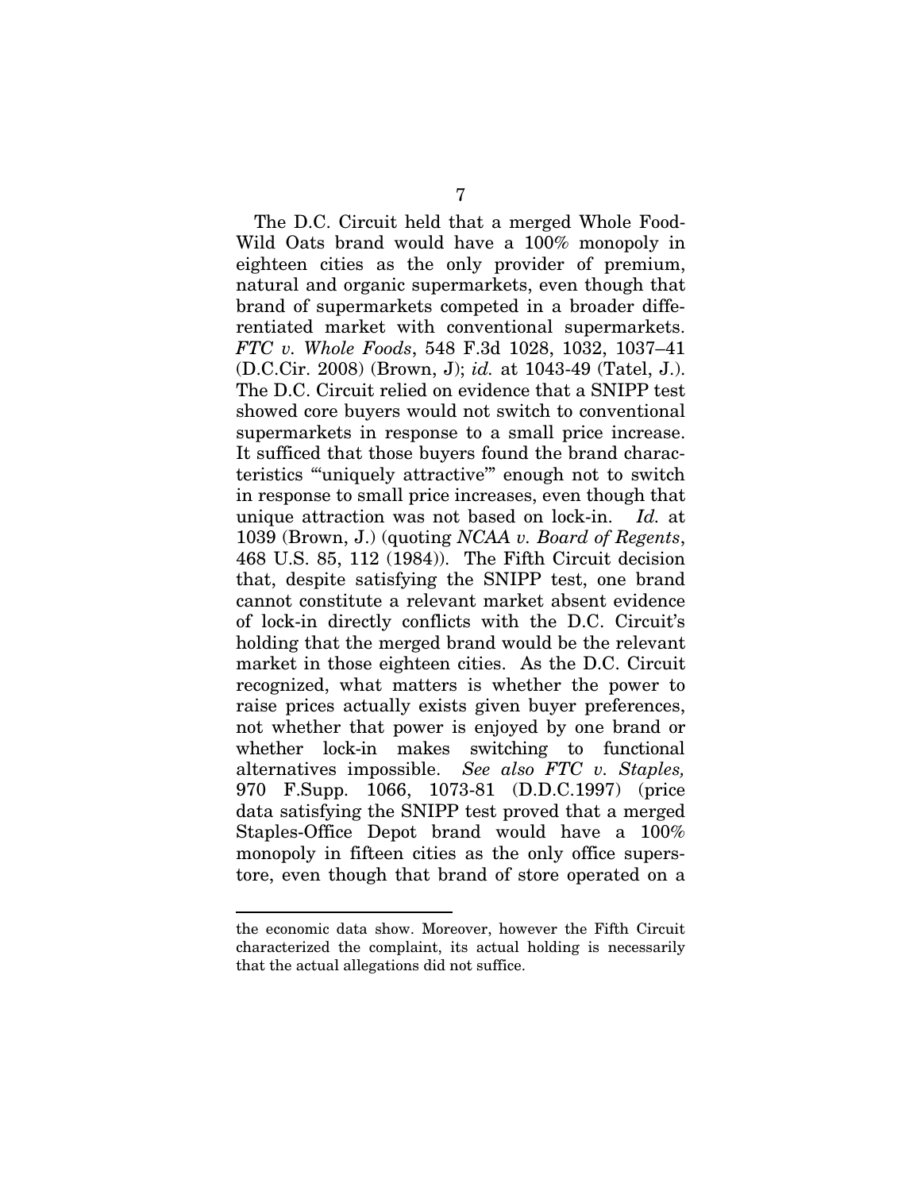The D.C. Circuit held that a merged Whole Food-Wild Oats brand would have a 100% monopoly in eighteen cities as the only provider of premium, natural and organic supermarkets, even though that brand of supermarkets competed in a broader differentiated market with conventional supermarkets. *FTC v. Whole Foods*, 548 F.3d 1028, 1032, 1037–41 (D.C.Cir. 2008) (Brown, J); *id.* at 1043-49 (Tatel, J.). The D.C. Circuit relied on evidence that a SNIPP test showed core buyers would not switch to conventional supermarkets in response to a small price increase. It sufficed that those buyers found the brand characteristics "'uniquely attractive'" enough not to switch in response to small price increases, even though that unique attraction was not based on lock-in. *Id.* at 1039 (Brown, J.) (quoting *NCAA v. Board of Regents*, 468 U.S. 85, 112 (1984)). The Fifth Circuit decision that, despite satisfying the SNIPP test, one brand cannot constitute a relevant market absent evidence of lock-in directly conflicts with the D.C. Circuit's holding that the merged brand would be the relevant market in those eighteen cities. As the D.C. Circuit recognized, what matters is whether the power to raise prices actually exists given buyer preferences, not whether that power is enjoyed by one brand or whether lock-in makes switching to functional alternatives impossible. *See also FTC v. Staples,* 970 F.Supp. 1066, 1073-81 (D.D.C.1997) (price data satisfying the SNIPP test proved that a merged Staples-Office Depot brand would have a 100% monopoly in fifteen cities as the only office superstore, even though that brand of store operated on a

---

the economic data show. Moreover, however the Fifth Circuit characterized the complaint, its actual holding is necessarily that the actual allegations did not suffice.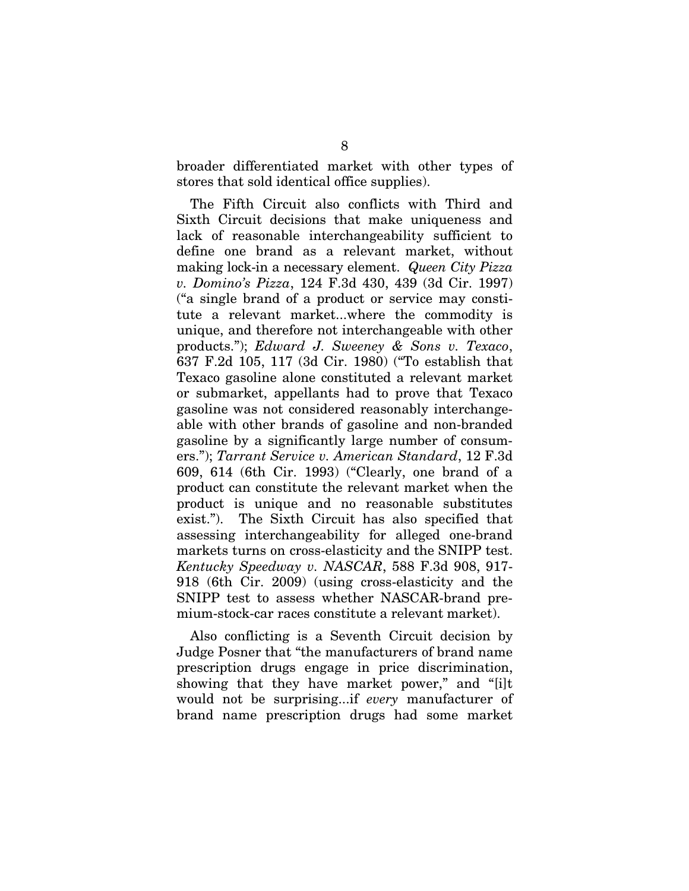broader differentiated market with other types of stores that sold identical office supplies).

The Fifth Circuit also conflicts with Third and Sixth Circuit decisions that make uniqueness and lack of reasonable interchangeability sufficient to define one brand as a relevant market, without making lock-in a necessary element. *Queen City Pizza v. Domino's Pizza*, 124 F.3d 430, 439 (3d Cir. 1997) ("a single brand of a product or service may constitute a relevant market...where the commodity is unique, and therefore not interchangeable with other products."); *Edward J. Sweeney & Sons v. Texaco*, 637 F.2d 105, 117 (3d Cir. 1980) ("To establish that Texaco gasoline alone constituted a relevant market or submarket, appellants had to prove that Texaco gasoline was not considered reasonably interchangeable with other brands of gasoline and non-branded gasoline by a significantly large number of consumers."); *Tarrant Service v. American Standard*, 12 F.3d 609, 614 (6th Cir. 1993) ("Clearly, one brand of a product can constitute the relevant market when the product is unique and no reasonable substitutes exist."). The Sixth Circuit has also specified that assessing interchangeability for alleged one-brand markets turns on cross-elasticity and the SNIPP test. *Kentucky Speedway v. NASCAR*, 588 F.3d 908, 917-918 (6th Cir. 2009) (using cross-elasticity and the SNIPP test to assess whether NASCAR-brand premium-stock-car races constitute a relevant market).

Also conflicting is a Seventh Circuit decision by Judge Posner that "the manufacturers of brand name prescription drugs engage in price discrimination, showing that they have market power," and "[i]t would not be surprising...if *every* manufacturer of brand name prescription drugs had some market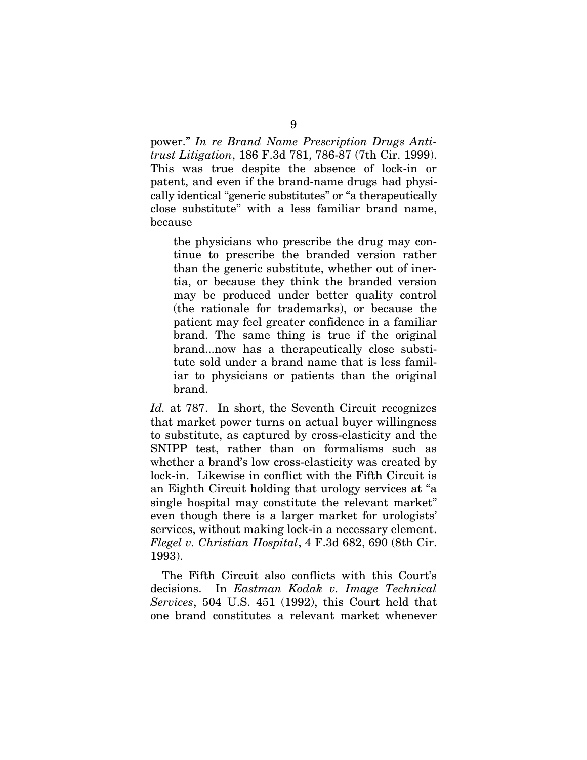power." *In re Brand Name Prescription Drugs Antitrust Litigation*, 186 F.3d 781, 786-87 (7th Cir. 1999). This was true despite the absence of lock-in or patent, and even if the brand-name drugs had physically identical "generic substitutes" or "a therapeutically close substitute" with a less familiar brand name, because

> the physicians who prescribe the drug may continue to prescribe the branded version rather than the generic substitute, whether out of inertia, or because they think the branded version may be produced under better quality control (the rationale for trademarks), or because the patient may feel greater confidence in a familiar brand. The same thing is true if the original brand...now has a therapeutically close substitute sold under a brand name that is less familiar to physicians or patients than the original brand.

*Id.* at 787. In short, the Seventh Circuit recognizes that market power turns on actual buyer willingness to substitute, as captured by cross-elasticity and the SNIPP test, rather than on formalisms such as whether a brand's low cross-elasticity was created by lock-in. Likewise in conflict with the Fifth Circuit is an Eighth Circuit holding that urology services at "a single hospital may constitute the relevant market" even though there is a larger market for urologists' services, without making lock-in a necessary element. *Flegel v. Christian Hospital*, 4 F.3d 682, 690 (8th Cir. 1993).

The Fifth Circuit also conflicts with this Court's decisions. In *Eastman Kodak v. Image Technical Services*, 504 U.S. 451 (1992), this Court held that one brand constitutes a relevant market whenever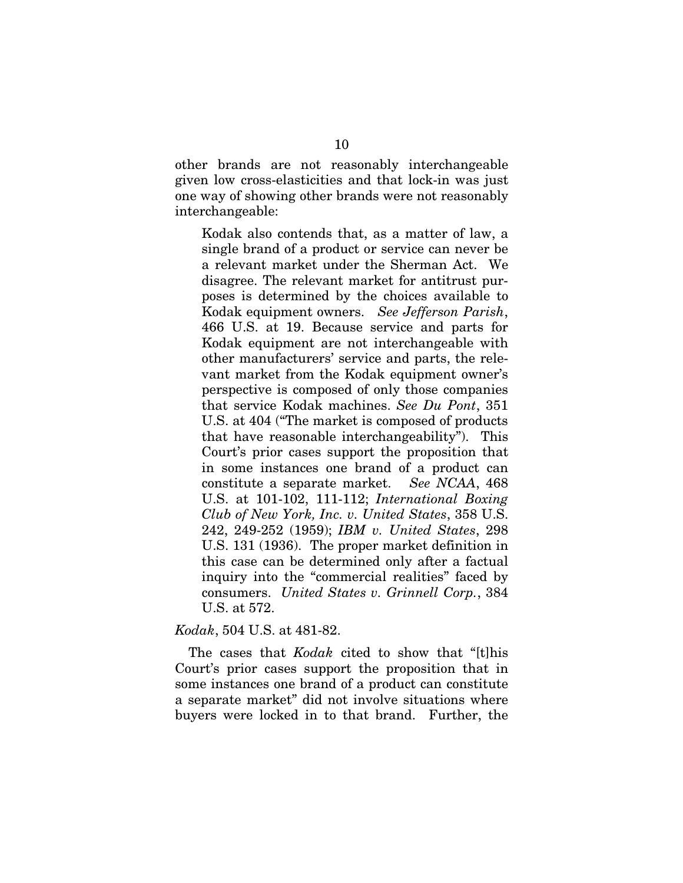other brands are not reasonably interchangeable given low cross-elasticities and that lock-in was just one way of showing other brands were not reasonably interchangeable:

> Kodak also contends that, as a matter of law, a single brand of a product or service can never be a relevant market under the Sherman Act. We disagree. The relevant market for antitrust purposes is determined by the choices available to Kodak equipment owners. *See Jefferson Parish*, 466 U.S. at 19. Because service and parts for Kodak equipment are not interchangeable with other manufacturers' service and parts, the relevant market from the Kodak equipment owner's perspective is composed of only those companies that service Kodak machines. *See Du Pont*, 351 U.S. at 404 ("The market is composed of products that have reasonable interchangeability"). This Court's prior cases support the proposition that in some instances one brand of a product can constitute a separate market. *See NCAA*, 468 U.S. at 101-102, 111-112; *International Boxing Club of New York, Inc. v. United States*, 358 U.S. 242, 249-252 (1959); *IBM v. United States*, 298 U.S. 131 (1936). The proper market definition in this case can be determined only after a factual inquiry into the "commercial realities" faced by consumers. *United States v. Grinnell Corp.*, 384 U.S. at 572.

*Kodak*, 504 U.S. at 481-82.

The cases that *Kodak* cited to show that "[t]his Court's prior cases support the proposition that in some instances one brand of a product can constitute a separate market" did not involve situations where buyers were locked in to that brand. Further, the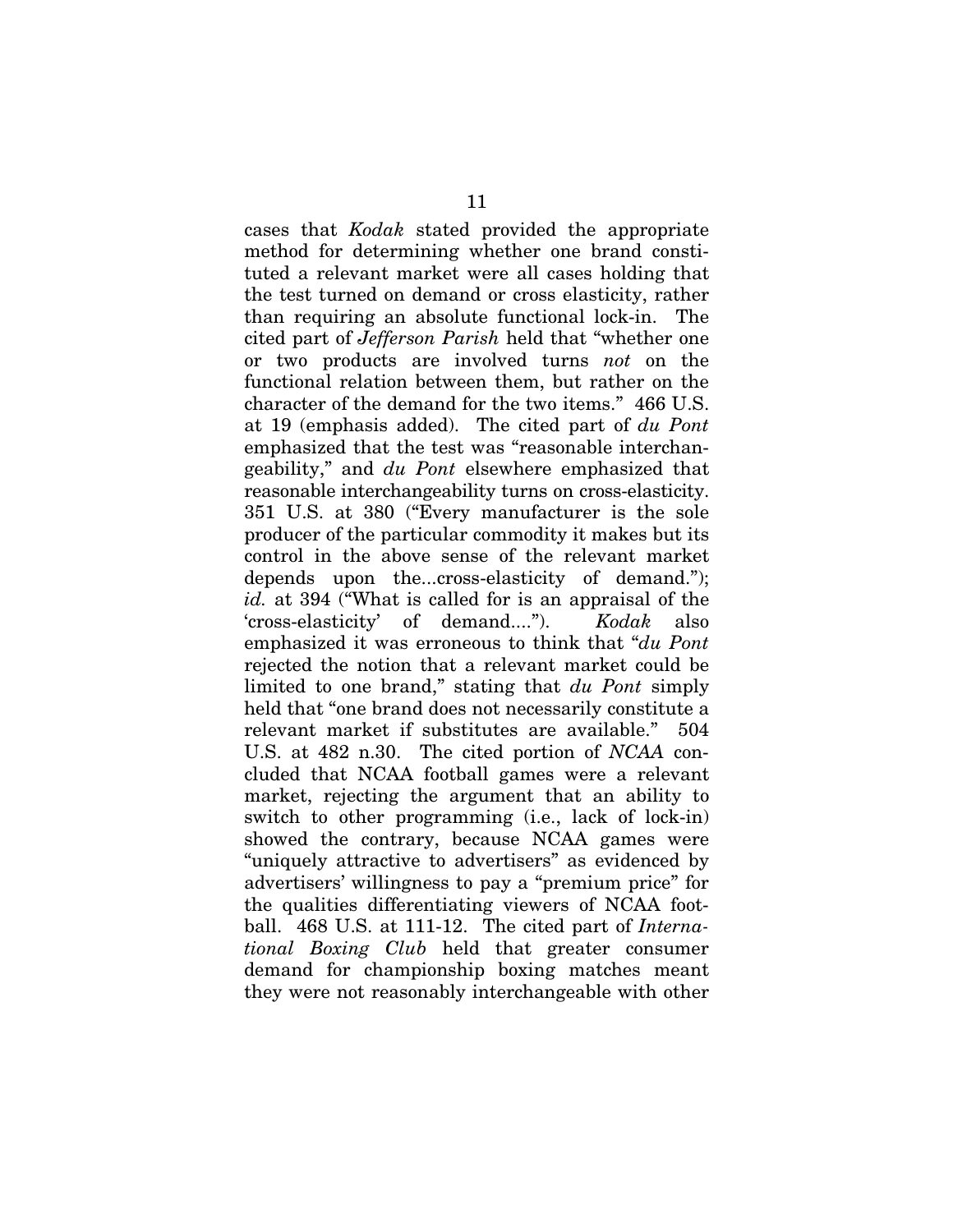cases that *Kodak* stated provided the appropriate method for determining whether one brand constituted a relevant market were all cases holding that the test turned on demand or cross elasticity, rather than requiring an absolute functional lock-in. The cited part of *Jefferson Parish* held that "whether one or two products are involved turns *not* on the functional relation between them, but rather on the character of the demand for the two items." 466 U.S. at 19 (emphasis added). The cited part of *du Pont* emphasized that the test was "reasonable interchangeability," and *du Pont* elsewhere emphasized that reasonable interchangeability turns on cross-elasticity. 351 U.S. at 380 ("Every manufacturer is the sole producer of the particular commodity it makes but its control in the above sense of the relevant market depends upon the...cross-elasticity of demand."); *id.* at 394 ("What is called for is an appraisal of the 'cross-elasticity' of demand...."). *Kodak* also emphasized it was erroneous to think that "*du Pont* rejected the notion that a relevant market could be limited to one brand," stating that *du Pont* simply held that "one brand does not necessarily constitute a relevant market if substitutes are available." 504 U.S. at 482 n.30. The cited portion of *NCAA* concluded that NCAA football games were a relevant market, rejecting the argument that an ability to switch to other programming (i.e., lack of lock-in) showed the contrary, because NCAA games were "uniquely attractive to advertisers" as evidenced by advertisers' willingness to pay a "premium price" for the qualities differentiating viewers of NCAA football. 468 U.S. at 111-12. The cited part of *International Boxing Club* held that greater consumer demand for championship boxing matches meant they were not reasonably interchangeable with other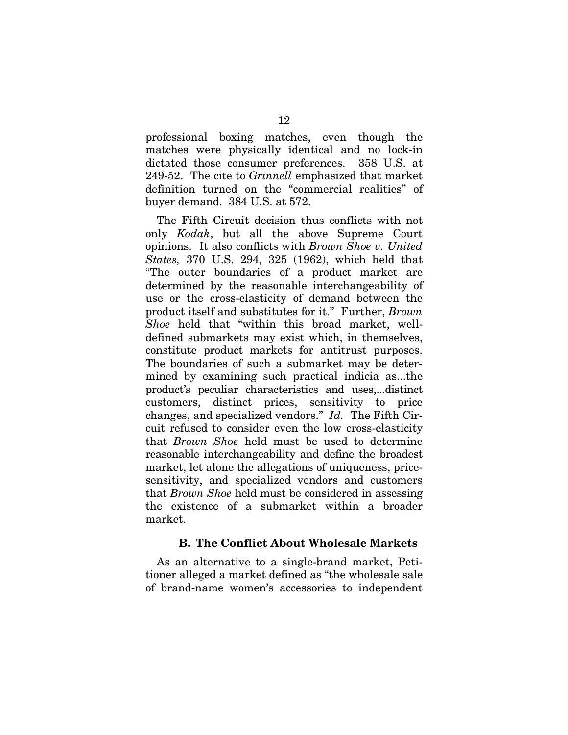professional boxing matches, even though the matches were physically identical and no lock-in dictated those consumer preferences. 358 U.S. at 249-52. The cite to *Grinnell* emphasized that market definition turned on the "commercial realities" of buyer demand. 384 U.S. at 572.

The Fifth Circuit decision thus conflicts with not only *Kodak*, but all the above Supreme Court opinions. It also conflicts with *Brown Shoe v. United States,* 370 U.S. 294, 325 (1962), which held that "The outer boundaries of a product market are determined by the reasonable interchangeability of use or the cross-elasticity of demand between the product itself and substitutes for it." Further, *Brown Shoe* held that "within this broad market, well-defined submarkets may exist which, in themselves, constitute product markets for antitrust purposes. The boundaries of such a submarket may be determined by examining such practical indicia as...the product's peculiar characteristics and uses,...distinct customers, distinct prices, sensitivity to price changes, and specialized vendors." *Id.* The Fifth Circuit refused to consider even the low cross-elasticity that *Brown Shoe* held must be used to determine reasonable interchangeability and define the broadest market, let alone the allegations of uniqueness, price-sensitivity, and specialized vendors and customers that *Brown Shoe* held must be considered in assessing the existence of a submarket within a broader market.

### B. The Conflict About Wholesale Markets

As an alternative to a single-brand market, Petitioner alleged a market defined as "the wholesale sale of brand-name women's accessories to independent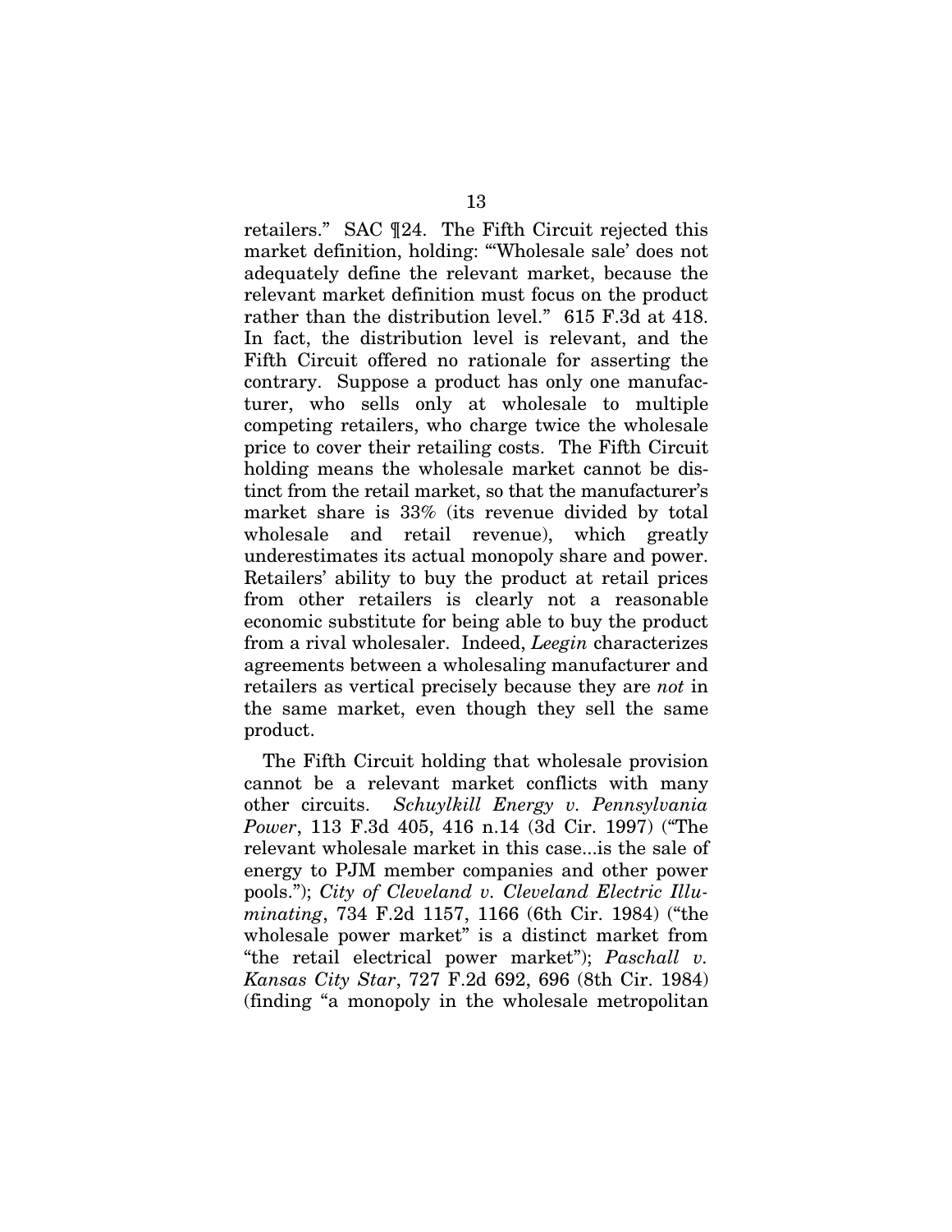retailers." SAC ¶24. The Fifth Circuit rejected this market definition, holding: "'Wholesale sale' does not adequately define the relevant market, because the relevant market definition must focus on the product rather than the distribution level." 615 F.3d at 418. In fact, the distribution level is relevant, and the Fifth Circuit offered no rationale for asserting the contrary. Suppose a product has only one manufacturer, who sells only at wholesale to multiple competing retailers, who charge twice the wholesale price to cover their retailing costs. The Fifth Circuit holding means the wholesale market cannot be distinct from the retail market, so that the manufacturer's market share is 33% (its revenue divided by total wholesale and retail revenue), which greatly underestimates its actual monopoly share and power. Retailers' ability to buy the product at retail prices from other retailers is clearly not a reasonable economic substitute for being able to buy the product from a rival wholesaler. Indeed, *Leegin* characterizes agreements between a wholesaling manufacturer and retailers as vertical precisely because they are *not* in the same market, even though they sell the same product.

The Fifth Circuit holding that wholesale provision cannot be a relevant market conflicts with many other circuits. *Schuylkill Energy v. Pennsylvania Power*, 113 F.3d 405, 416 n.14 (3d Cir. 1997) ("The relevant wholesale market in this case...is the sale of energy to PJM member companies and other power pools."); *City of Cleveland v. Cleveland Electric Illuminating*, 734 F.2d 1157, 1166 (6th Cir. 1984) ("the wholesale power market" is a distinct market from "the retail electrical power market"); *Paschall v. Kansas City Star*, 727 F.2d 692, 696 (8th Cir. 1984) (finding "a monopoly in the wholesale metropolitan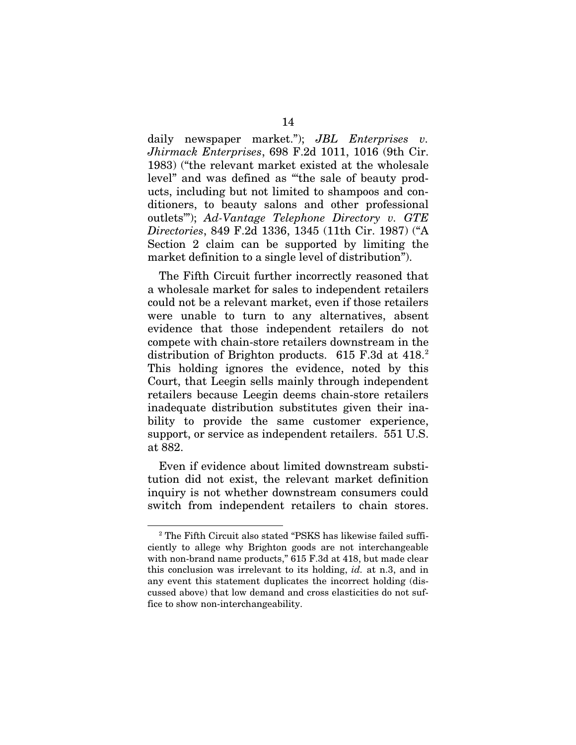daily newspaper market."); *JBL Enterprises v. Jhirmack Enterprises*, 698 F.2d 1011, 1016 (9th Cir. 1983) ("the relevant market existed at the wholesale level" and was defined as "'the sale of beauty products, including but not limited to shampoos and conditioners, to beauty salons and other professional outlets'"); *Ad-Vantage Telephone Directory v. GTE Directories*, 849 F.2d 1336, 1345 (11th Cir. 1987) ("A Section 2 claim can be supported by limiting the market definition to a single level of distribution").

The Fifth Circuit further incorrectly reasoned that a wholesale market for sales to independent retailers could not be a relevant market, even if those retailers were unable to turn to any alternatives, absent evidence that those independent retailers do not compete with chain-store retailers downstream in the distribution of Brighton products. 615 F.3d at 418.[2] This holding ignores the evidence, noted by this Court, that Leegin sells mainly through independent retailers because Leegin deems chain-store retailers inadequate distribution substitutes given their inability to provide the same customer experience, support, or service as independent retailers. 551 U.S. at 882.

Even if evidence about limited downstream substitution did not exist, the relevant market definition inquiry is not whether downstream consumers could switch from independent retailers to chain stores.

[2] The Fifth Circuit also stated "PSKS has likewise failed sufficiently to allege why Brighton goods are not interchangeable with non-brand name products," 615 F.3d at 418, but made clear this conclusion was irrelevant to its holding, *id.* at n.3, and in any event this statement duplicates the incorrect holding (discussed above) that low demand and cross elasticities do not suffice to show non-interchangeability.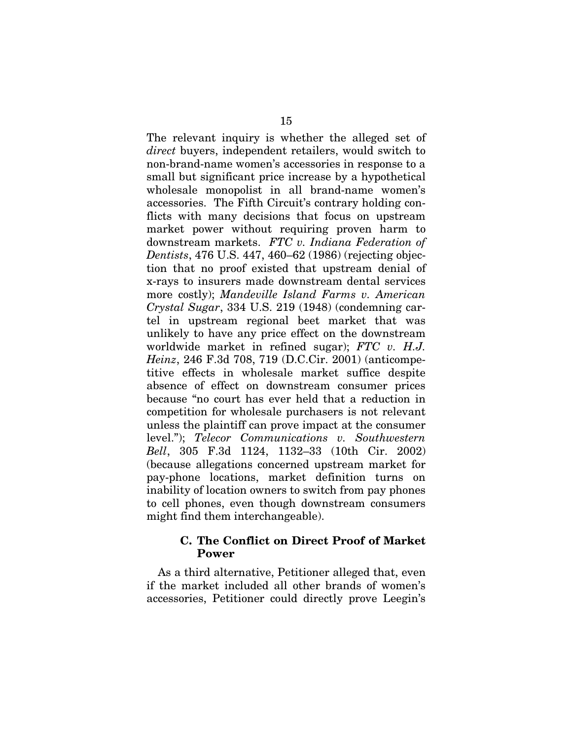The relevant inquiry is whether the alleged set of *direct* buyers, independent retailers, would switch to non-brand-name women's accessories in response to a small but significant price increase by a hypothetical wholesale monopolist in all brand-name women's accessories. The Fifth Circuit's contrary holding conflicts with many decisions that focus on upstream market power without requiring proven harm to downstream markets. *FTC v. Indiana Federation of Dentists*, 476 U.S. 447, 460–62 (1986) (rejecting objection that no proof existed that upstream denial of x-rays to insurers made downstream dental services more costly); *Mandeville Island Farms v. American Crystal Sugar*, 334 U.S. 219 (1948) (condemning cartel in upstream regional beet market that was unlikely to have any price effect on the downstream worldwide market in refined sugar); *FTC v. H.J. Heinz*, 246 F.3d 708, 719 (D.C.Cir. 2001) (anticompetitive effects in wholesale market suffice despite absence of effect on downstream consumer prices because "no court has ever held that a reduction in competition for wholesale purchasers is not relevant unless the plaintiff can prove impact at the consumer level."); *Telecor Communications v. Southwestern Bell*, 305 F.3d 1124, 1132–33 (10th Cir. 2002) (because allegations concerned upstream market for pay-phone locations, market definition turns on inability of location owners to switch from pay phones to cell phones, even though downstream consumers might find them interchangeable).

### C. The Conflict on Direct Proof of Market Power

As a third alternative, Petitioner alleged that, even if the market included all other brands of women's accessories, Petitioner could directly prove Leegin's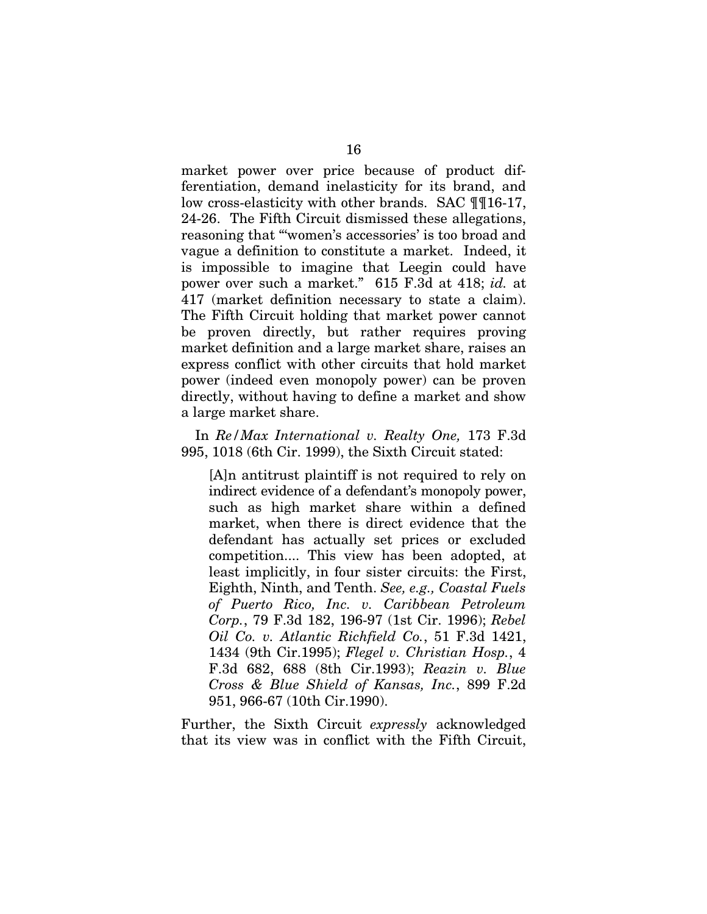market power over price because of product differentiation, demand inelasticity for its brand, and low cross-elasticity with other brands. SAC ¶¶16-17, 24-26. The Fifth Circuit dismissed these allegations, reasoning that "'women's accessories' is too broad and vague a definition to constitute a market. Indeed, it is impossible to imagine that Leegin could have power over such a market." 615 F.3d at 418; *id.* at 417 (market definition necessary to state a claim). The Fifth Circuit holding that market power cannot be proven directly, but rather requires proving market definition and a large market share, raises an express conflict with other circuits that hold market power (indeed even monopoly power) can be proven directly, without having to define a market and show a large market share.

In *Re/Max International v. Realty One,* 173 F.3d 995, 1018 (6th Cir. 1999), the Sixth Circuit stated:

> [A]n antitrust plaintiff is not required to rely on indirect evidence of a defendant's monopoly power, such as high market share within a defined market, when there is direct evidence that the defendant has actually set prices or excluded competition.... This view has been adopted, at least implicitly, in four sister circuits: the First, Eighth, Ninth, and Tenth. *See, e.g., Coastal Fuels of Puerto Rico, Inc. v. Caribbean Petroleum Corp.*, 79 F.3d 182, 196-97 (1st Cir. 1996); *Rebel Oil Co. v. Atlantic Richfield Co.*, 51 F.3d 1421, 1434 (9th Cir.1995); *Flegel v. Christian Hosp.*, 4 F.3d 682, 688 (8th Cir.1993); *Reazin v. Blue Cross & Blue Shield of Kansas, Inc.*, 899 F.2d 951, 966-67 (10th Cir.1990).

Further, the Sixth Circuit *expressly* acknowledged that its view was in conflict with the Fifth Circuit,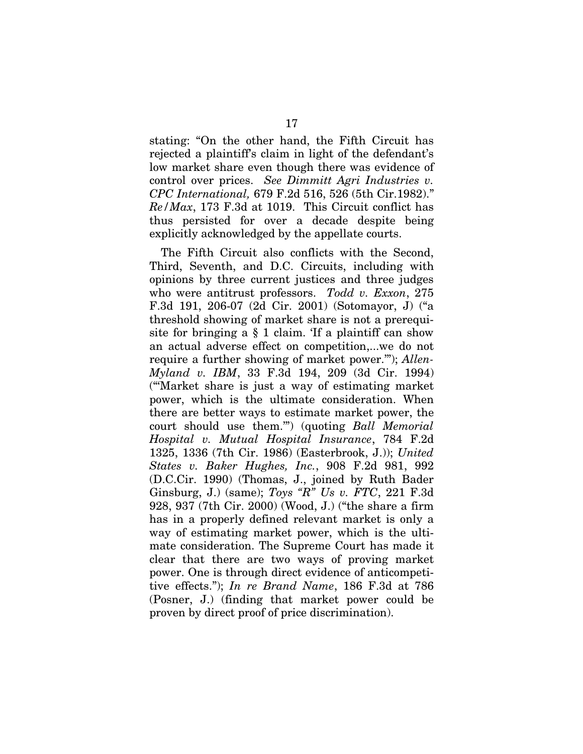stating: "On the other hand, the Fifth Circuit has rejected a plaintiff's claim in light of the defendant's low market share even though there was evidence of control over prices. *See Dimmitt Agri Industries v. CPC International,* 679 F.2d 516, 526 (5th Cir.1982)." *Re/Max*, 173 F.3d at 1019. This Circuit conflict has thus persisted for over a decade despite being explicitly acknowledged by the appellate courts.

The Fifth Circuit also conflicts with the Second, Third, Seventh, and D.C. Circuits, including with opinions by three current justices and three judges who were antitrust professors. *Todd v. Exxon*, 275 F.3d 191, 206-07 (2d Cir. 2001) (Sotomayor, J) ("a threshold showing of market share is not a prerequisite for bringing a § 1 claim. 'If a plaintiff can show an actual adverse effect on competition,...we do not require a further showing of market power.'"); *Allen-Myland v. IBM*, 33 F.3d 194, 209 (3d Cir. 1994) ("'Market share is just a way of estimating market power, which is the ultimate consideration. When there are better ways to estimate market power, the court should use them.'") (quoting *Ball Memorial Hospital v. Mutual Hospital Insurance*, 784 F.2d 1325, 1336 (7th Cir. 1986) (Easterbrook, J.)); *United States v. Baker Hughes, Inc.*, 908 F.2d 981, 992 (D.C.Cir. 1990) (Thomas, J., joined by Ruth Bader Ginsburg, J.) (same); *Toys "R" Us v. FTC*, 221 F.3d 928, 937 (7th Cir. 2000) (Wood, J.) ("the share a firm has in a properly defined relevant market is only a way of estimating market power, which is the ultimate consideration. The Supreme Court has made it clear that there are two ways of proving market power. One is through direct evidence of anticompetitive effects."); *In re Brand Name*, 186 F.3d at 786 (Posner, J.) (finding that market power could be proven by direct proof of price discrimination).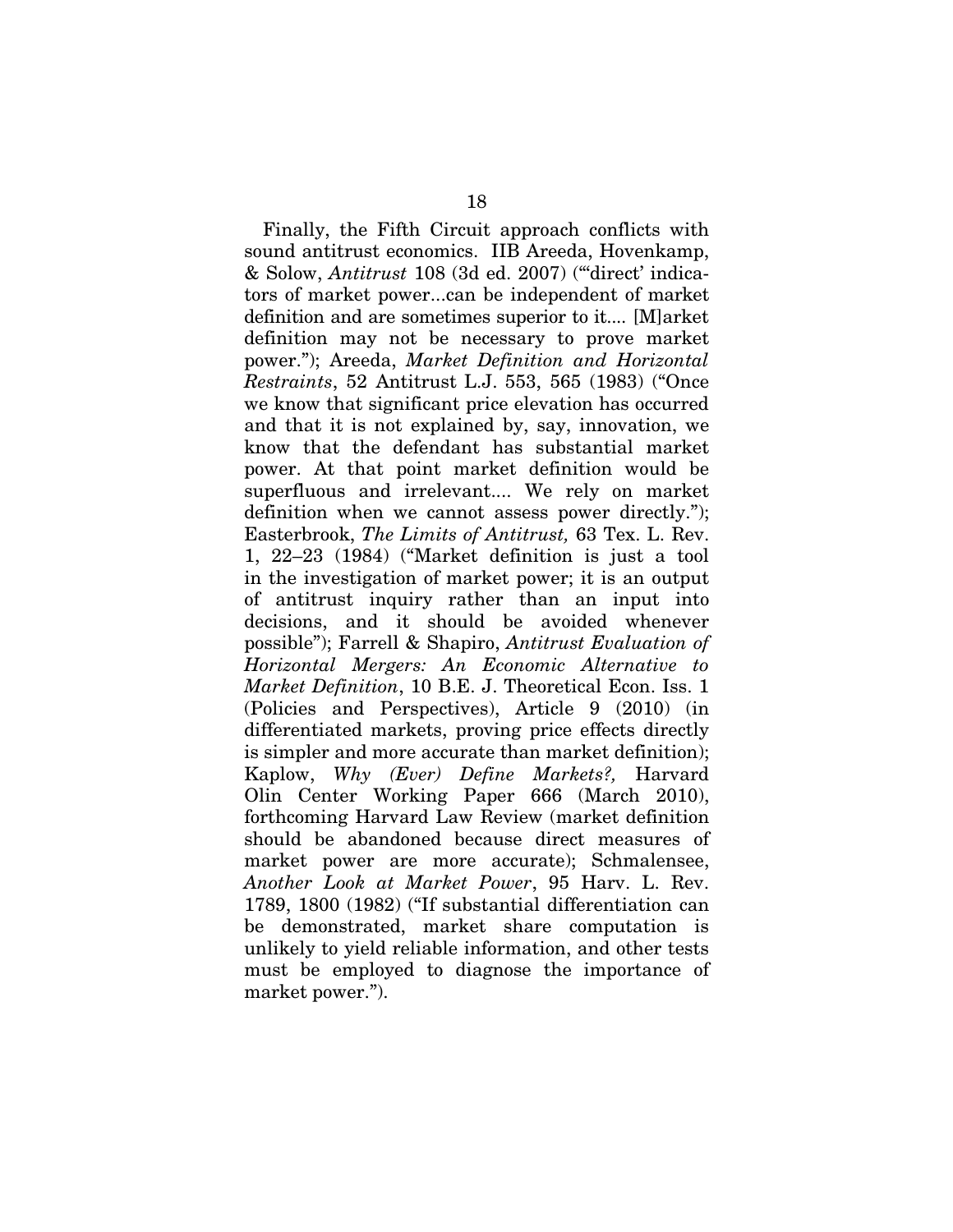Finally, the Fifth Circuit approach conflicts with sound antitrust economics. IIB Areeda, Hovenkamp, & Solow, *Antitrust* 108 (3d ed. 2007) ("'direct' indicators of market power...can be independent of market definition and are sometimes superior to it.... [M]arket definition may not be necessary to prove market power."); Areeda, *Market Definition and Horizontal Restraints*, 52 Antitrust L.J. 553, 565 (1983) ("Once we know that significant price elevation has occurred and that it is not explained by, say, innovation, we know that the defendant has substantial market power. At that point market definition would be superfluous and irrelevant.... We rely on market definition when we cannot assess power directly."); Easterbrook, *The Limits of Antitrust,* 63 Tex. L. Rev. 1, 22–23 (1984) ("Market definition is just a tool in the investigation of market power; it is an output of antitrust inquiry rather than an input into decisions, and it should be avoided whenever possible"); Farrell & Shapiro, *Antitrust Evaluation of Horizontal Mergers: An Economic Alternative to Market Definition*, 10 B.E. J. Theoretical Econ. Iss. 1 (Policies and Perspectives), Article 9 (2010) (in differentiated markets, proving price effects directly is simpler and more accurate than market definition); Kaplow, *Why (Ever) Define Markets?,* Harvard Olin Center Working Paper 666 (March 2010), forthcoming Harvard Law Review (market definition should be abandoned because direct measures of market power are more accurate); Schmalensee, *Another Look at Market Power*, 95 Harv. L. Rev. 1789, 1800 (1982) ("If substantial differentiation can be demonstrated, market share computation is unlikely to yield reliable information, and other tests must be employed to diagnose the importance of market power.").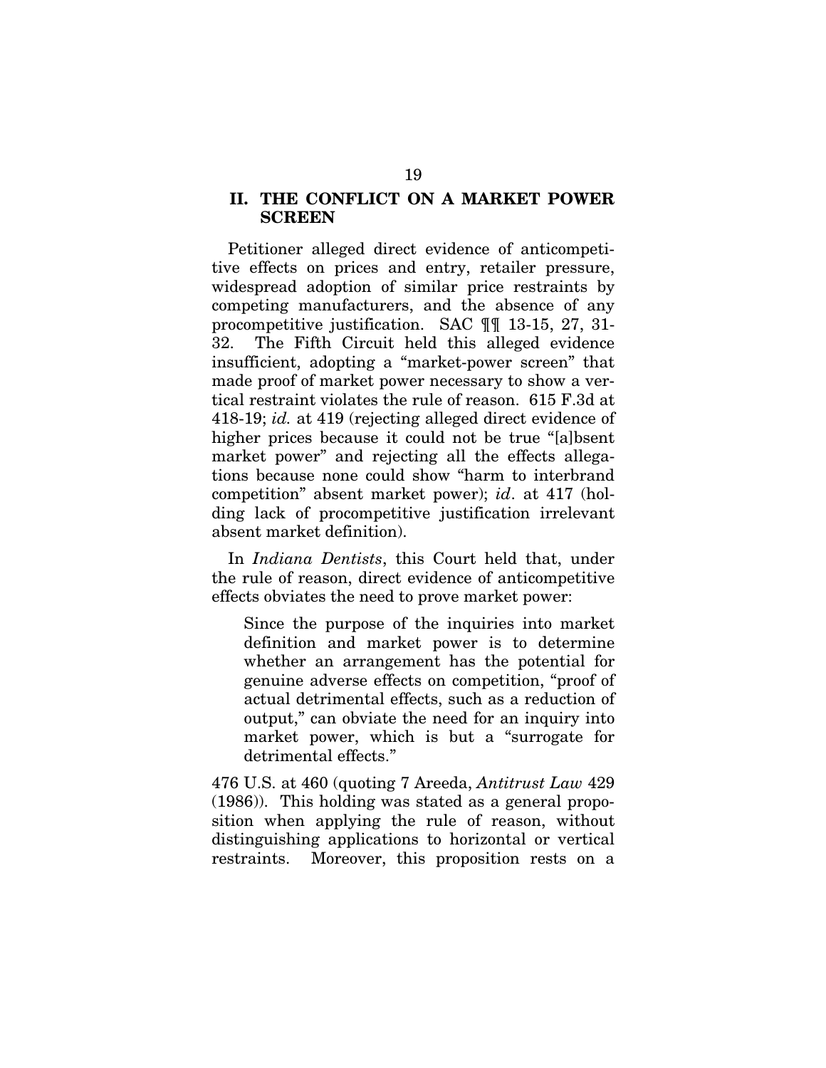## II. THE CONFLICT ON A MARKET POWER SCREEN

Petitioner alleged direct evidence of anticompetitive effects on prices and entry, retailer pressure, widespread adoption of similar price restraints by competing manufacturers, and the absence of any procompetitive justification. SAC ¶¶ 13-15, 27, 31-32. The Fifth Circuit held this alleged evidence insufficient, adopting a "market-power screen" that made proof of market power necessary to show a vertical restraint violates the rule of reason. 615 F.3d at 418-19; *id.* at 419 (rejecting alleged direct evidence of higher prices because it could not be true "[a]bsent market power" and rejecting all the effects allegations because none could show "harm to interbrand competition" absent market power); *id*. at 417 (holding lack of procompetitive justification irrelevant absent market definition).

In *Indiana Dentists*, this Court held that, under the rule of reason, direct evidence of anticompetitive effects obviates the need to prove market power:

> Since the purpose of the inquiries into market definition and market power is to determine whether an arrangement has the potential for genuine adverse effects on competition, "proof of actual detrimental effects, such as a reduction of output," can obviate the need for an inquiry into market power, which is but a "surrogate for detrimental effects."

476 U.S. at 460 (quoting 7 Areeda, *Antitrust Law* 429 (1986)). This holding was stated as a general proposition when applying the rule of reason, without distinguishing applications to horizontal or vertical restraints. Moreover, this proposition rests on a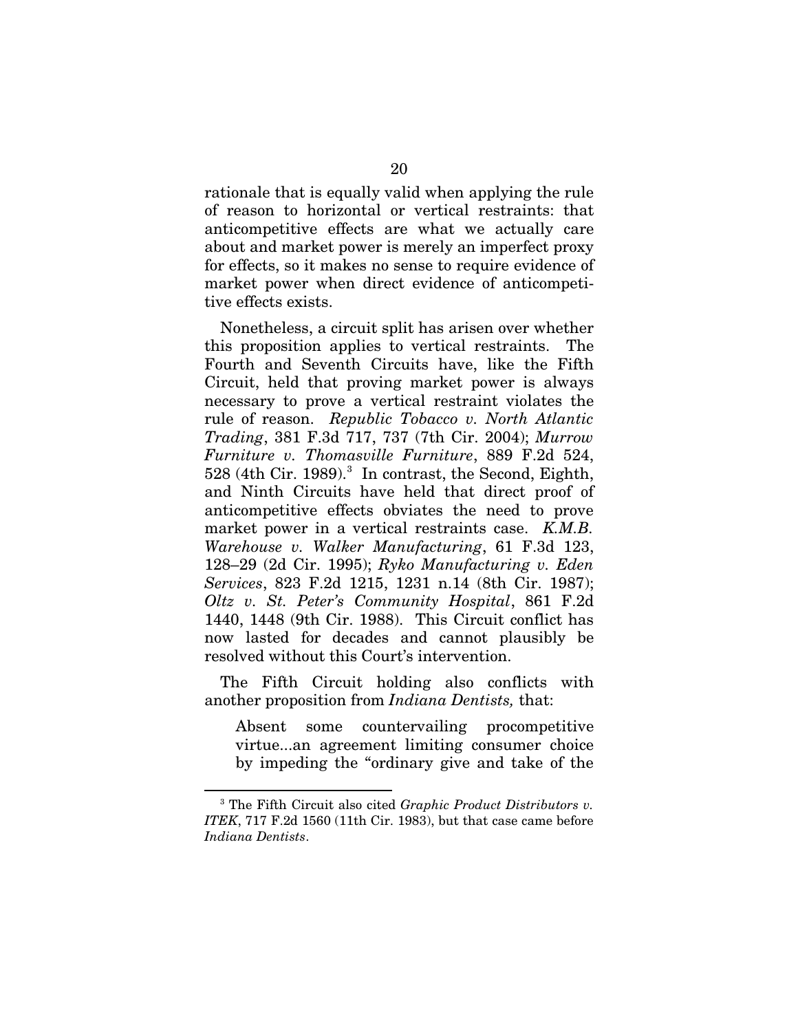rationale that is equally valid when applying the rule of reason to horizontal or vertical restraints: that anticompetitive effects are what we actually care about and market power is merely an imperfect proxy for effects, so it makes no sense to require evidence of market power when direct evidence of anticompetitive effects exists.

Nonetheless, a circuit split has arisen over whether this proposition applies to vertical restraints. The Fourth and Seventh Circuits have, like the Fifth Circuit, held that proving market power is always necessary to prove a vertical restraint violates the rule of reason. *Republic Tobacco v. North Atlantic Trading*, 381 F.3d 717, 737 (7th Cir. 2004); *Murrow Furniture v. Thomasville Furniture*, 889 F.2d 524, 528 (4th Cir. 1989).[3] In contrast, the Second, Eighth, and Ninth Circuits have held that direct proof of anticompetitive effects obviates the need to prove market power in a vertical restraints case. *K.M.B. Warehouse v. Walker Manufacturing*, 61 F.3d 123, 128–29 (2d Cir. 1995); *Ryko Manufacturing v. Eden Services*, 823 F.2d 1215, 1231 n.14 (8th Cir. 1987); *Oltz v. St. Peter's Community Hospital*, 861 F.2d 1440, 1448 (9th Cir. 1988). This Circuit conflict has now lasted for decades and cannot plausibly be resolved without this Court's intervention.

The Fifth Circuit holding also conflicts with another proposition from *Indiana Dentists,* that:

> Absent some countervailing procompetitive virtue...an agreement limiting consumer choice by impeding the "ordinary give and take of the

[3] The Fifth Circuit also cited *Graphic Product Distributors v. ITEK*, 717 F.2d 1560 (11th Cir. 1983), but that case came before *Indiana Dentists*.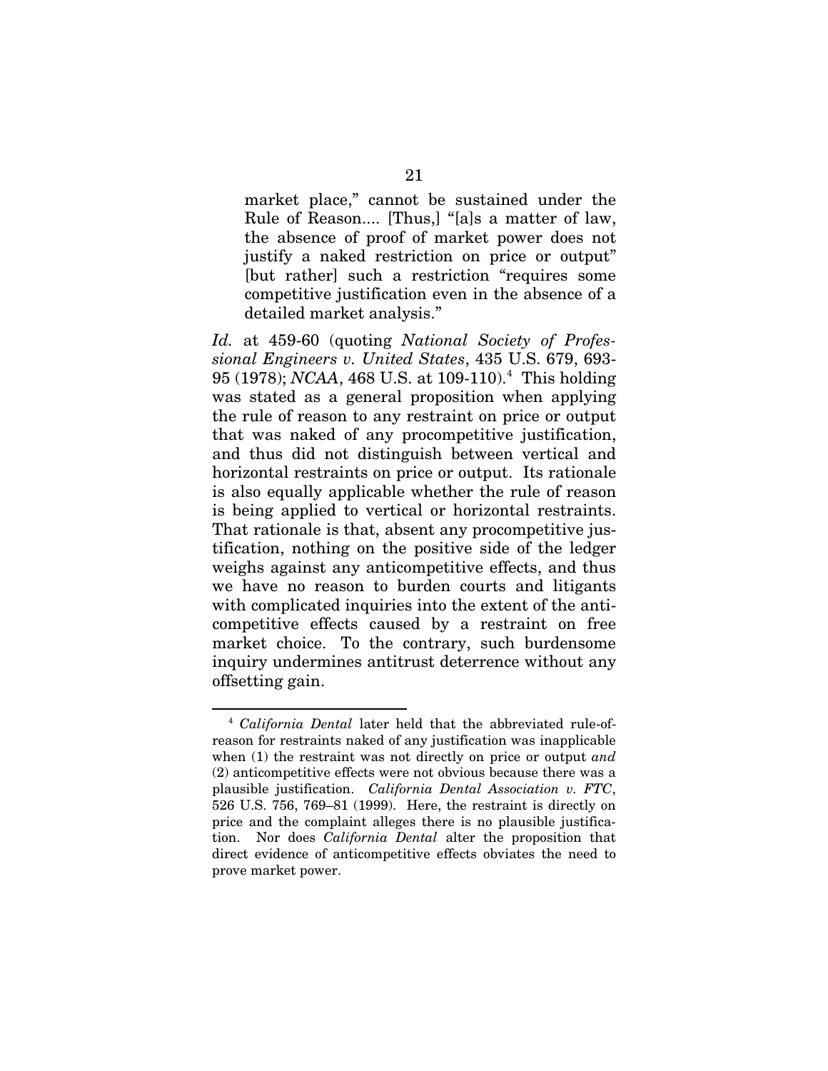> market place," cannot be sustained under the Rule of Reason.... [Thus,] "[a]s a matter of law, the absence of proof of market power does not justify a naked restriction on price or output" [but rather] such a restriction "requires some competitive justification even in the absence of a detailed market analysis."

*Id.* at 459-60 (quoting *National Society of Professional Engineers v. United States*, 435 U.S. 679, 693-95 (1978); *NCAA*, 468 U.S. at 109-110).[4] This holding was stated as a general proposition when applying the rule of reason to any restraint on price or output that was naked of any procompetitive justification, and thus did not distinguish between vertical and horizontal restraints on price or output. Its rationale is also equally applicable whether the rule of reason is being applied to vertical or horizontal restraints. That rationale is that, absent any procompetitive justification, nothing on the positive side of the ledger weighs against any anticompetitive effects, and thus we have no reason to burden courts and litigants with complicated inquiries into the extent of the anticompetitive effects caused by a restraint on free market choice. To the contrary, such burdensome inquiry undermines antitrust deterrence without any offsetting gain.

---

[4] *California Dental* later held that the abbreviated rule-of-reason for restraints naked of any justification was inapplicable when (1) the restraint was not directly on price or output *and* (2) anticompetitive effects were not obvious because there was a plausible justification. *California Dental Association v. FTC*, 526 U.S. 756, 769–81 (1999). Here, the restraint is directly on price and the complaint alleges there is no plausible justification. Nor does *California Dental* alter the proposition that direct evidence of anticompetitive effects obviates the need to prove market power.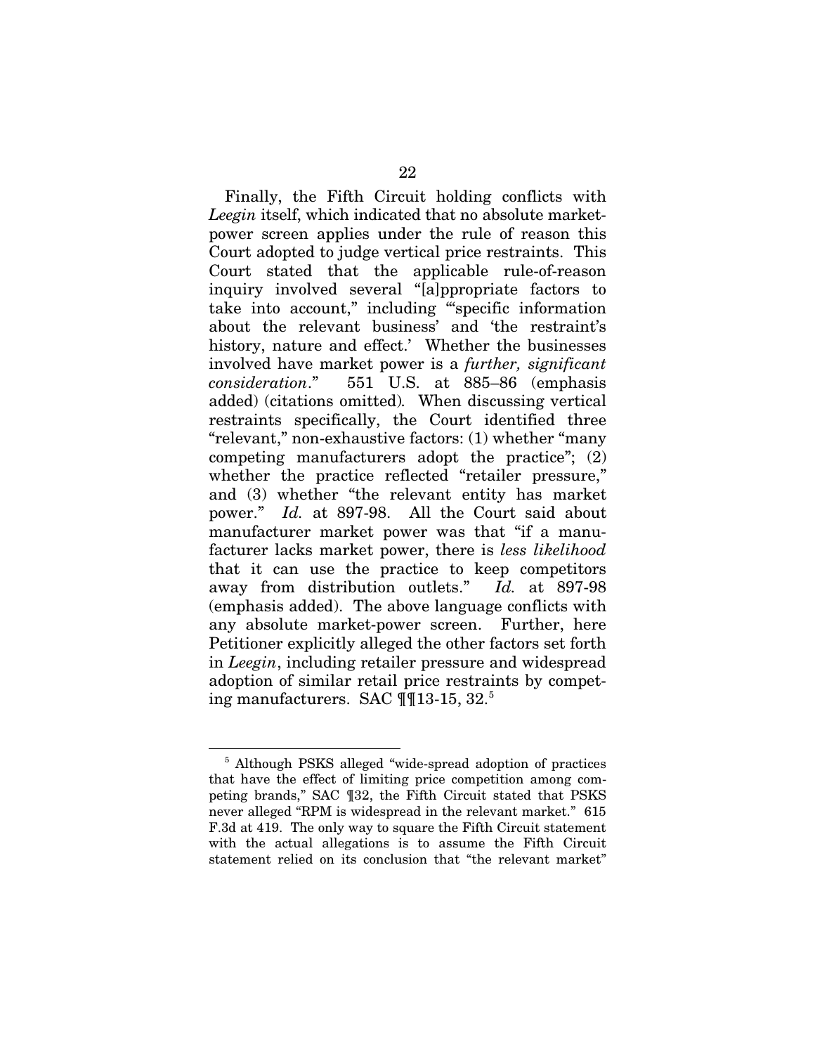Finally, the Fifth Circuit holding conflicts with *Leegin* itself, which indicated that no absolute market-power screen applies under the rule of reason this Court adopted to judge vertical price restraints. This Court stated that the applicable rule-of-reason inquiry involved several "[a]ppropriate factors to take into account," including "'specific information about the relevant business' and 'the restraint's history, nature and effect.' Whether the businesses involved have market power is a *further, significant consideration*." 551 U.S. at 885–86 (emphasis added) (citations omitted). When discussing vertical restraints specifically, the Court identified three "relevant," non-exhaustive factors: (1) whether "many competing manufacturers adopt the practice"; (2) whether the practice reflected "retailer pressure," and (3) whether "the relevant entity has market power." *Id.* at 897-98. All the Court said about manufacturer market power was that "if a manufacturer lacks market power, there is *less likelihood* that it can use the practice to keep competitors away from distribution outlets." *Id.* at 897-98 (emphasis added). The above language conflicts with any absolute market-power screen. Further, here Petitioner explicitly alleged the other factors set forth in *Leegin*, including retailer pressure and widespread adoption of similar retail price restraints by competing manufacturers. SAC ¶¶13-15, 32.[5]

[5] Although PSKS alleged "wide-spread adoption of practices that have the effect of limiting price competition among competing brands," SAC ¶32, the Fifth Circuit stated that PSKS never alleged "RPM is widespread in the relevant market." 615 F.3d at 419. The only way to square the Fifth Circuit statement with the actual allegations is to assume the Fifth Circuit statement relied on its conclusion that "the relevant market"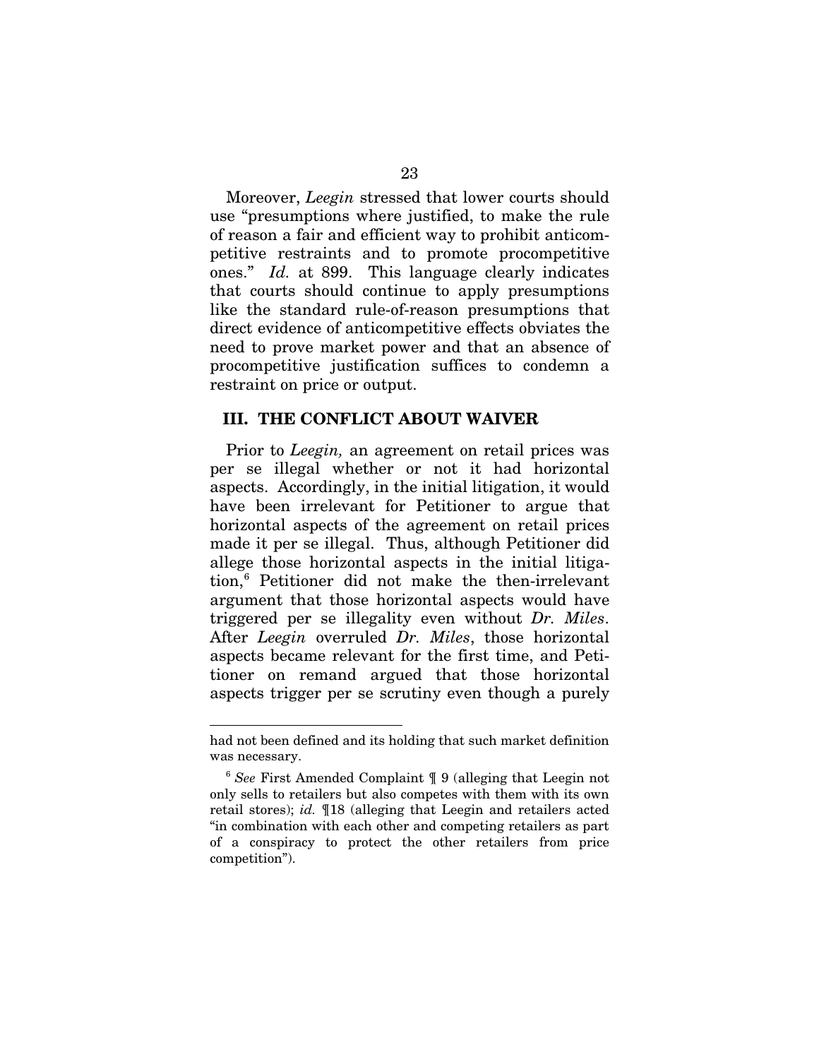Moreover, *Leegin* stressed that lower courts should use "presumptions where justified, to make the rule of reason a fair and efficient way to prohibit anticompetitive restraints and to promote procompetitive ones." *Id.* at 899. This language clearly indicates that courts should continue to apply presumptions like the standard rule-of-reason presumptions that direct evidence of anticompetitive effects obviates the need to prove market power and that an absence of procompetitive justification suffices to condemn a restraint on price or output.

## III. THE CONFLICT ABOUT WAIVER

Prior to *Leegin,* an agreement on retail prices was per se illegal whether or not it had horizontal aspects. Accordingly, in the initial litigation, it would have been irrelevant for Petitioner to argue that horizontal aspects of the agreement on retail prices made it per se illegal. Thus, although Petitioner did allege those horizontal aspects in the initial litigation,[6] Petitioner did not make the then-irrelevant argument that those horizontal aspects would have triggered per se illegality even without *Dr. Miles*. After *Leegin* overruled *Dr. Miles*, those horizontal aspects became relevant for the first time, and Petitioner on remand argued that those horizontal aspects trigger per se scrutiny even though a purely

---

had not been defined and its holding that such market definition was necessary.

[6] *See* First Amended Complaint ¶ 9 (alleging that Leegin not only sells to retailers but also competes with them with its own retail stores); *id.* ¶18 (alleging that Leegin and retailers acted "in combination with each other and competing retailers as part of a conspiracy to protect the other retailers from price competition").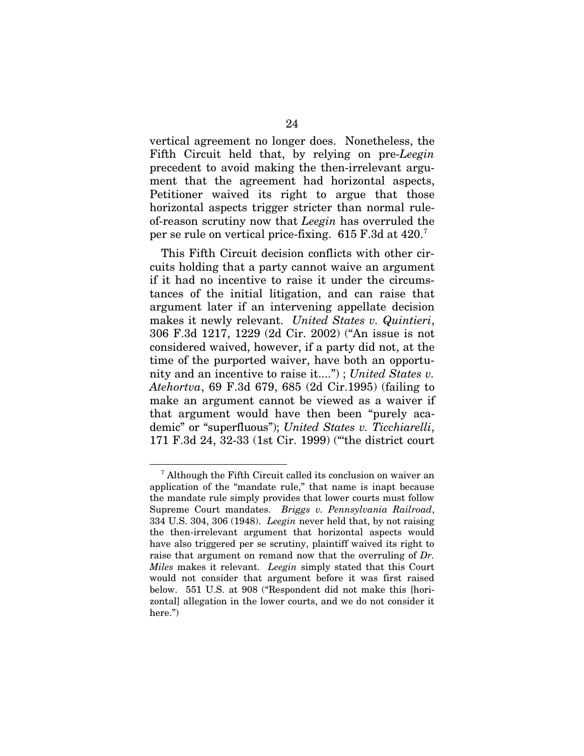vertical agreement no longer does. Nonetheless, the Fifth Circuit held that, by relying on pre-*Leegin* precedent to avoid making the then-irrelevant argument that the agreement had horizontal aspects, Petitioner waived its right to argue that those horizontal aspects trigger stricter than normal rule-of-reason scrutiny now that *Leegin* has overruled the per se rule on vertical price-fixing. 615 F.3d at 420.[7]

This Fifth Circuit decision conflicts with other circuits holding that a party cannot waive an argument if it had no incentive to raise it under the circumstances of the initial litigation, and can raise that argument later if an intervening appellate decision makes it newly relevant. *United States v. Quintieri*, 306 F.3d 1217, 1229 (2d Cir. 2002) ("An issue is not considered waived, however, if a party did not, at the time of the purported waiver, have both an opportunity and an incentive to raise it....") ; *United States v. Atehortva*, 69 F.3d 679, 685 (2d Cir.1995) (failing to make an argument cannot be viewed as a waiver if that argument would have then been "purely academic" or "superfluous"); *United States v. Ticchiarelli*, 171 F.3d 24, 32-33 (1st Cir. 1999) ("'the district court

---

[7] Although the Fifth Circuit called its conclusion on waiver an application of the "mandate rule," that name is inapt because the mandate rule simply provides that lower courts must follow Supreme Court mandates. *Briggs v. Pennsylvania Railroad*, 334 U.S. 304, 306 (1948). *Leegin* never held that, by not raising the then-irrelevant argument that horizontal aspects would have also triggered per se scrutiny, plaintiff waived its right to raise that argument on remand now that the overruling of *Dr. Miles* makes it relevant. *Leegin* simply stated that this Court would not consider that argument before it was first raised below. 551 U.S. at 908 ("Respondent did not make this [horizontal] allegation in the lower courts, and we do not consider it here.")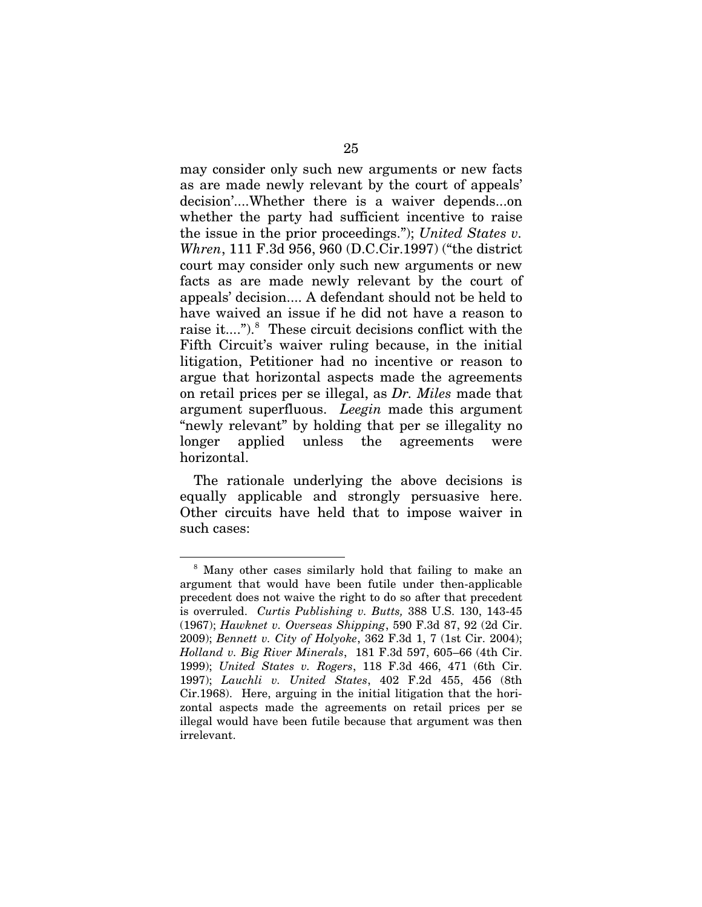may consider only such new arguments or new facts as are made newly relevant by the court of appeals' decision'....Whether there is a waiver depends...on whether the party had sufficient incentive to raise the issue in the prior proceedings."); *United States v. Whren*, 111 F.3d 956, 960 (D.C.Cir.1997) ("the district court may consider only such new arguments or new facts as are made newly relevant by the court of appeals' decision.... A defendant should not be held to have waived an issue if he did not have a reason to raise it....").[8] These circuit decisions conflict with the Fifth Circuit's waiver ruling because, in the initial litigation, Petitioner had no incentive or reason to argue that horizontal aspects made the agreements on retail prices per se illegal, as *Dr. Miles* made that argument superfluous. *Leegin* made this argument "newly relevant" by holding that per se illegality no longer applied unless the agreements were horizontal.

The rationale underlying the above decisions is equally applicable and strongly persuasive here. Other circuits have held that to impose waiver in such cases:

---

[8] Many other cases similarly hold that failing to make an argument that would have been futile under then-applicable precedent does not waive the right to do so after that precedent is overruled. *Curtis Publishing v. Butts,* 388 U.S. 130, 143-45 (1967); *Hawknet v. Overseas Shipping*, 590 F.3d 87, 92 (2d Cir. 2009); *Bennett v. City of Holyoke*, 362 F.3d 1, 7 (1st Cir. 2004); *Holland v. Big River Minerals*, 181 F.3d 597, 605–66 (4th Cir. 1999); *United States v. Rogers*, 118 F.3d 466, 471 (6th Cir. 1997); *Lauchli v. United States*, 402 F.2d 455, 456 (8th Cir.1968). Here, arguing in the initial litigation that the horizontal aspects made the agreements on retail prices per se illegal would have been futile because that argument was then irrelevant.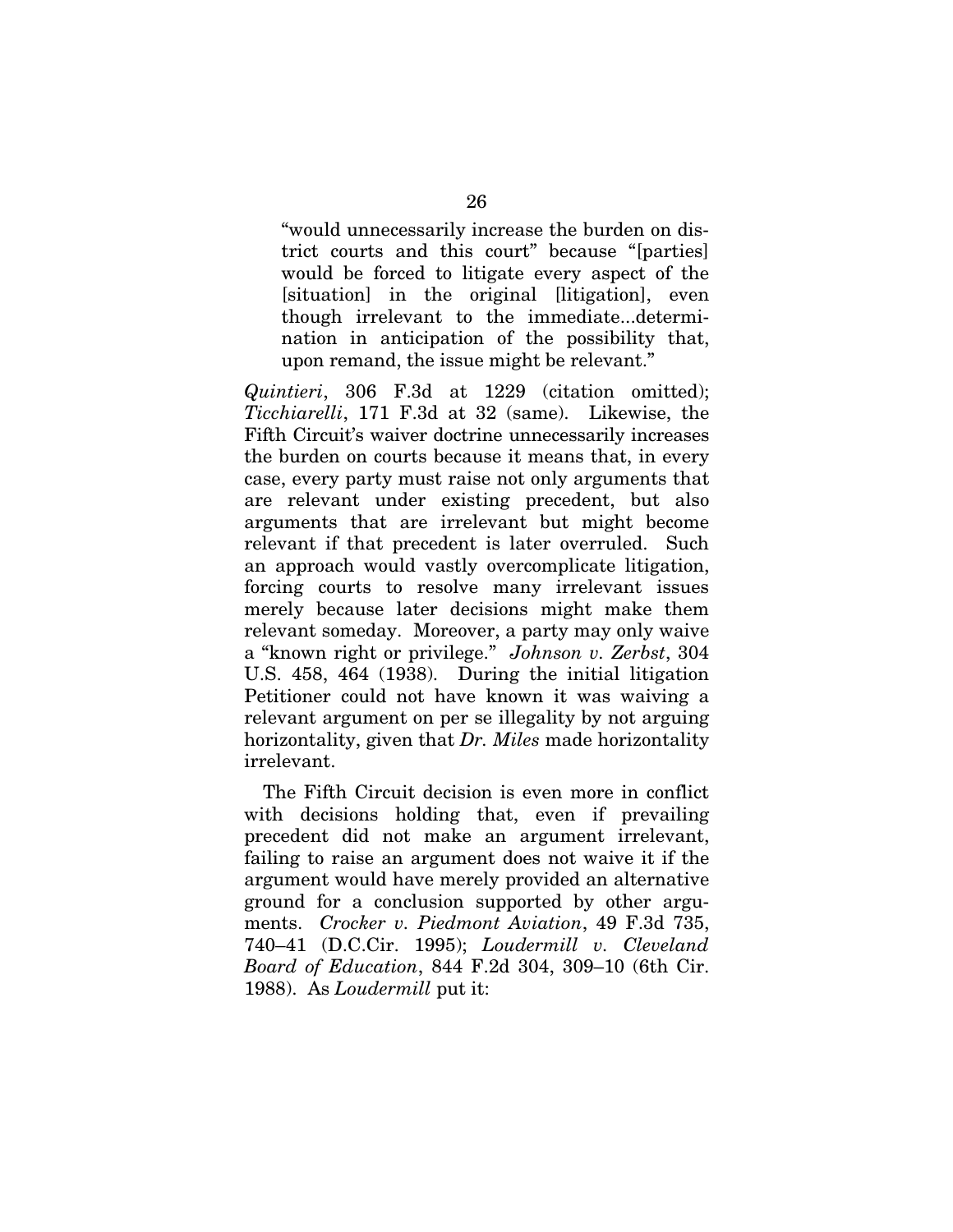> "would unnecessarily increase the burden on district courts and this court" because "[parties] would be forced to litigate every aspect of the [situation] in the original [litigation], even though irrelevant to the immediate...determination in anticipation of the possibility that, upon remand, the issue might be relevant."

*Quintieri*, 306 F.3d at 1229 (citation omitted); *Ticchiarelli*, 171 F.3d at 32 (same). Likewise, the Fifth Circuit's waiver doctrine unnecessarily increases the burden on courts because it means that, in every case, every party must raise not only arguments that are relevant under existing precedent, but also arguments that are irrelevant but might become relevant if that precedent is later overruled. Such an approach would vastly overcomplicate litigation, forcing courts to resolve many irrelevant issues merely because later decisions might make them relevant someday. Moreover, a party may only waive a "known right or privilege." *Johnson v. Zerbst*, 304 U.S. 458, 464 (1938). During the initial litigation Petitioner could not have known it was waiving a relevant argument on per se illegality by not arguing horizontality, given that *Dr. Miles* made horizontality irrelevant.

The Fifth Circuit decision is even more in conflict with decisions holding that, even if prevailing precedent did not make an argument irrelevant, failing to raise an argument does not waive it if the argument would have merely provided an alternative ground for a conclusion supported by other arguments. *Crocker v. Piedmont Aviation*, 49 F.3d 735, 740–41 (D.C.Cir. 1995); *Loudermill v. Cleveland Board of Education*, 844 F.2d 304, 309–10 (6th Cir. 1988). As *Loudermill* put it: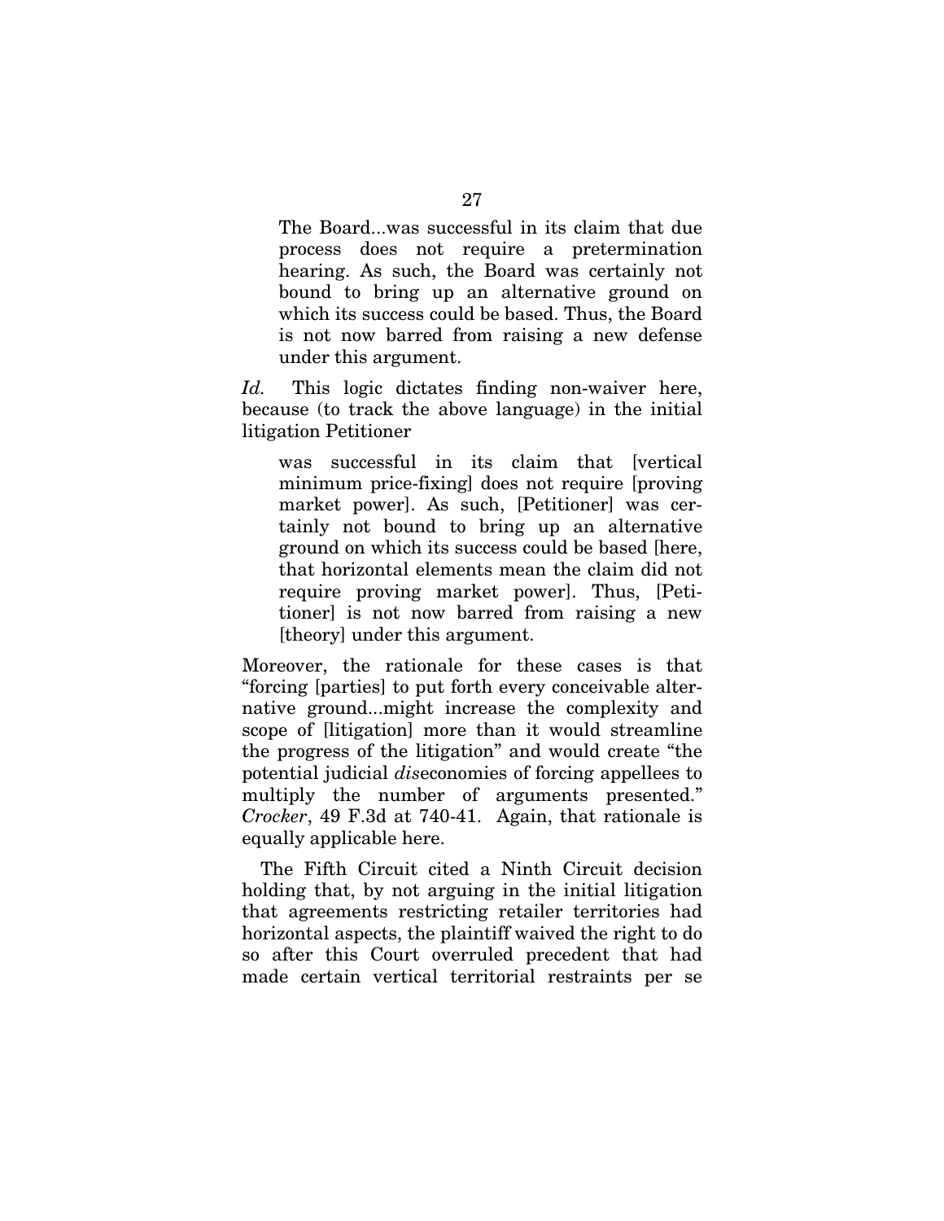> The Board...was successful in its claim that due process does not require a pretermination hearing. As such, the Board was certainly not bound to bring up an alternative ground on which its success could be based. Thus, the Board is not now barred from raising a new defense under this argument.

*Id.* This logic dictates finding non-waiver here, because (to track the above language) in the initial litigation Petitioner

> was successful in its claim that [vertical minimum price-fixing] does not require [proving market power]. As such, [Petitioner] was certainly not bound to bring up an alternative ground on which its success could be based [here, that horizontal elements mean the claim did not require proving market power]. Thus, [Petitioner] is not now barred from raising a new [theory] under this argument.

Moreover, the rationale for these cases is that "forcing [parties] to put forth every conceivable alternative ground...might increase the complexity and scope of [litigation] more than it would streamline the progress of the litigation" and would create "the potential judicial *dis*economies of forcing appellees to multiply the number of arguments presented." *Crocker*, 49 F.3d at 740-41. Again, that rationale is equally applicable here.

The Fifth Circuit cited a Ninth Circuit decision holding that, by not arguing in the initial litigation that agreements restricting retailer territories had horizontal aspects, the plaintiff waived the right to do so after this Court overruled precedent that had made certain vertical territorial restraints per se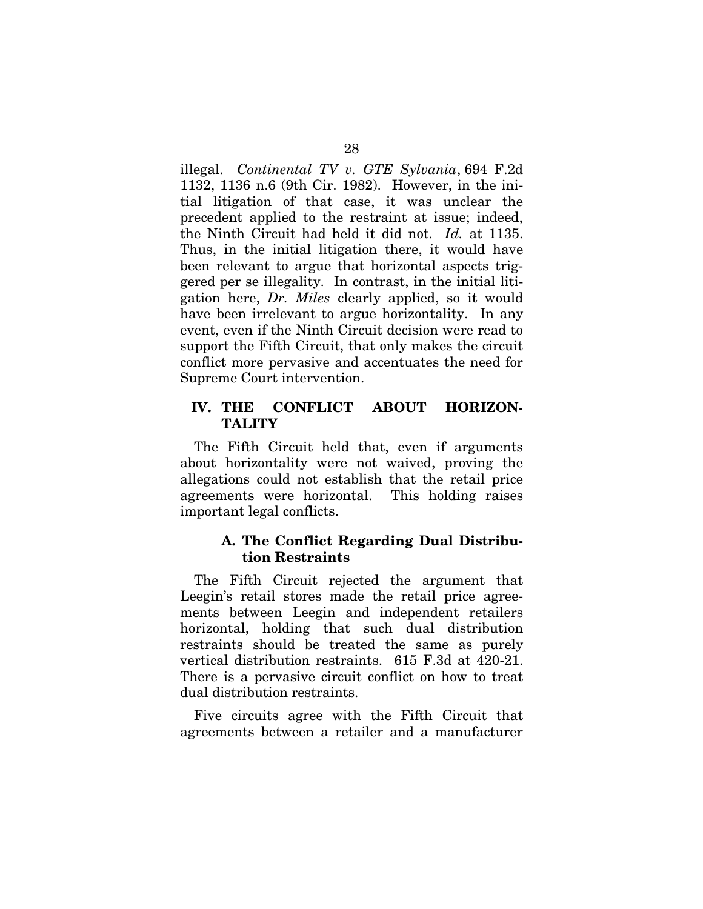illegal. *Continental TV v. GTE Sylvania*, 694 F.2d 1132, 1136 n.6 (9th Cir. 1982). However, in the initial litigation of that case, it was unclear the precedent applied to the restraint at issue; indeed, the Ninth Circuit had held it did not. *Id.* at 1135. Thus, in the initial litigation there, it would have been relevant to argue that horizontal aspects triggered per se illegality. In contrast, in the initial litigation here, *Dr. Miles* clearly applied, so it would have been irrelevant to argue horizontality. In any event, even if the Ninth Circuit decision were read to support the Fifth Circuit, that only makes the circuit conflict more pervasive and accentuates the need for Supreme Court intervention.

## IV. THE CONFLICT ABOUT HORIZONTALITY

The Fifth Circuit held that, even if arguments about horizontality were not waived, proving the allegations could not establish that the retail price agreements were horizontal. This holding raises important legal conflicts.

### A. The Conflict Regarding Dual Distribution Restraints

The Fifth Circuit rejected the argument that Leegin's retail stores made the retail price agreements between Leegin and independent retailers horizontal, holding that such dual distribution restraints should be treated the same as purely vertical distribution restraints. 615 F.3d at 420-21. There is a pervasive circuit conflict on how to treat dual distribution restraints.

Five circuits agree with the Fifth Circuit that agreements between a retailer and a manufacturer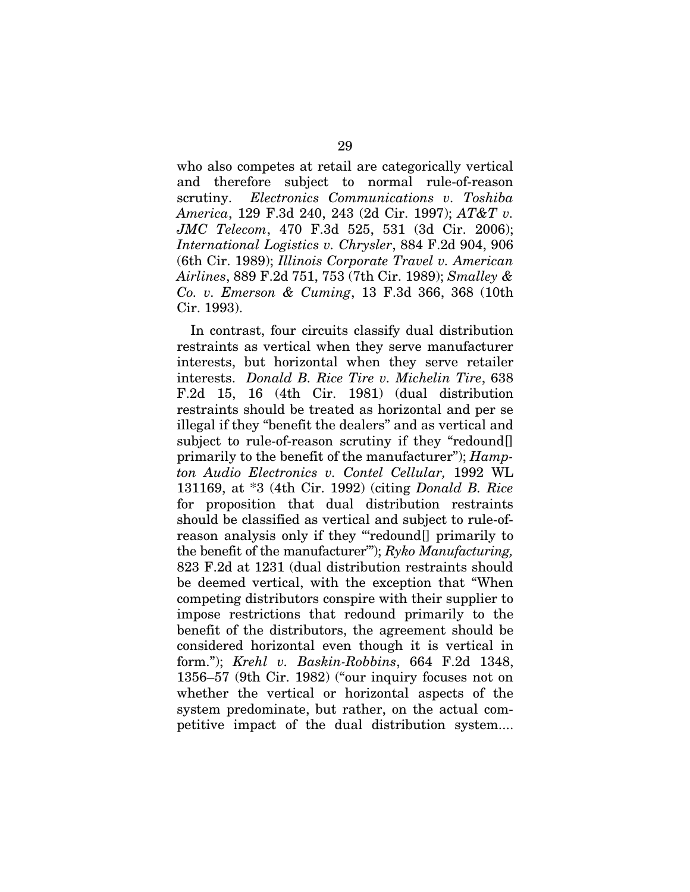who also competes at retail are categorically vertical and therefore subject to normal rule-of-reason scrutiny. *Electronics Communications v. Toshiba America*, 129 F.3d 240, 243 (2d Cir. 1997); *AT&T v. JMC Telecom*, 470 F.3d 525, 531 (3d Cir. 2006); *International Logistics v. Chrysler*, 884 F.2d 904, 906 (6th Cir. 1989); *Illinois Corporate Travel v. American Airlines*, 889 F.2d 751, 753 (7th Cir. 1989); *Smalley & Co. v. Emerson & Cuming*, 13 F.3d 366, 368 (10th Cir. 1993).

In contrast, four circuits classify dual distribution restraints as vertical when they serve manufacturer interests, but horizontal when they serve retailer interests. *Donald B. Rice Tire v. Michelin Tire*, 638 F.2d 15, 16 (4th Cir. 1981) (dual distribution restraints should be treated as horizontal and per se illegal if they "benefit the dealers" and as vertical and subject to rule-of-reason scrutiny if they "redound[] primarily to the benefit of the manufacturer"); *Hampton Audio Electronics v. Contel Cellular,* 1992 WL 131169, at *3 (4th Cir. 1992) (citing *Donald B. Rice* for proposition that dual distribution restraints should be classified as vertical and subject to rule-of-reason analysis only if they "'redound[] primarily to the benefit of the manufacturer'"); *Ryko Manufacturing,* 823 F.2d at 1231 (dual distribution restraints should be deemed vertical, with the exception that "When competing distributors conspire with their supplier to impose restrictions that redound primarily to the benefit of the distributors, the agreement should be considered horizontal even though it is vertical in form."); *Krehl v. Baskin-Robbins*, 664 F.2d 1348, 1356–57 (9th Cir. 1982) ("our inquiry focuses not on whether the vertical or horizontal aspects of the system predominate, but rather, on the actual competitive impact of the dual distribution system....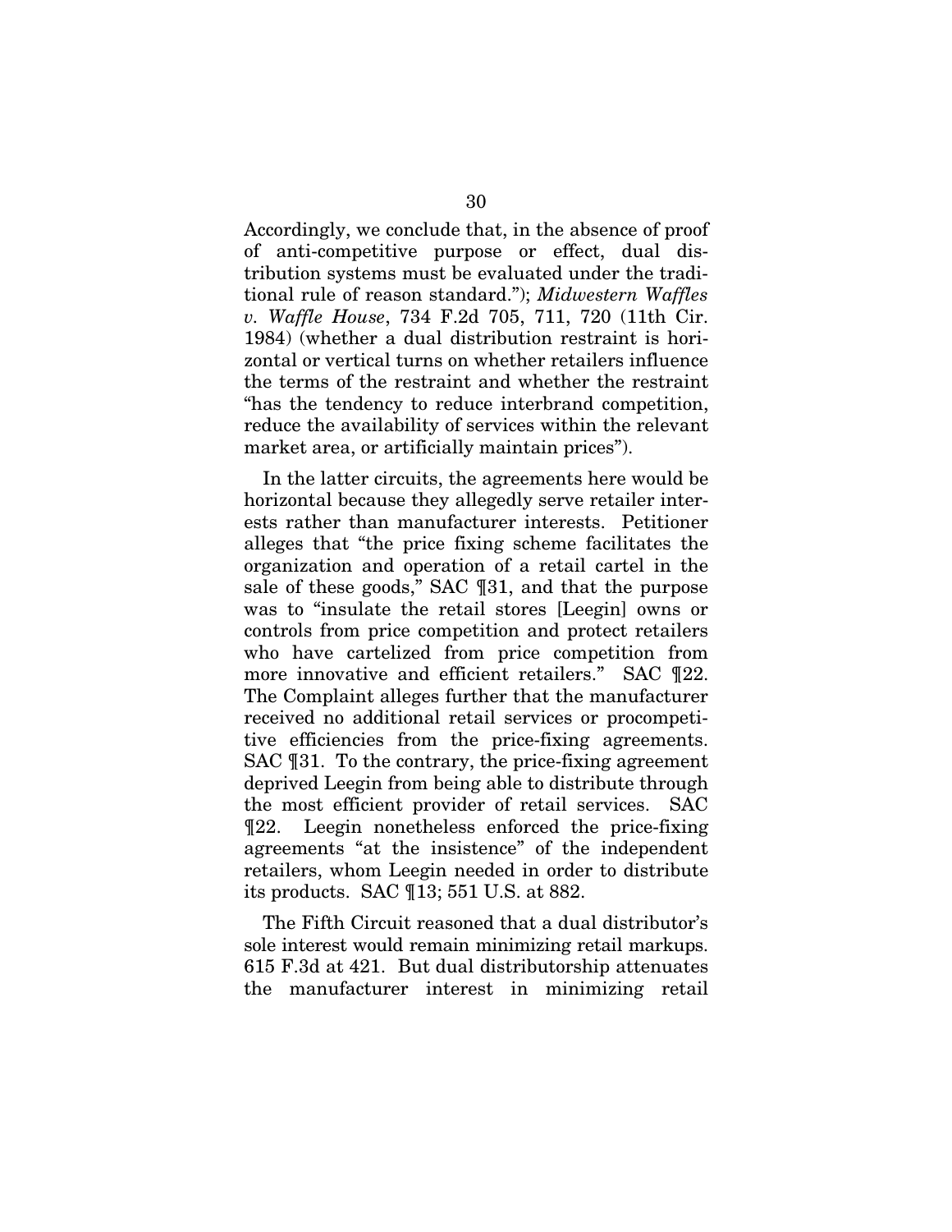Accordingly, we conclude that, in the absence of proof of anti-competitive purpose or effect, dual distribution systems must be evaluated under the traditional rule of reason standard."); *Midwestern Waffles v. Waffle House*, 734 F.2d 705, 711, 720 (11th Cir. 1984) (whether a dual distribution restraint is horizontal or vertical turns on whether retailers influence the terms of the restraint and whether the restraint "has the tendency to reduce interbrand competition, reduce the availability of services within the relevant market area, or artificially maintain prices").

In the latter circuits, the agreements here would be horizontal because they allegedly serve retailer interests rather than manufacturer interests. Petitioner alleges that "the price fixing scheme facilitates the organization and operation of a retail cartel in the sale of these goods," SAC ¶31, and that the purpose was to "insulate the retail stores [Leegin] owns or controls from price competition and protect retailers who have cartelized from price competition from more innovative and efficient retailers." SAC ¶22. The Complaint alleges further that the manufacturer received no additional retail services or procompetitive efficiencies from the price-fixing agreements. SAC ¶31. To the contrary, the price-fixing agreement deprived Leegin from being able to distribute through the most efficient provider of retail services. SAC ¶22. Leegin nonetheless enforced the price-fixing agreements "at the insistence" of the independent retailers, whom Leegin needed in order to distribute its products. SAC ¶13; 551 U.S. at 882.

The Fifth Circuit reasoned that a dual distributor's sole interest would remain minimizing retail markups. 615 F.3d at 421. But dual distributorship attenuates the manufacturer interest in minimizing retail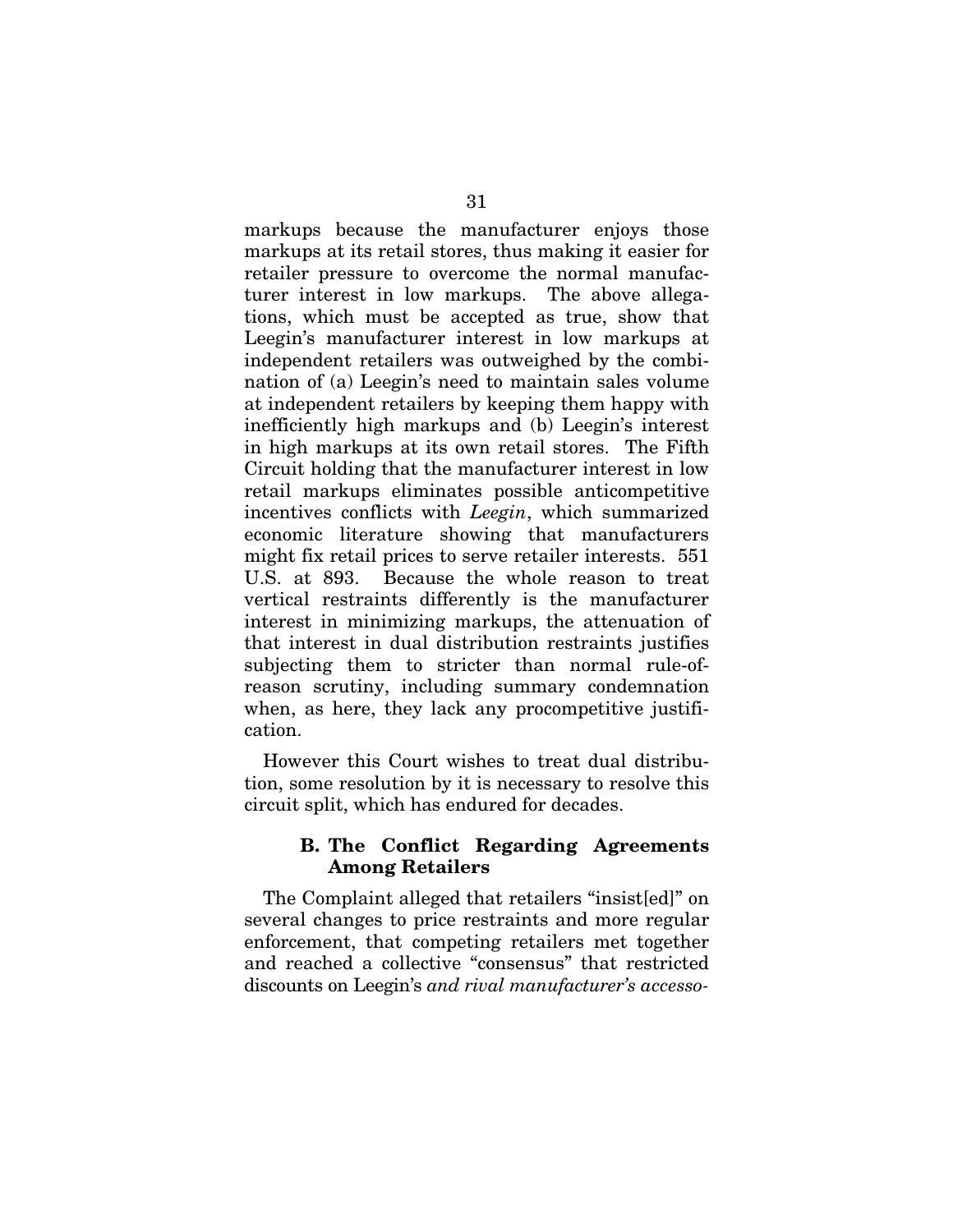markups because the manufacturer enjoys those markups at its retail stores, thus making it easier for retailer pressure to overcome the normal manufacturer interest in low markups. The above allegations, which must be accepted as true, show that Leegin's manufacturer interest in low markups at independent retailers was outweighed by the combination of (a) Leegin's need to maintain sales volume at independent retailers by keeping them happy with inefficiently high markups and (b) Leegin's interest in high markups at its own retail stores. The Fifth Circuit holding that the manufacturer interest in low retail markups eliminates possible anticompetitive incentives conflicts with *Leegin*, which summarized economic literature showing that manufacturers might fix retail prices to serve retailer interests. 551 U.S. at 893. Because the whole reason to treat vertical restraints differently is the manufacturer interest in minimizing markups, the attenuation of that interest in dual distribution restraints justifies subjecting them to stricter than normal rule-of-reason scrutiny, including summary condemnation when, as here, they lack any procompetitive justification.

However this Court wishes to treat dual distribution, some resolution by it is necessary to resolve this circuit split, which has endured for decades.

### B. The Conflict Regarding Agreements Among Retailers

The Complaint alleged that retailers "insist[ed]" on several changes to price restraints and more regular enforcement, that competing retailers met together and reached a collective "consensus" that restricted discounts on Leegin's *and rival manufacturer's accesso-*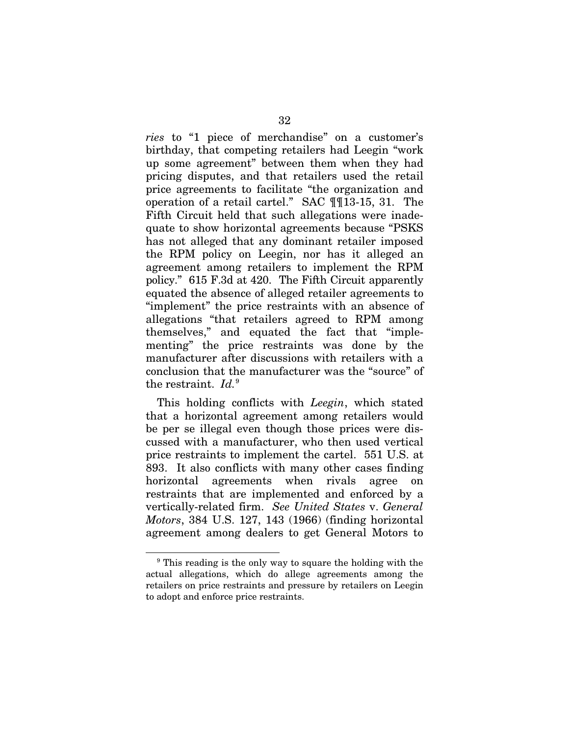*ries* to "1 piece of merchandise" on a customer's birthday, that competing retailers had Leegin "work up some agreement" between them when they had pricing disputes, and that retailers used the retail price agreements to facilitate "the organization and operation of a retail cartel." SAC ¶¶13-15, 31. The Fifth Circuit held that such allegations were inadequate to show horizontal agreements because "PSKS has not alleged that any dominant retailer imposed the RPM policy on Leegin, nor has it alleged an agreement among retailers to implement the RPM policy." 615 F.3d at 420. The Fifth Circuit apparently equated the absence of alleged retailer agreements to "implement" the price restraints with an absence of allegations "that retailers agreed to RPM among themselves," and equated the fact that "implementing" the price restraints was done by the manufacturer after discussions with retailers with a conclusion that the manufacturer was the "source" of the restraint. *Id.*[9]

This holding conflicts with *Leegin*, which stated that a horizontal agreement among retailers would be per se illegal even though those prices were discussed with a manufacturer, who then used vertical price restraints to implement the cartel. 551 U.S. at 893. It also conflicts with many other cases finding horizontal agreements when rivals agree on restraints that are implemented and enforced by a vertically-related firm. *See United States* v. *General Motors*, 384 U.S. 127, 143 (1966) (finding horizontal agreement among dealers to get General Motors to

[9] This reading is the only way to square the holding with the actual allegations, which do allege agreements among the retailers on price restraints and pressure by retailers on Leegin to adopt and enforce price restraints.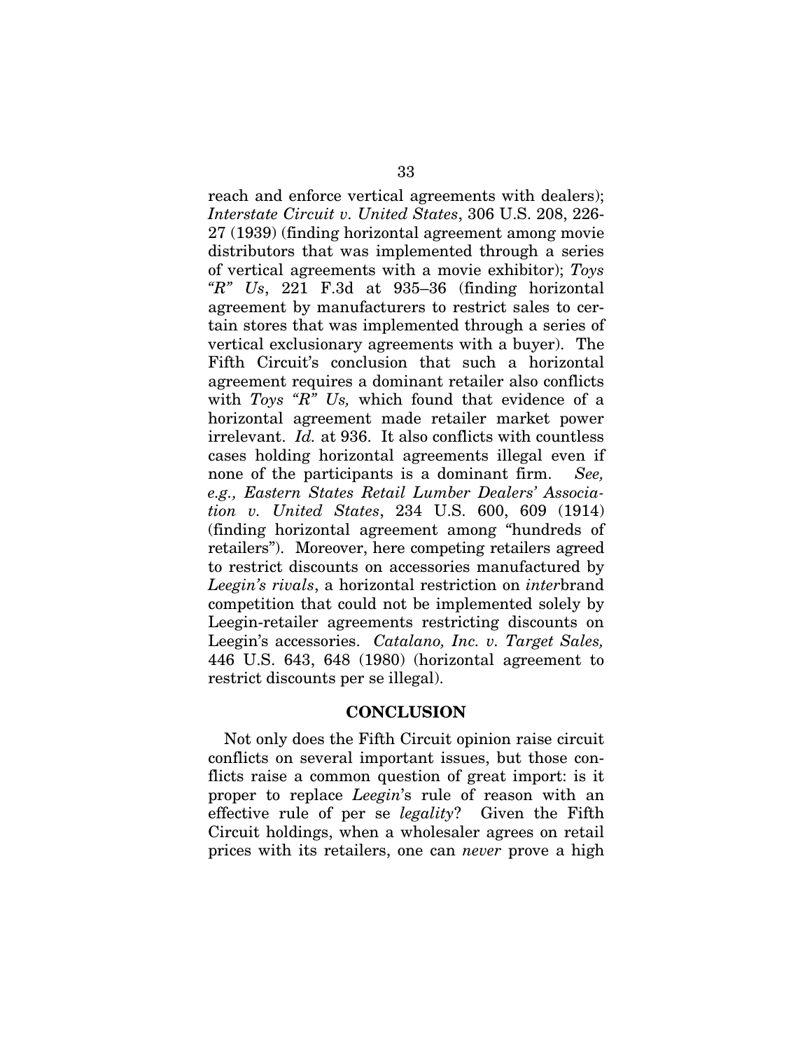reach and enforce vertical agreements with dealers); *Interstate Circuit v. United States*, 306 U.S. 208, 226-27 (1939) (finding horizontal agreement among movie distributors that was implemented through a series of vertical agreements with a movie exhibitor); *Toys "R" Us*, 221 F.3d at 935–36 (finding horizontal agreement by manufacturers to restrict sales to certain stores that was implemented through a series of vertical exclusionary agreements with a buyer). The Fifth Circuit's conclusion that such a horizontal agreement requires a dominant retailer also conflicts with *Toys "R" Us,* which found that evidence of a horizontal agreement made retailer market power irrelevant. *Id.* at 936. It also conflicts with countless cases holding horizontal agreements illegal even if none of the participants is a dominant firm. *See, e.g., Eastern States Retail Lumber Dealers' Association v. United States*, 234 U.S. 600, 609 (1914) (finding horizontal agreement among "hundreds of retailers"). Moreover, here competing retailers agreed to restrict discounts on accessories manufactured by *Leegin's rivals*, a horizontal restriction on *inter*brand competition that could not be implemented solely by Leegin-retailer agreements restricting discounts on Leegin's accessories. *Catalano, Inc. v. Target Sales,* 446 U.S. 643, 648 (1980) (horizontal agreement to restrict discounts per se illegal).

## CONCLUSION

Not only does the Fifth Circuit opinion raise circuit conflicts on several important issues, but those conflicts raise a common question of great import: is it proper to replace *Leegin*'s rule of reason with an effective rule of per se *legality*? Given the Fifth Circuit holdings, when a wholesaler agrees on retail prices with its retailers, one can *never* prove a high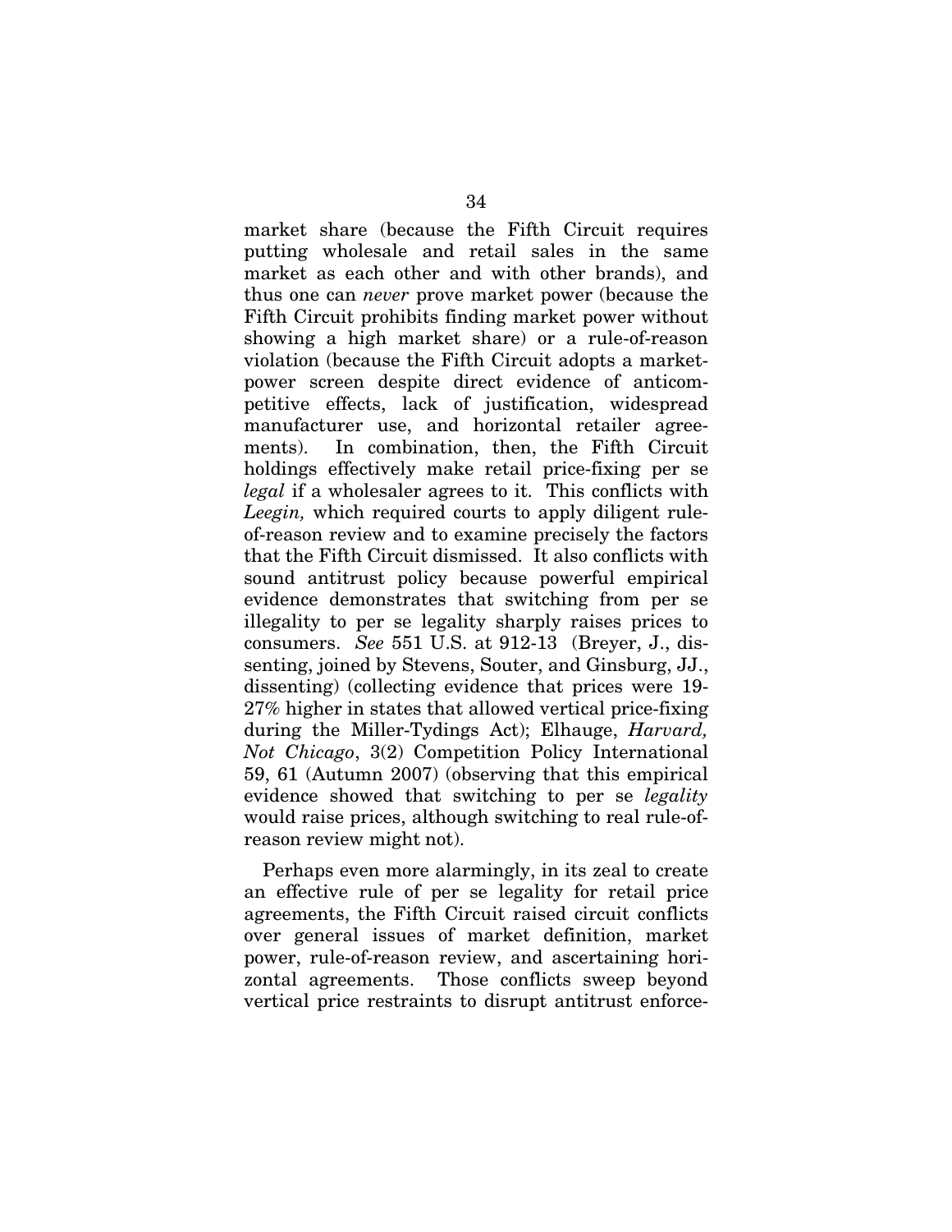market share (because the Fifth Circuit requires putting wholesale and retail sales in the same market as each other and with other brands), and thus one can *never* prove market power (because the Fifth Circuit prohibits finding market power without showing a high market share) or a rule-of-reason violation (because the Fifth Circuit adopts a market-power screen despite direct evidence of anticompetitive effects, lack of justification, widespread manufacturer use, and horizontal retailer agreements). In combination, then, the Fifth Circuit holdings effectively make retail price-fixing per se *legal* if a wholesaler agrees to it. This conflicts with *Leegin,* which required courts to apply diligent rule-of-reason review and to examine precisely the factors that the Fifth Circuit dismissed. It also conflicts with sound antitrust policy because powerful empirical evidence demonstrates that switching from per se illegality to per se legality sharply raises prices to consumers. *See* 551 U.S. at 912-13 (Breyer, J., dissenting, joined by Stevens, Souter, and Ginsburg, JJ., dissenting) (collecting evidence that prices were 19-27% higher in states that allowed vertical price-fixing during the Miller-Tydings Act); Elhauge, *Harvard, Not Chicago*, 3(2) Competition Policy International 59, 61 (Autumn 2007) (observing that this empirical evidence showed that switching to per se *legality* would raise prices, although switching to real rule-of-reason review might not).

Perhaps even more alarmingly, in its zeal to create an effective rule of per se legality for retail price agreements, the Fifth Circuit raised circuit conflicts over general issues of market definition, market power, rule-of-reason review, and ascertaining horizontal agreements. Those conflicts sweep beyond vertical price restraints to disrupt antitrust enforce-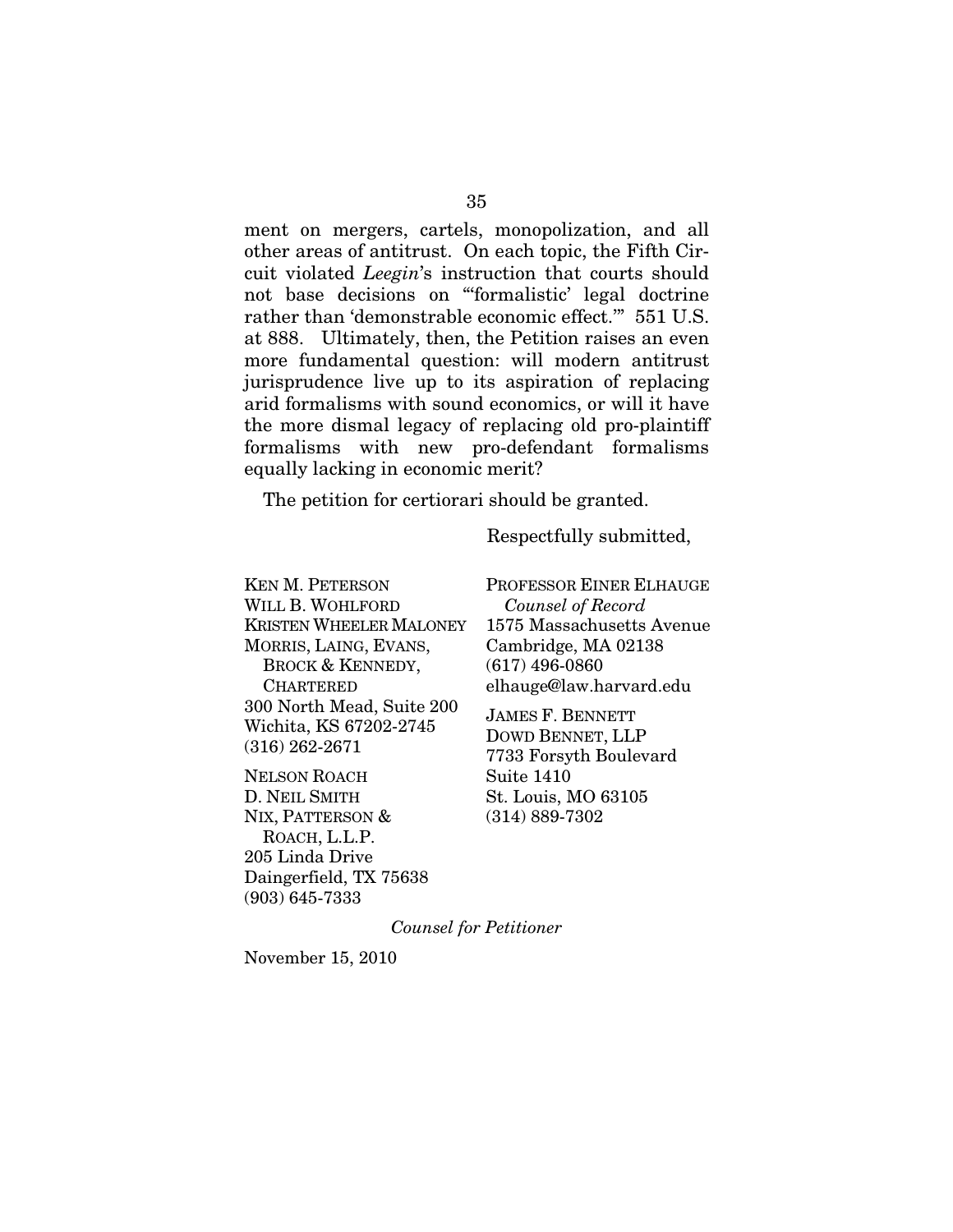ment on mergers, cartels, monopolization, and all other areas of antitrust. On each topic, the Fifth Circuit violated *Leegin*'s instruction that courts should not base decisions on "'formalistic' legal doctrine rather than 'demonstrable economic effect.'" 551 U.S. at 888. Ultimately, then, the Petition raises an even more fundamental question: will modern antitrust jurisprudence live up to its aspiration of replacing arid formalisms with sound economics, or will it have the more dismal legacy of replacing old pro-plaintiff formalisms with new pro-defendant formalisms equally lacking in economic merit?

The petition for certiorari should be granted.

Respectfully submitted,

KEN M. PETERSON
WILL B. WOHLFORD
KRISTEN WHEELER MALONEY
MORRIS, LAING, EVANS, BROCK & KENNEDY, CHARTERED
300 North Mead, Suite 200
Wichita, KS 67202-2745
(316) 262-2671

NELSON ROACH
D. NEIL SMITH
NIX, PATTERSON & ROACH, L.L.P.
205 Linda Drive
Daingerfield, TX 75638
(903) 645-7333

PROFESSOR EINER ELHAUGE
*Counsel of Record*
1575 Massachusetts Avenue
Cambridge, MA 02138
(617) 496-0860
elhauge@law.harvard.edu

JAMES F. BENNETT
DOWD BENNET, LLP
7733 Forsyth Boulevard
Suite 1410
St. Louis, MO 63105
(314) 889-7302

*Counsel for Petitioner*

November 15, 2010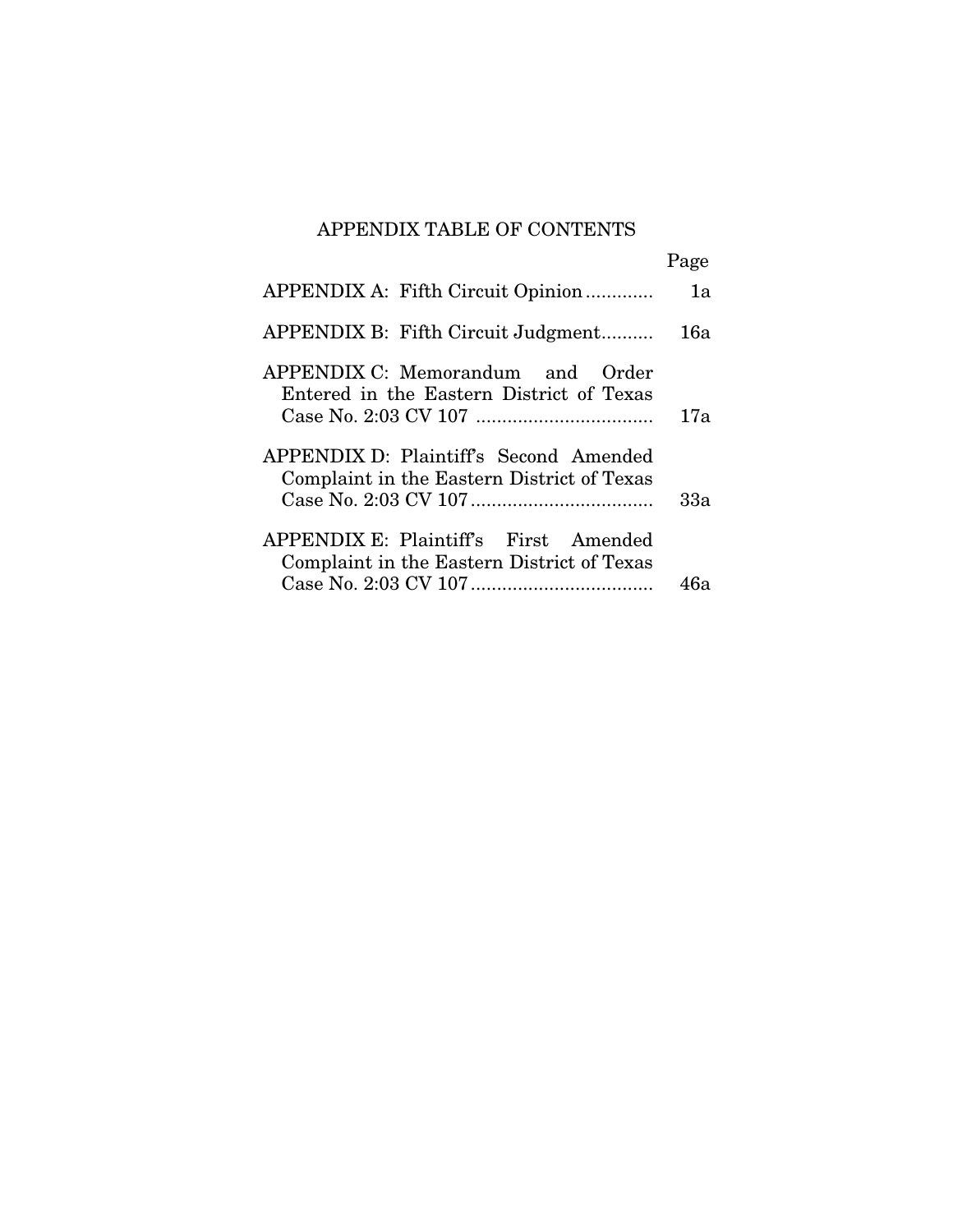# APPENDIX TABLE OF CONTENTS

| | Page |
|---|---|
| APPENDIX A: Fifth Circuit Opinion | 1a |
| APPENDIX B: Fifth Circuit Judgment | 16a |
| APPENDIX C: Memorandum and Order Entered in the Eastern District of Texas Case No. 2:03 CV 107 | 17a |
| APPENDIX D: Plaintiff's Second Amended Complaint in the Eastern District of Texas Case No. 2:03 CV 107 | 33a |
| APPENDIX E: Plaintiff's First Amended Complaint in the Eastern District of Texas Case No. 2:03 CV 107 | 46a |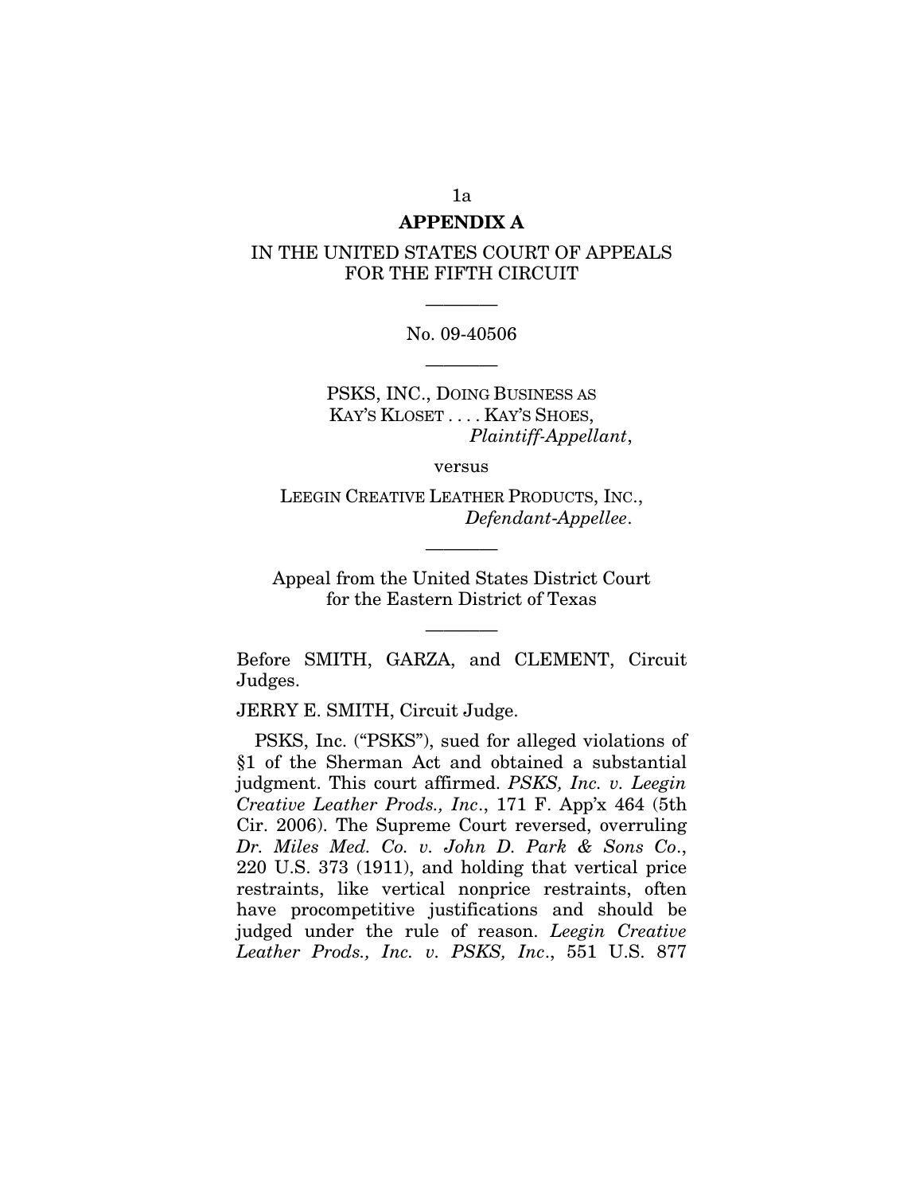## APPENDIX A

IN THE UNITED STATES COURT OF APPEALS FOR THE FIFTH CIRCUIT

————

No. 09-40506

————

PSKS, INC., DOING BUSINESS AS KAY'S KLOSET . . . . KAY'S SHOES,
*Plaintiff-Appellant*,

versus

LEEGIN CREATIVE LEATHER PRODUCTS, INC.,
*Defendant-Appellee*.

————

Appeal from the United States District Court for the Eastern District of Texas

————

Before SMITH, GARZA, and CLEMENT, Circuit Judges.

JERRY E. SMITH, Circuit Judge.

PSKS, Inc. ("PSKS"), sued for alleged violations of §1 of the Sherman Act and obtained a substantial judgment. This court affirmed. *PSKS, Inc. v. Leegin Creative Leather Prods., Inc*., 171 F. App'x 464 (5th Cir. 2006). The Supreme Court reversed, overruling *Dr. Miles Med. Co. v. John D. Park & Sons Co*., 220 U.S. 373 (1911), and holding that vertical price restraints, like vertical nonprice restraints, often have procompetitive justifications and should be judged under the rule of reason. *Leegin Creative Leather Prods., Inc. v. PSKS, Inc*., 551 U.S. 877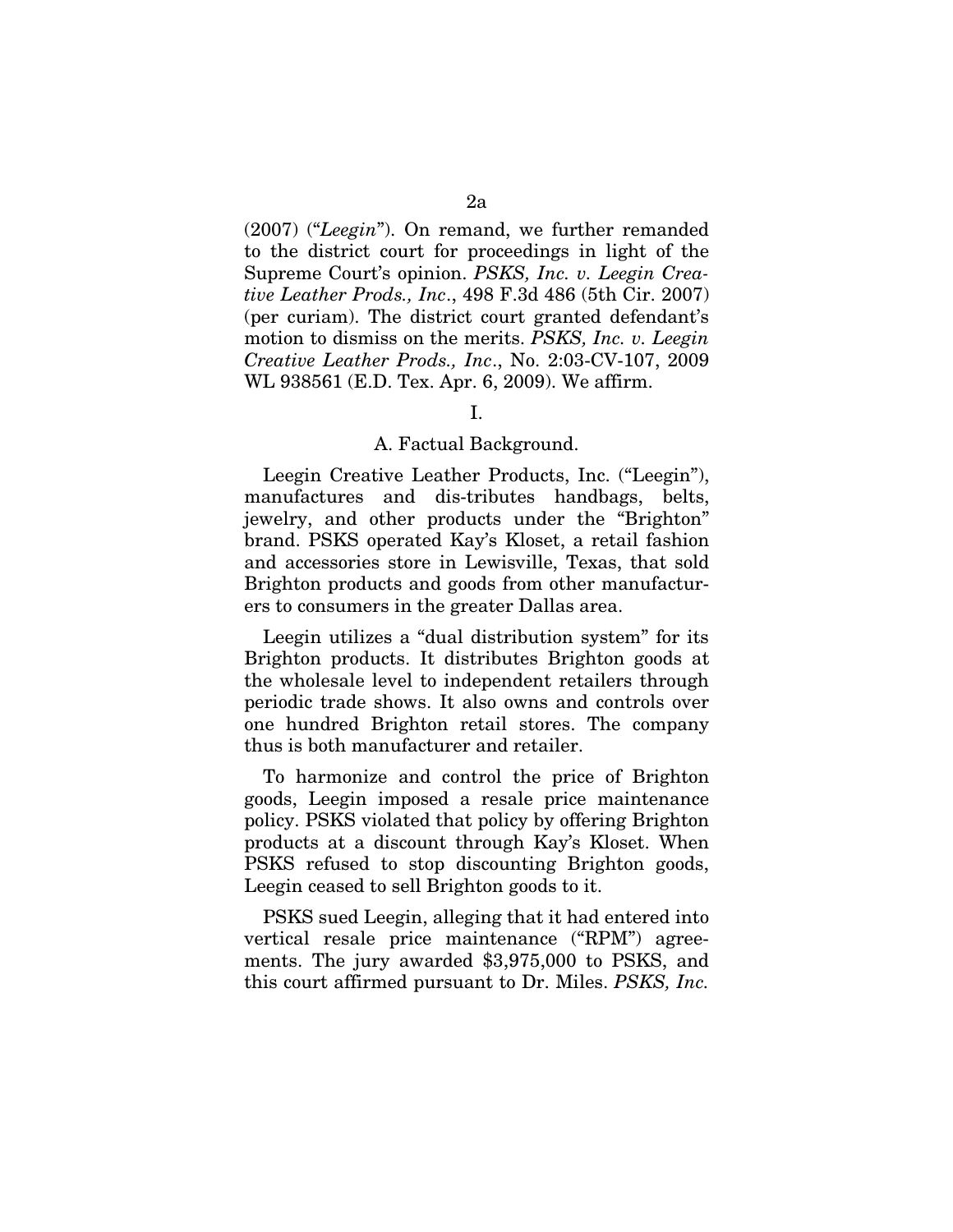(2007) ("*Leegin*"). On remand, we further remanded to the district court for proceedings in light of the Supreme Court's opinion. *PSKS, Inc. v. Leegin Creative Leather Prods., Inc*., 498 F.3d 486 (5th Cir. 2007) (per curiam). The district court granted defendant's motion to dismiss on the merits. *PSKS, Inc. v. Leegin Creative Leather Prods., Inc*., No. 2:03-CV-107, 2009 WL 938561 (E.D. Tex. Apr. 6, 2009). We affirm.

I.

A. Factual Background.

Leegin Creative Leather Products, Inc. ("Leegin"), manufactures and dis-tributes handbags, belts, jewelry, and other products under the "Brighton" brand. PSKS operated Kay's Kloset, a retail fashion and accessories store in Lewisville, Texas, that sold Brighton products and goods from other manufacturers to consumers in the greater Dallas area.

Leegin utilizes a "dual distribution system" for its Brighton products. It distributes Brighton goods at the wholesale level to independent retailers through periodic trade shows. It also owns and controls over one hundred Brighton retail stores. The company thus is both manufacturer and retailer.

To harmonize and control the price of Brighton goods, Leegin imposed a resale price maintenance policy. PSKS violated that policy by offering Brighton products at a discount through Kay's Kloset. When PSKS refused to stop discounting Brighton goods, Leegin ceased to sell Brighton goods to it.

PSKS sued Leegin, alleging that it had entered into vertical resale price maintenance ("RPM") agreements. The jury awarded $3,975,000 to PSKS, and this court affirmed pursuant to Dr. Miles. *PSKS, Inc.*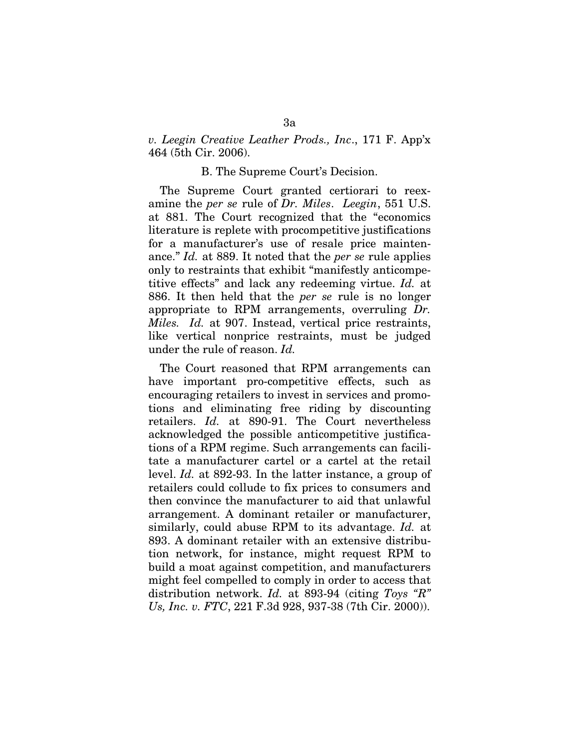*v. Leegin Creative Leather Prods., Inc*., 171 F. App'x 464 (5th Cir. 2006).

B. The Supreme Court's Decision.

The Supreme Court granted certiorari to reexamine the *per se* rule of *Dr. Miles*. *Leegin*, 551 U.S. at 881. The Court recognized that the "economics literature is replete with procompetitive justifications for a manufacturer's use of resale price maintenance." *Id.* at 889. It noted that the *per se* rule applies only to restraints that exhibit "manifestly anticompetitive effects" and lack any redeeming virtue. *Id.* at 886. It then held that the *per se* rule is no longer appropriate to RPM arrangements, overruling *Dr. Miles. Id.* at 907. Instead, vertical price restraints, like vertical nonprice restraints, must be judged under the rule of reason. *Id.*

The Court reasoned that RPM arrangements can have important pro-competitive effects, such as encouraging retailers to invest in services and promotions and eliminating free riding by discounting retailers. *Id.* at 890-91. The Court nevertheless acknowledged the possible anticompetitive justifications of a RPM regime. Such arrangements can facilitate a manufacturer cartel or a cartel at the retail level. *Id.* at 892-93. In the latter instance, a group of retailers could collude to fix prices to consumers and then convince the manufacturer to aid that unlawful arrangement. A dominant retailer or manufacturer, similarly, could abuse RPM to its advantage. *Id.* at 893. A dominant retailer with an extensive distribution network, for instance, might request RPM to build a moat against competition, and manufacturers might feel compelled to comply in order to access that distribution network. *Id.* at 893-94 (citing *Toys "R" Us, Inc. v. FTC*, 221 F.3d 928, 937-38 (7th Cir. 2000)).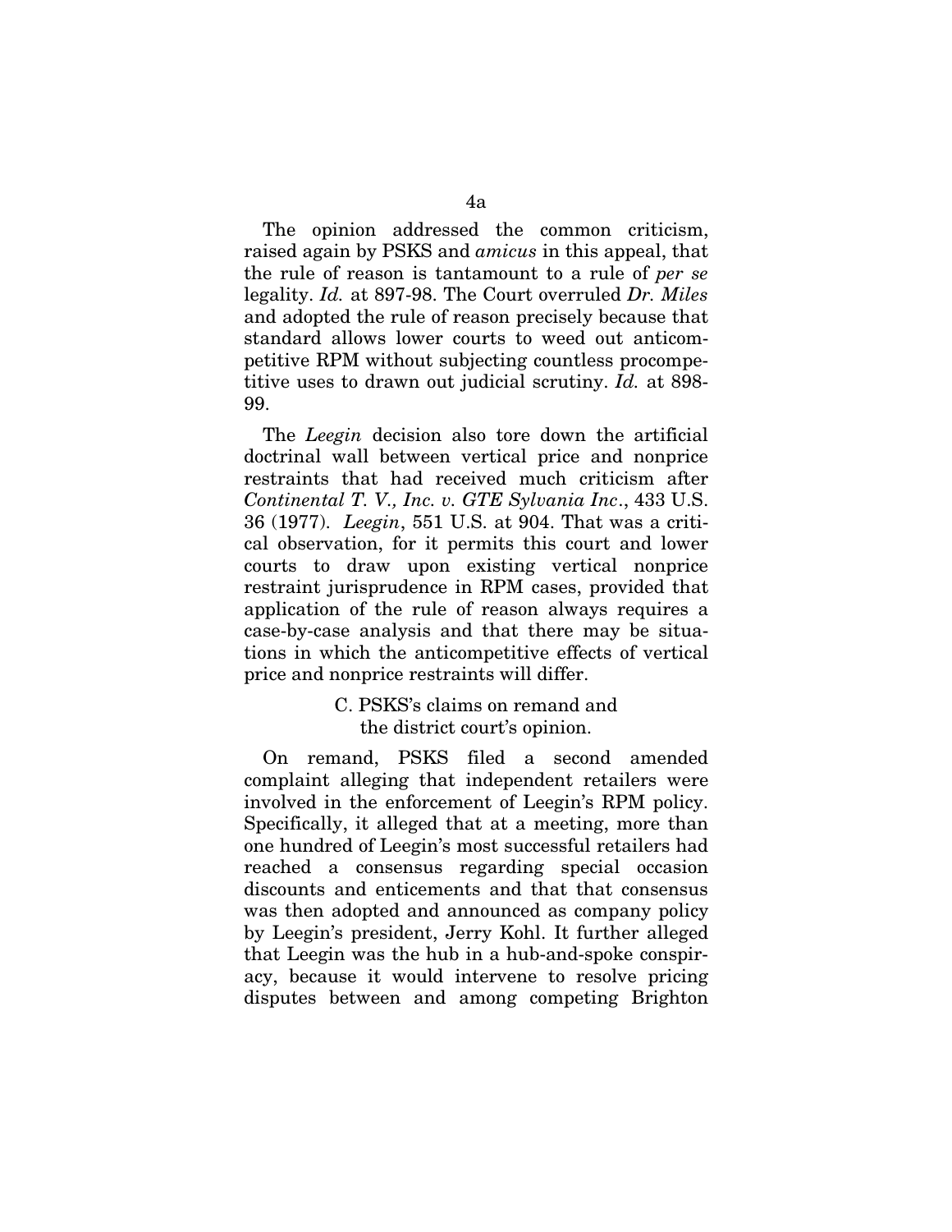The opinion addressed the common criticism, raised again by PSKS and *amicus* in this appeal, that the rule of reason is tantamount to a rule of *per se* legality. *Id.* at 897-98. The Court overruled *Dr. Miles* and adopted the rule of reason precisely because that standard allows lower courts to weed out anticompetitive RPM without subjecting countless procompetitive uses to drawn out judicial scrutiny. *Id.* at 898-99.

The *Leegin* decision also tore down the artificial doctrinal wall between vertical price and nonprice restraints that had received much criticism after *Continental T. V., Inc. v. GTE Sylvania Inc*., 433 U.S. 36 (1977). *Leegin*, 551 U.S. at 904. That was a critical observation, for it permits this court and lower courts to draw upon existing vertical nonprice restraint jurisprudence in RPM cases, provided that application of the rule of reason always requires a case-by-case analysis and that there may be situations in which the anticompetitive effects of vertical price and nonprice restraints will differ.

### C. PSKS's claims on remand and the district court's opinion.

On remand, PSKS filed a second amended complaint alleging that independent retailers were involved in the enforcement of Leegin's RPM policy. Specifically, it alleged that at a meeting, more than one hundred of Leegin's most successful retailers had reached a consensus regarding special occasion discounts and enticements and that that consensus was then adopted and announced as company policy by Leegin's president, Jerry Kohl. It further alleged that Leegin was the hub in a hub-and-spoke conspiracy, because it would intervene to resolve pricing disputes between and among competing Brighton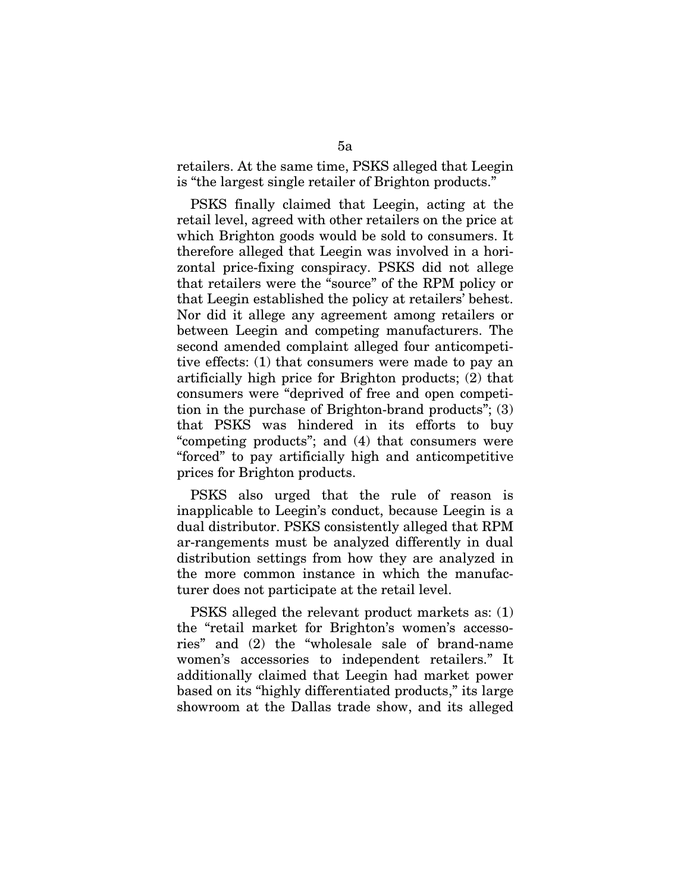retailers. At the same time, PSKS alleged that Leegin is "the largest single retailer of Brighton products."

PSKS finally claimed that Leegin, acting at the retail level, agreed with other retailers on the price at which Brighton goods would be sold to consumers. It therefore alleged that Leegin was involved in a horizontal price-fixing conspiracy. PSKS did not allege that retailers were the "source" of the RPM policy or that Leegin established the policy at retailers' behest. Nor did it allege any agreement among retailers or between Leegin and competing manufacturers. The second amended complaint alleged four anticompetitive effects: (1) that consumers were made to pay an artificially high price for Brighton products; (2) that consumers were "deprived of free and open competition in the purchase of Brighton-brand products"; (3) that PSKS was hindered in its efforts to buy "competing products"; and (4) that consumers were "forced" to pay artificially high and anticompetitive prices for Brighton products.

PSKS also urged that the rule of reason is inapplicable to Leegin's conduct, because Leegin is a dual distributor. PSKS consistently alleged that RPM ar-rangements must be analyzed differently in dual distribution settings from how they are analyzed in the more common instance in which the manufacturer does not participate at the retail level.

PSKS alleged the relevant product markets as: (1) the "retail market for Brighton's women's accessories" and (2) the "wholesale sale of brand-name women's accessories to independent retailers." It additionally claimed that Leegin had market power based on its "highly differentiated products," its large showroom at the Dallas trade show, and its alleged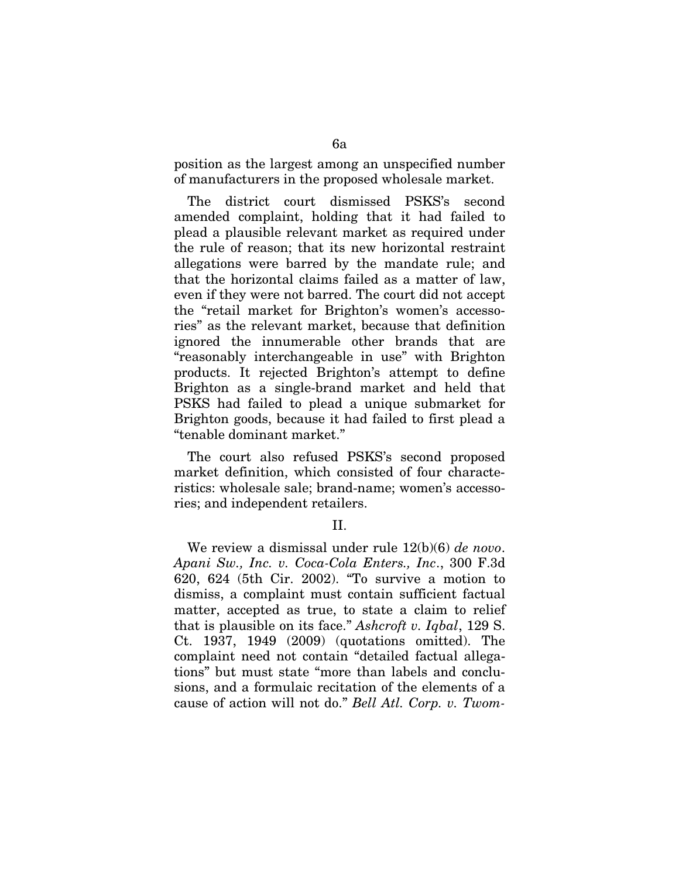position as the largest among an unspecified number of manufacturers in the proposed wholesale market.

The district court dismissed PSKS's second amended complaint, holding that it had failed to plead a plausible relevant market as required under the rule of reason; that its new horizontal restraint allegations were barred by the mandate rule; and that the horizontal claims failed as a matter of law, even if they were not barred. The court did not accept the "retail market for Brighton's women's accessories" as the relevant market, because that definition ignored the innumerable other brands that are "reasonably interchangeable in use" with Brighton products. It rejected Brighton's attempt to define Brighton as a single-brand market and held that PSKS had failed to plead a unique submarket for Brighton goods, because it had failed to first plead a "tenable dominant market."

The court also refused PSKS's second proposed market definition, which consisted of four characteristics: wholesale sale; brand-name; women's accessories; and independent retailers.

## II.

We review a dismissal under rule 12(b)(6) *de novo*. *Apani Sw., Inc. v. Coca-Cola Enters., Inc*., 300 F.3d 620, 624 (5th Cir. 2002). "To survive a motion to dismiss, a complaint must contain sufficient factual matter, accepted as true, to state a claim to relief that is plausible on its face." *Ashcroft v. Iqbal*, 129 S. Ct. 1937, 1949 (2009) (quotations omitted). The complaint need not contain "detailed factual allegations" but must state "more than labels and conclusions, and a formulaic recitation of the elements of a cause of action will not do." *Bell Atl. Corp. v. Twom-*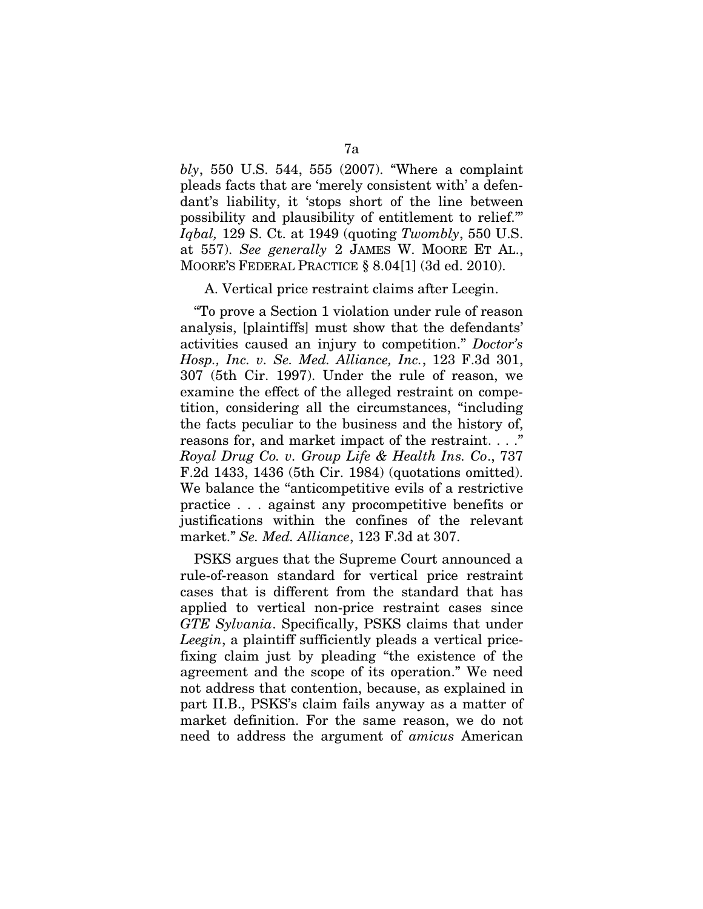*bly*, 550 U.S. 544, 555 (2007). "Where a complaint pleads facts that are 'merely consistent with' a defendant's liability, it 'stops short of the line between possibility and plausibility of entitlement to relief.'" *Iqbal,* 129 S. Ct. at 1949 (quoting *Twombly*, 550 U.S. at 557). *See generally* 2 JAMES W. MOORE ET AL., MOORE'S FEDERAL PRACTICE § 8.04[1] (3d ed. 2010).

A. Vertical price restraint claims after Leegin.

"To prove a Section 1 violation under rule of reason analysis, [plaintiffs] must show that the defendants' activities caused an injury to competition." *Doctor's Hosp., Inc. v. Se. Med. Alliance, Inc.*, 123 F.3d 301, 307 (5th Cir. 1997). Under the rule of reason, we examine the effect of the alleged restraint on competition, considering all the circumstances, "including the facts peculiar to the business and the history of, reasons for, and market impact of the restraint. . . ." *Royal Drug Co. v. Group Life & Health Ins. Co*., 737 F.2d 1433, 1436 (5th Cir. 1984) (quotations omitted). We balance the "anticompetitive evils of a restrictive practice . . . against any procompetitive benefits or justifications within the confines of the relevant market." *Se. Med. Alliance*, 123 F.3d at 307.

PSKS argues that the Supreme Court announced a rule-of-reason standard for vertical price restraint cases that is different from the standard that has applied to vertical non-price restraint cases since *GTE Sylvania*. Specifically, PSKS claims that under *Leegin*, a plaintiff sufficiently pleads a vertical price-fixing claim just by pleading "the existence of the agreement and the scope of its operation." We need not address that contention, because, as explained in part II.B., PSKS's claim fails anyway as a matter of market definition. For the same reason, we do not need to address the argument of *amicus* American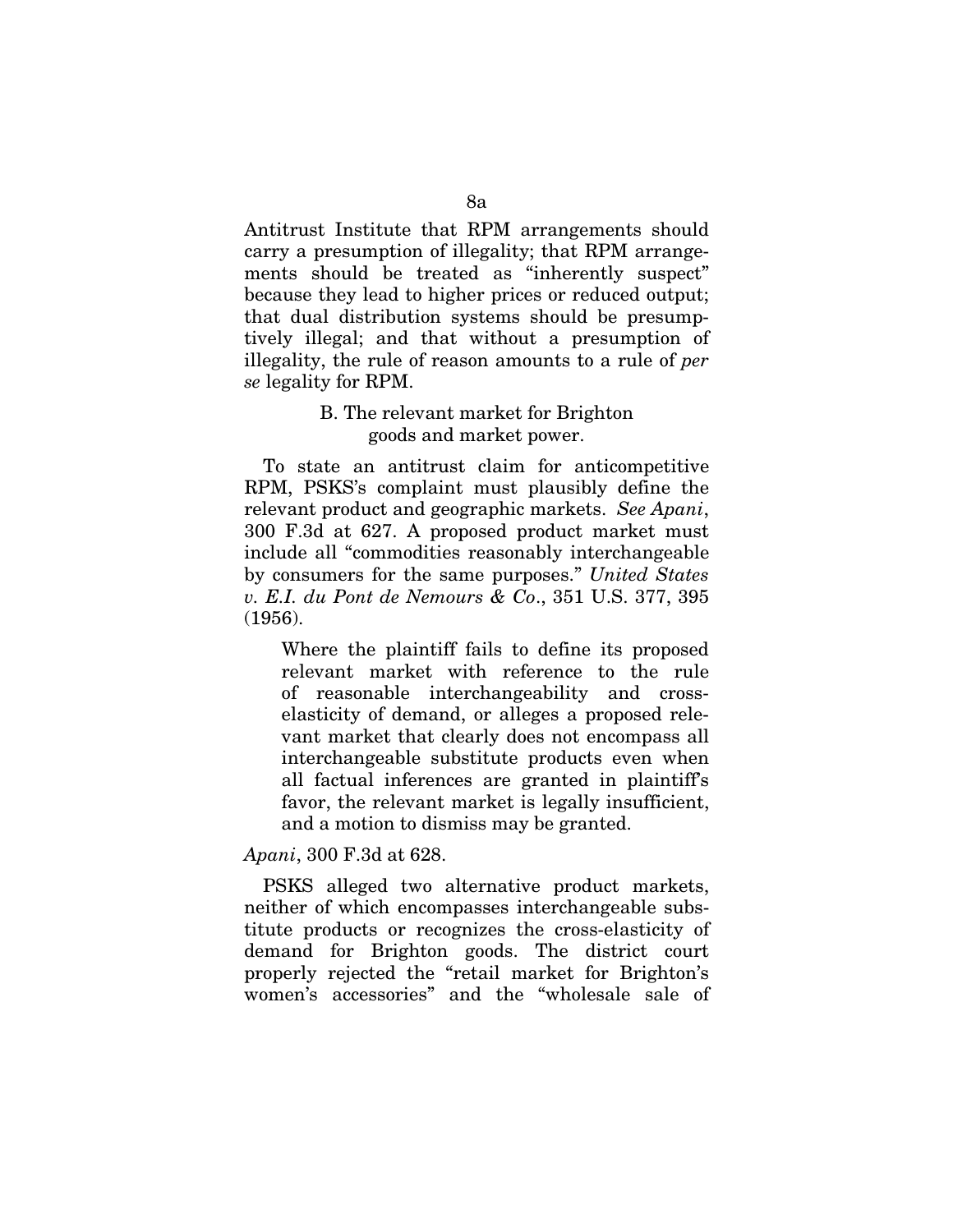Antitrust Institute that RPM arrangements should carry a presumption of illegality; that RPM arrangements should be treated as "inherently suspect" because they lead to higher prices or reduced output; that dual distribution systems should be presumptively illegal; and that without a presumption of illegality, the rule of reason amounts to a rule of *per se* legality for RPM.

B. The relevant market for Brighton goods and market power.

To state an antitrust claim for anticompetitive RPM, PSKS's complaint must plausibly define the relevant product and geographic markets. *See Apani*, 300 F.3d at 627. A proposed product market must include all "commodities reasonably interchangeable by consumers for the same purposes." *United States v. E.I. du Pont de Nemours & Co*., 351 U.S. 377, 395 (1956).

> Where the plaintiff fails to define its proposed relevant market with reference to the rule of reasonable interchangeability and cross-elasticity of demand, or alleges a proposed relevant market that clearly does not encompass all interchangeable substitute products even when all factual inferences are granted in plaintiff's favor, the relevant market is legally insufficient, and a motion to dismiss may be granted.

*Apani*, 300 F.3d at 628.

PSKS alleged two alternative product markets, neither of which encompasses interchangeable substitute products or recognizes the cross-elasticity of demand for Brighton goods. The district court properly rejected the "retail market for Brighton's women's accessories" and the "wholesale sale of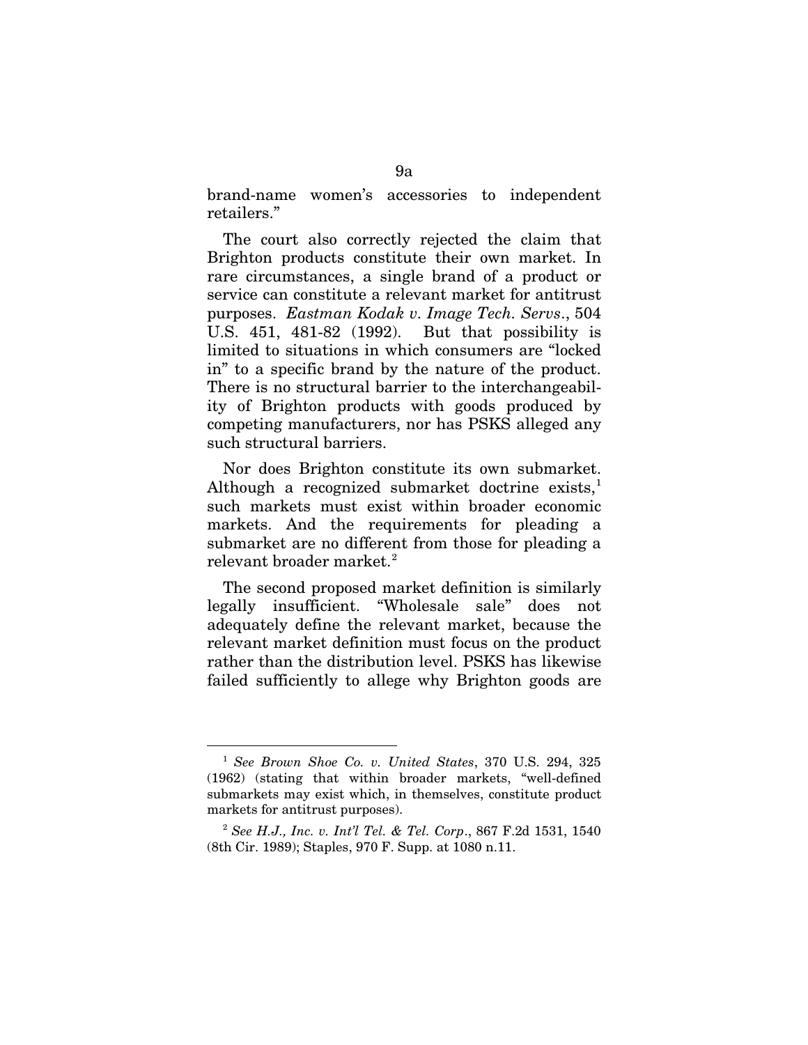brand-name women's accessories to independent retailers."

The court also correctly rejected the claim that Brighton products constitute their own market. In rare circumstances, a single brand of a product or service can constitute a relevant market for antitrust purposes. *Eastman Kodak v. Image Tech. Servs*., 504 U.S. 451, 481-82 (1992). But that possibility is limited to situations in which consumers are "locked in" to a specific brand by the nature of the product. There is no structural barrier to the interchangeability of Brighton products with goods produced by competing manufacturers, nor has PSKS alleged any such structural barriers.

Nor does Brighton constitute its own submarket. Although a recognized submarket doctrine exists,[1] such markets must exist within broader economic markets. And the requirements for pleading a submarket are no different from those for pleading a relevant broader market.[2]

The second proposed market definition is similarly legally insufficient. "Wholesale sale" does not adequately define the relevant market, because the relevant market definition must focus on the product rather than the distribution level. PSKS has likewise failed sufficiently to allege why Brighton goods are

---

[1] *See Brown Shoe Co. v. United States*, 370 U.S. 294, 325 (1962) (stating that within broader markets, "well-defined submarkets may exist which, in themselves, constitute product markets for antitrust purposes).

[2] *See H.J., Inc. v. Int'l Tel. & Tel. Corp*., 867 F.2d 1531, 1540 (8th Cir. 1989); Staples, 970 F. Supp. at 1080 n.11.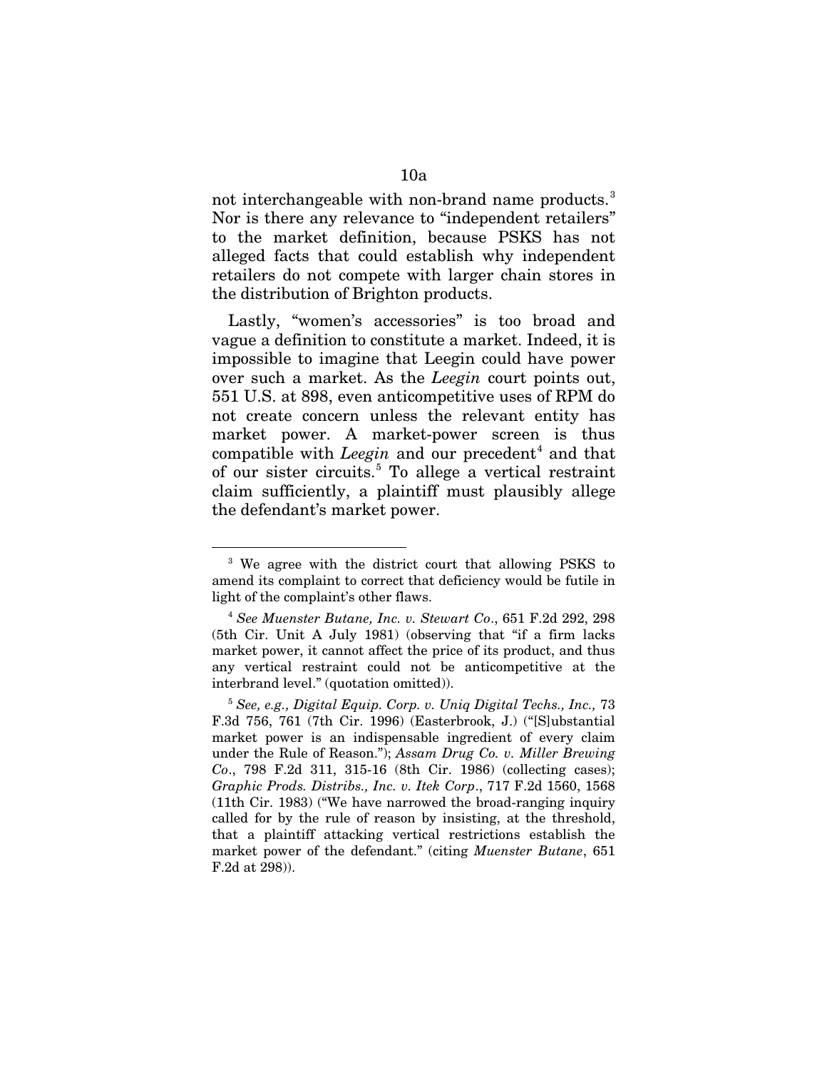not interchangeable with non-brand name products.[3] Nor is there any relevance to "independent retailers" to the market definition, because PSKS has not alleged facts that could establish why independent retailers do not compete with larger chain stores in the distribution of Brighton products.

Lastly, "women's accessories" is too broad and vague a definition to constitute a market. Indeed, it is impossible to imagine that Leegin could have power over such a market. As the *Leegin* court points out, 551 U.S. at 898, even anticompetitive uses of RPM do not create concern unless the relevant entity has market power. A market-power screen is thus compatible with *Leegin* and our precedent[4] and that of our sister circuits.[5] To allege a vertical restraint claim sufficiently, a plaintiff must plausibly allege the defendant's market power.

---

[3] We agree with the district court that allowing PSKS to amend its complaint to correct that deficiency would be futile in light of the complaint's other flaws.

[4] *See Muenster Butane, Inc. v. Stewart Co*., 651 F.2d 292, 298 (5th Cir. Unit A July 1981) (observing that "if a firm lacks market power, it cannot affect the price of its product, and thus any vertical restraint could not be anticompetitive at the interbrand level." (quotation omitted)).

[5] *See, e.g., Digital Equip. Corp. v. Uniq Digital Techs., Inc.,* 73 F.3d 756, 761 (7th Cir. 1996) (Easterbrook, J.) ("[S]ubstantial market power is an indispensable ingredient of every claim under the Rule of Reason."); *Assam Drug Co. v. Miller Brewing Co*., 798 F.2d 311, 315-16 (8th Cir. 1986) (collecting cases); *Graphic Prods. Distribs., Inc. v. Itek Corp*., 717 F.2d 1560, 1568 (11th Cir. 1983) ("We have narrowed the broad-ranging inquiry called for by the rule of reason by insisting, at the threshold, that a plaintiff attacking vertical restrictions establish the market power of the defendant." (citing *Muenster Butane*, 651 F.2d at 298)).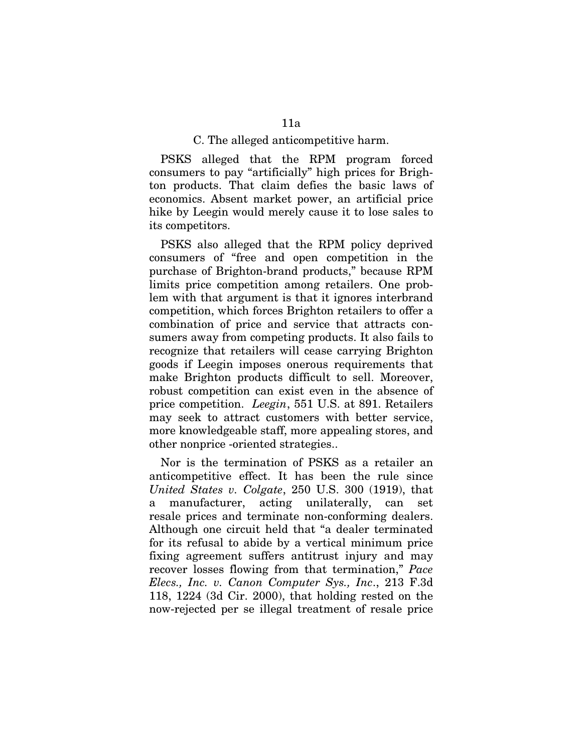### C. The alleged anticompetitive harm.

PSKS alleged that the RPM program forced consumers to pay "artificially" high prices for Brighton products. That claim defies the basic laws of economics. Absent market power, an artificial price hike by Leegin would merely cause it to lose sales to its competitors.

PSKS also alleged that the RPM policy deprived consumers of "free and open competition in the purchase of Brighton-brand products," because RPM limits price competition among retailers. One problem with that argument is that it ignores interbrand competition, which forces Brighton retailers to offer a combination of price and service that attracts consumers away from competing products. It also fails to recognize that retailers will cease carrying Brighton goods if Leegin imposes onerous requirements that make Brighton products difficult to sell. Moreover, robust competition can exist even in the absence of price competition. *Leegin*, 551 U.S. at 891. Retailers may seek to attract customers with better service, more knowledgeable staff, more appealing stores, and other nonprice -oriented strategies..

Nor is the termination of PSKS as a retailer an anticompetitive effect. It has been the rule since *United States v. Colgate*, 250 U.S. 300 (1919), that a manufacturer, acting unilaterally, can set resale prices and terminate non-conforming dealers. Although one circuit held that "a dealer terminated for its refusal to abide by a vertical minimum price fixing agreement suffers antitrust injury and may recover losses flowing from that termination," *Pace Elecs., Inc. v. Canon Computer Sys., Inc.*, 213 F.3d 118, 1224 (3d Cir. 2000), that holding rested on the now-rejected per se illegal treatment of resale price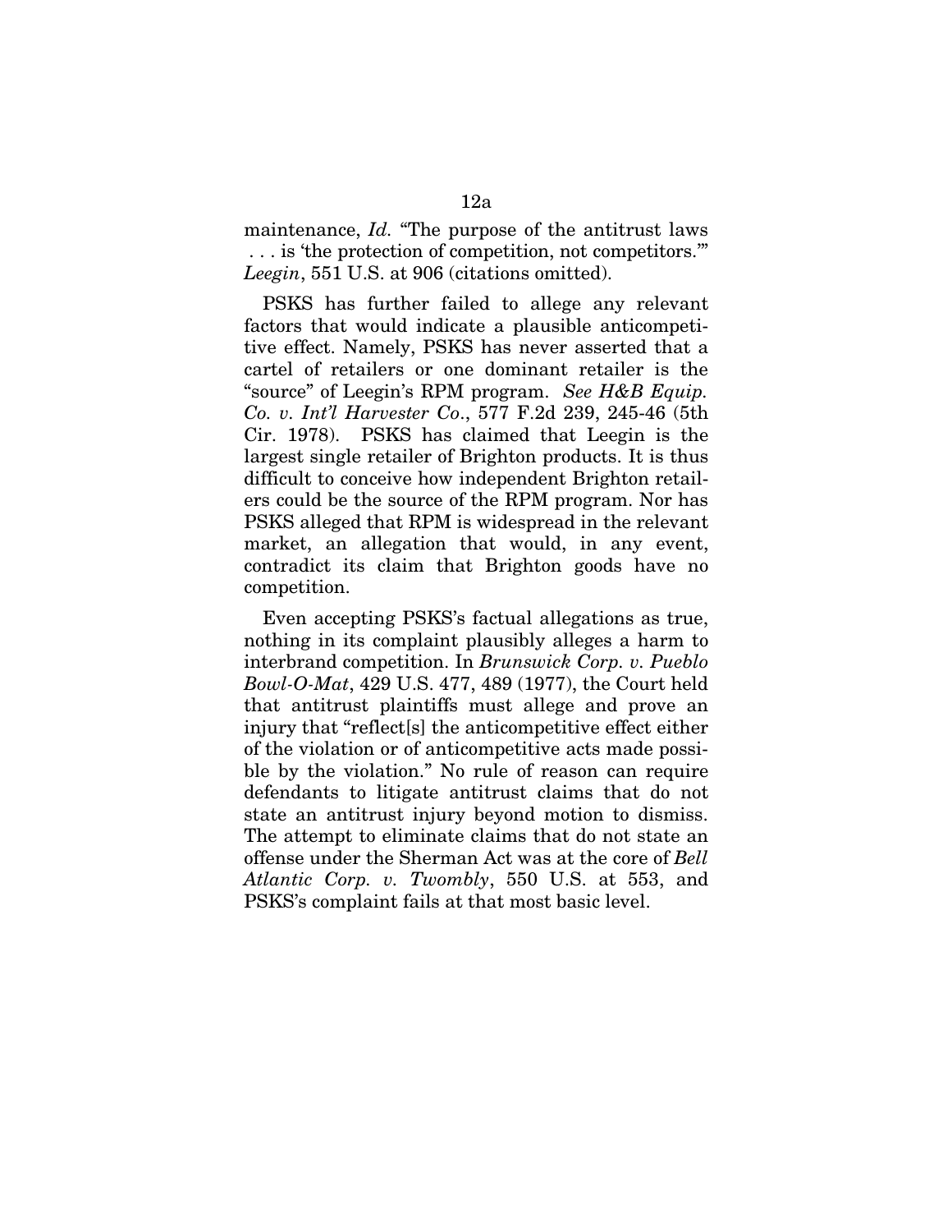maintenance, *Id.* "The purpose of the antitrust laws . . . is 'the protection of competition, not competitors.'" *Leegin*, 551 U.S. at 906 (citations omitted).

PSKS has further failed to allege any relevant factors that would indicate a plausible anticompetitive effect. Namely, PSKS has never asserted that a cartel of retailers or one dominant retailer is the "source" of Leegin's RPM program. *See H&B Equip. Co. v. Int'l Harvester Co.*, 577 F.2d 239, 245-46 (5th Cir. 1978). PSKS has claimed that Leegin is the largest single retailer of Brighton products. It is thus difficult to conceive how independent Brighton retailers could be the source of the RPM program. Nor has PSKS alleged that RPM is widespread in the relevant market, an allegation that would, in any event, contradict its claim that Brighton goods have no competition.

Even accepting PSKS's factual allegations as true, nothing in its complaint plausibly alleges a harm to interbrand competition. In *Brunswick Corp. v. Pueblo Bowl-O-Mat*, 429 U.S. 477, 489 (1977), the Court held that antitrust plaintiffs must allege and prove an injury that "reflect[s] the anticompetitive effect either of the violation or of anticompetitive acts made possible by the violation." No rule of reason can require defendants to litigate antitrust claims that do not state an antitrust injury beyond motion to dismiss. The attempt to eliminate claims that do not state an offense under the Sherman Act was at the core of *Bell Atlantic Corp. v. Twombly*, 550 U.S. at 553, and PSKS's complaint fails at that most basic level.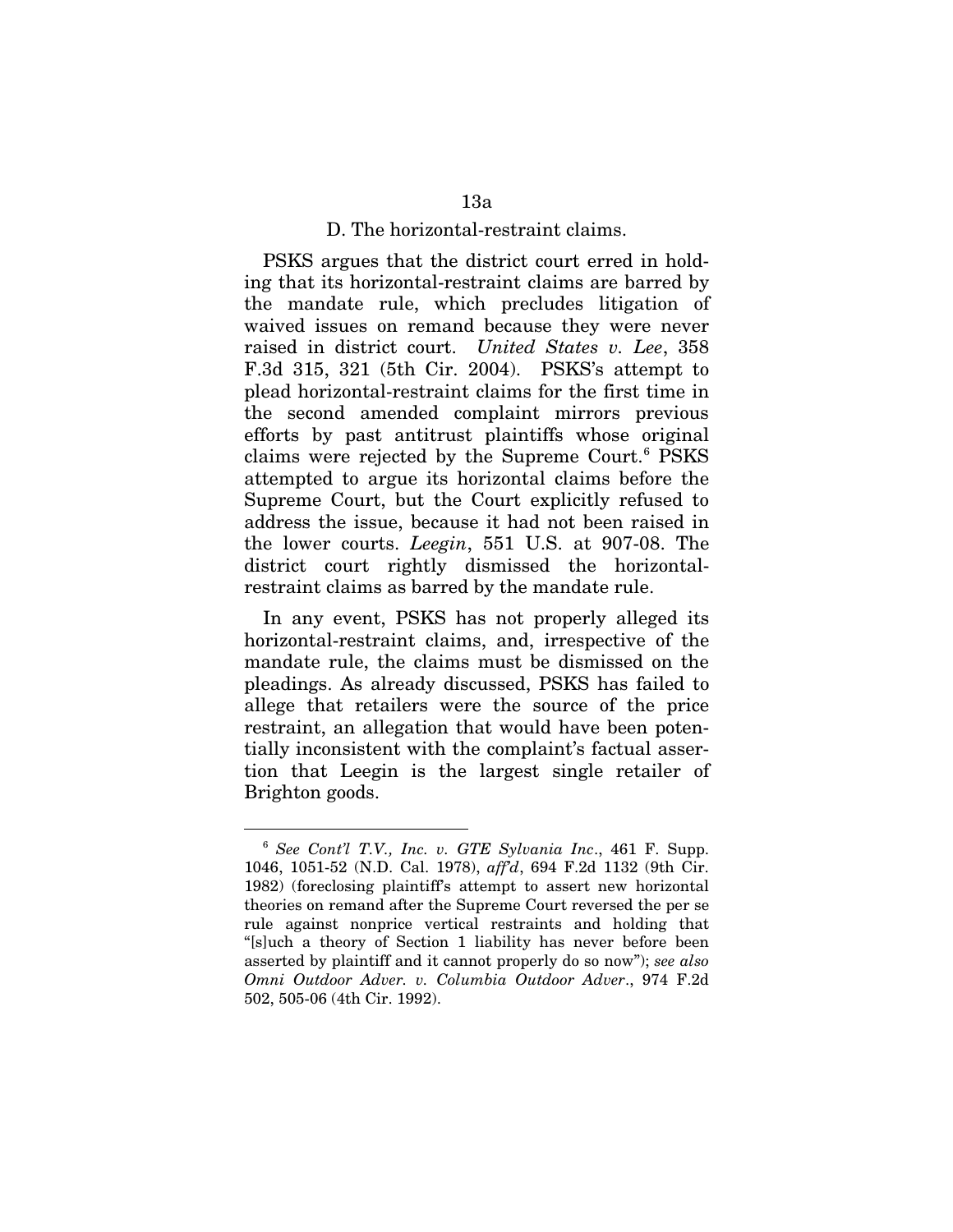### D. The horizontal-restraint claims.

PSKS argues that the district court erred in holding that its horizontal-restraint claims are barred by the mandate rule, which precludes litigation of waived issues on remand because they were never raised in district court. *United States v. Lee*, 358 F.3d 315, 321 (5th Cir. 2004). PSKS's attempt to plead horizontal-restraint claims for the first time in the second amended complaint mirrors previous efforts by past antitrust plaintiffs whose original claims were rejected by the Supreme Court.[6] PSKS attempted to argue its horizontal claims before the Supreme Court, but the Court explicitly refused to address the issue, because it had not been raised in the lower courts. *Leegin*, 551 U.S. at 907-08. The district court rightly dismissed the horizontal-restraint claims as barred by the mandate rule.

In any event, PSKS has not properly alleged its horizontal-restraint claims, and, irrespective of the mandate rule, the claims must be dismissed on the pleadings. As already discussed, PSKS has failed to allege that retailers were the source of the price restraint, an allegation that would have been potentially inconsistent with the complaint's factual assertion that Leegin is the largest single retailer of Brighton goods.

---

[6] *See Cont'l T.V., Inc. v. GTE Sylvania Inc*., 461 F. Supp. 1046, 1051-52 (N.D. Cal. 1978), *aff'd*, 694 F.2d 1132 (9th Cir. 1982) (foreclosing plaintiff's attempt to assert new horizontal theories on remand after the Supreme Court reversed the per se rule against nonprice vertical restraints and holding that "[s]uch a theory of Section 1 liability has never before been asserted by plaintiff and it cannot properly do so now"); *see also Omni Outdoor Adver. v. Columbia Outdoor Adver*., 974 F.2d 502, 505-06 (4th Cir. 1992).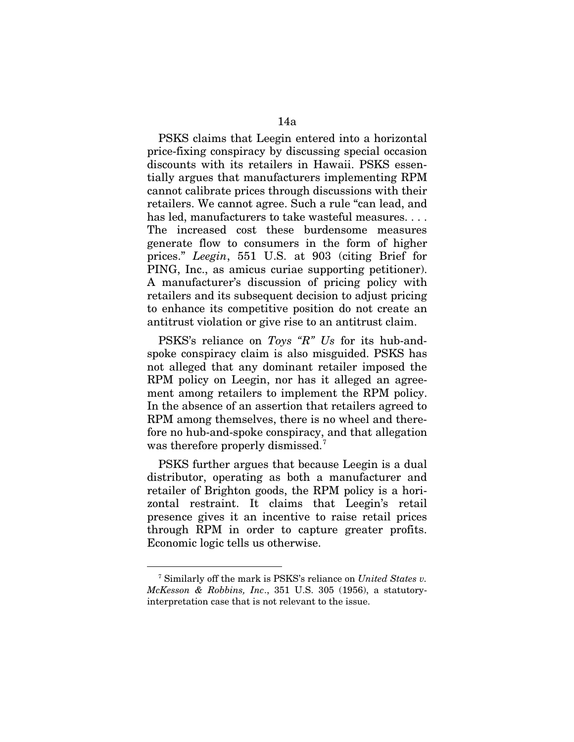PSKS claims that Leegin entered into a horizontal price-fixing conspiracy by discussing special occasion discounts with its retailers in Hawaii. PSKS essentially argues that manufacturers implementing RPM cannot calibrate prices through discussions with their retailers. We cannot agree. Such a rule "can lead, and has led, manufacturers to take wasteful measures. . . . The increased cost these burdensome measures generate flow to consumers in the form of higher prices." *Leegin*, 551 U.S. at 903 (citing Brief for PING, Inc., as amicus curiae supporting petitioner). A manufacturer's discussion of pricing policy with retailers and its subsequent decision to adjust pricing to enhance its competitive position do not create an antitrust violation or give rise to an antitrust claim.

PSKS's reliance on *Toys "R" Us* for its hub-and-spoke conspiracy claim is also misguided. PSKS has not alleged that any dominant retailer imposed the RPM policy on Leegin, nor has it alleged an agreement among retailers to implement the RPM policy. In the absence of an assertion that retailers agreed to RPM among themselves, there is no wheel and therefore no hub-and-spoke conspiracy, and that allegation was therefore properly dismissed.[7]

PSKS further argues that because Leegin is a dual distributor, operating as both a manufacturer and retailer of Brighton goods, the RPM policy is a horizontal restraint. It claims that Leegin's retail presence gives it an incentive to raise retail prices through RPM in order to capture greater profits. Economic logic tells us otherwise.

---

[7] Similarly off the mark is PSKS's reliance on *United States v. McKesson & Robbins, Inc*., 351 U.S. 305 (1956), a statutory-interpretation case that is not relevant to the issue.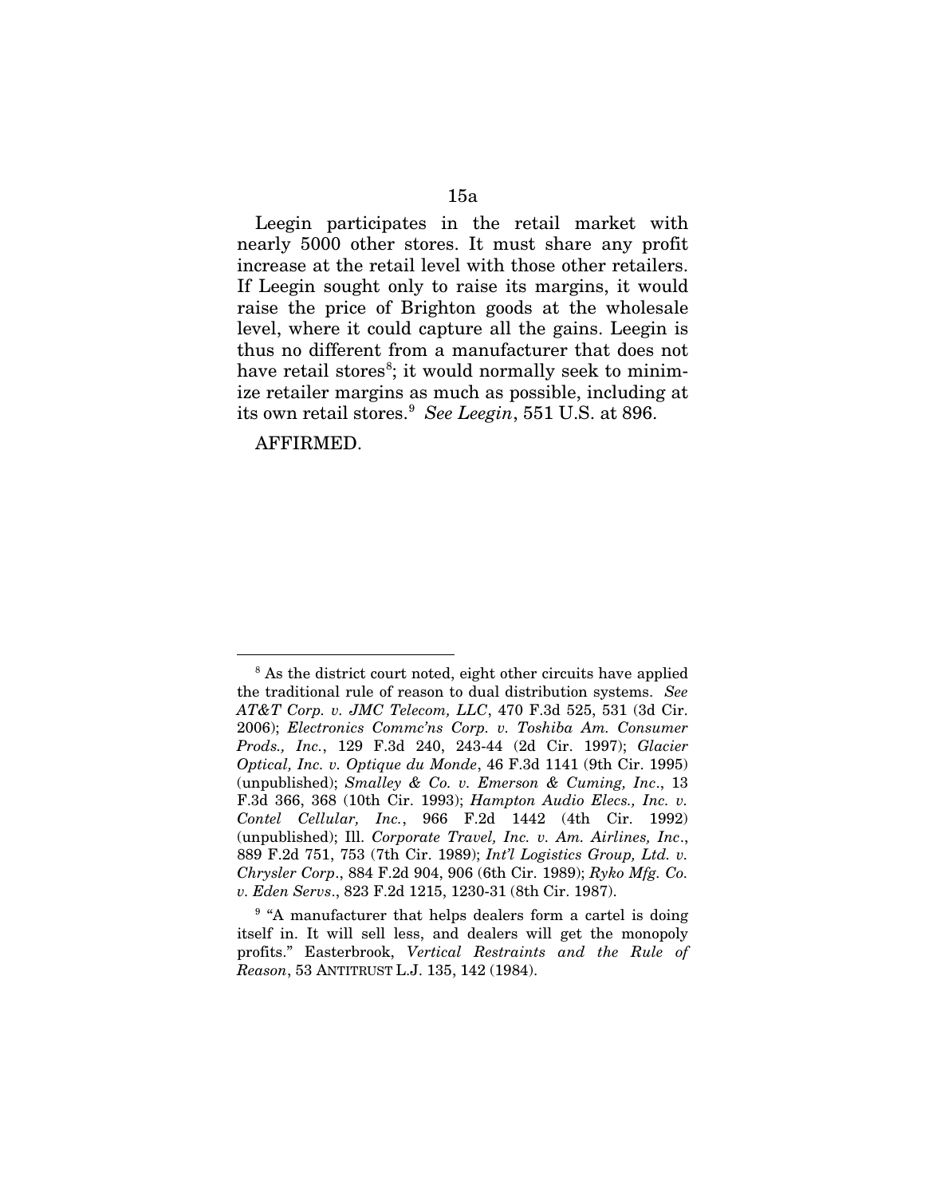Leegin participates in the retail market with nearly 5000 other stores. It must share any profit increase at the retail level with those other retailers. If Leegin sought only to raise its margins, it would raise the price of Brighton goods at the wholesale level, where it could capture all the gains. Leegin is thus no different from a manufacturer that does not have retail stores[8]; it would normally seek to minimize retailer margins as much as possible, including at its own retail stores.[9] *See Leegin*, 551 U.S. at 896.

AFFIRMED.

---

[8] As the district court noted, eight other circuits have applied the traditional rule of reason to dual distribution systems. *See AT&T Corp. v. JMC Telecom, LLC*, 470 F.3d 525, 531 (3d Cir. 2006); *Electronics Commc'ns Corp. v. Toshiba Am. Consumer Prods., Inc.*, 129 F.3d 240, 243-44 (2d Cir. 1997); *Glacier Optical, Inc. v. Optique du Monde*, 46 F.3d 1141 (9th Cir. 1995) (unpublished); *Smalley & Co. v. Emerson & Cuming, Inc*., 13 F.3d 366, 368 (10th Cir. 1993); *Hampton Audio Elecs., Inc. v. Contel Cellular, Inc.*, 966 F.2d 1442 (4th Cir. 1992) (unpublished); Ill. *Corporate Travel, Inc. v. Am. Airlines, Inc*., 889 F.2d 751, 753 (7th Cir. 1989); *Int'l Logistics Group, Ltd. v. Chrysler Corp*., 884 F.2d 904, 906 (6th Cir. 1989); *Ryko Mfg. Co. v. Eden Servs*., 823 F.2d 1215, 1230-31 (8th Cir. 1987).

[9] "A manufacturer that helps dealers form a cartel is doing itself in. It will sell less, and dealers will get the monopoly profits." Easterbrook, *Vertical Restraints and the Rule of Reason*, 53 ANTITRUST L.J. 135, 142 (1984).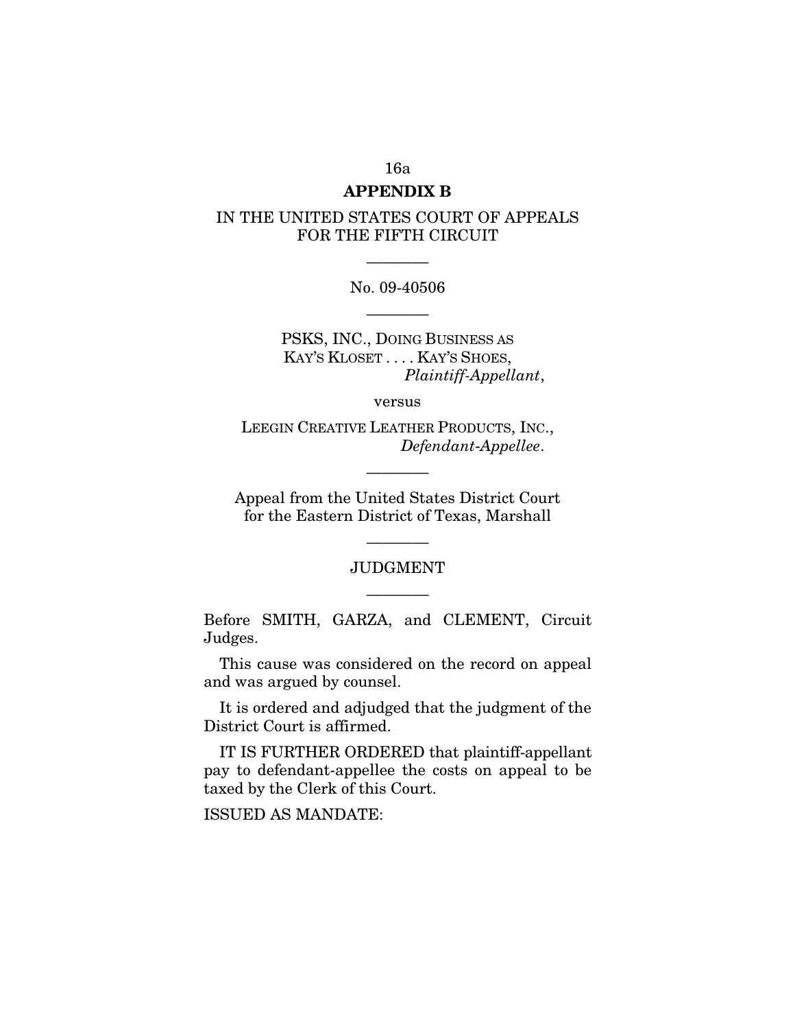## APPENDIX B

IN THE UNITED STATES COURT OF APPEALS
FOR THE FIFTH CIRCUIT

————

No. 09-40506

————

PSKS, INC., DOING BUSINESS AS
KAY'S KLOSET . . . . KAY'S SHOES,
*Plaintiff-Appellant*,

versus

LEEGIN CREATIVE LEATHER PRODUCTS, INC.,
*Defendant-Appellee*.

————

Appeal from the United States District Court
for the Eastern District of Texas, Marshall

————

JUDGMENT

————

Before SMITH, GARZA, and CLEMENT, Circuit Judges.

This cause was considered on the record on appeal and was argued by counsel.

It is ordered and adjudged that the judgment of the District Court is affirmed.

IT IS FURTHER ORDERED that plaintiff-appellant pay to defendant-appellee the costs on appeal to be taxed by the Clerk of this Court.

ISSUED AS MANDATE: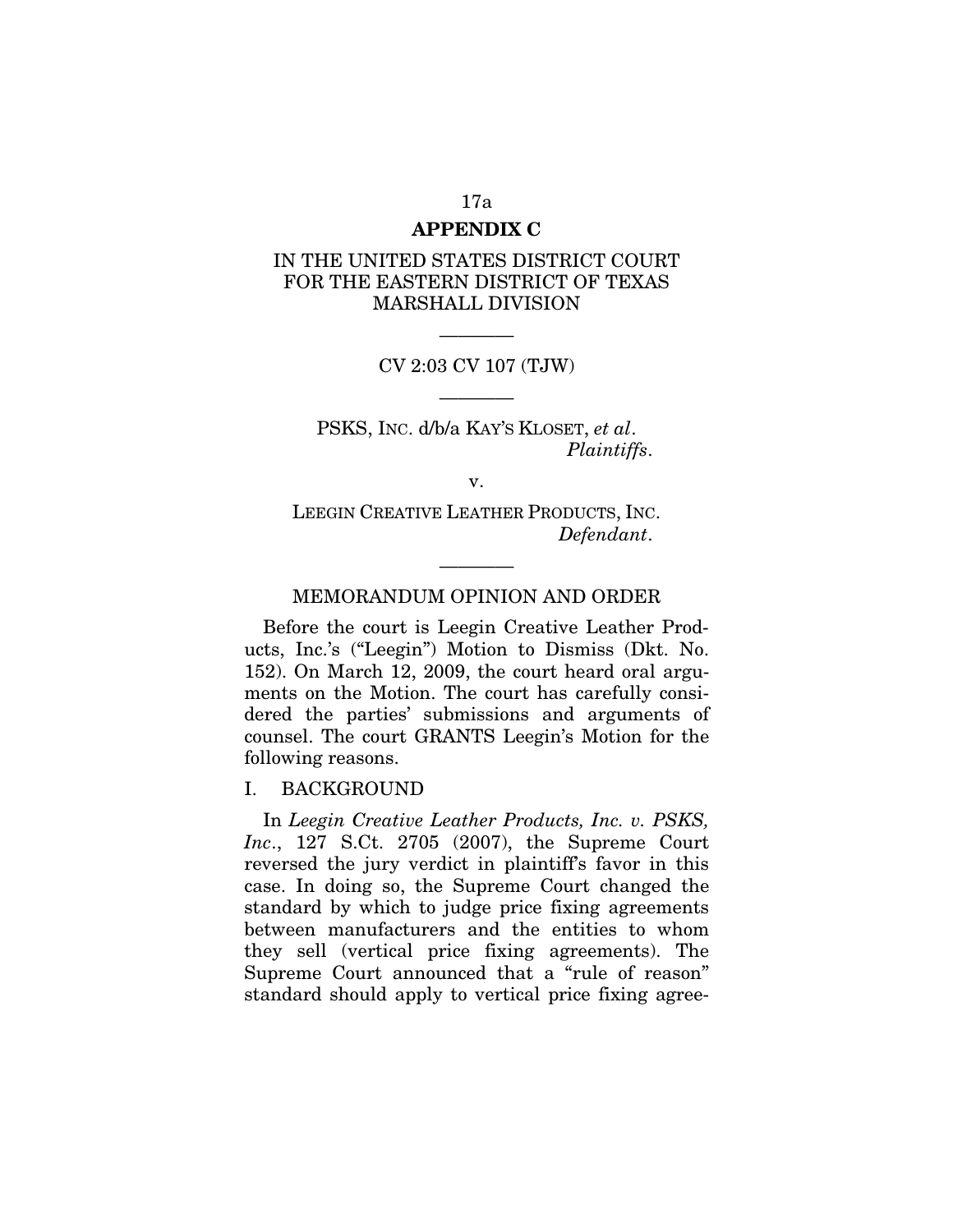**APPENDIX C**

IN THE UNITED STATES DISTRICT COURT
FOR THE EASTERN DISTRICT OF TEXAS
MARSHALL DIVISION

————

CV 2:03 CV 107 (TJW)

————

PSKS, INC. d/b/a KAY'S KLOSET, *et al*.
*Plaintiffs*.

v.

LEEGIN CREATIVE LEATHER PRODUCTS, INC.
*Defendant*.

————

MEMORANDUM OPINION AND ORDER

Before the court is Leegin Creative Leather Products, Inc.'s ("Leegin") Motion to Dismiss (Dkt. No. 152). On March 12, 2009, the court heard oral arguments on the Motion. The court has carefully considered the parties' submissions and arguments of counsel. The court GRANTS Leegin's Motion for the following reasons.

I. BACKGROUND

In *Leegin Creative Leather Products, Inc. v. PSKS, Inc*., 127 S.Ct. 2705 (2007), the Supreme Court reversed the jury verdict in plaintiff's favor in this case. In doing so, the Supreme Court changed the standard by which to judge price fixing agreements between manufacturers and the entities to whom they sell (vertical price fixing agreements). The Supreme Court announced that a "rule of reason" standard should apply to vertical price fixing agree-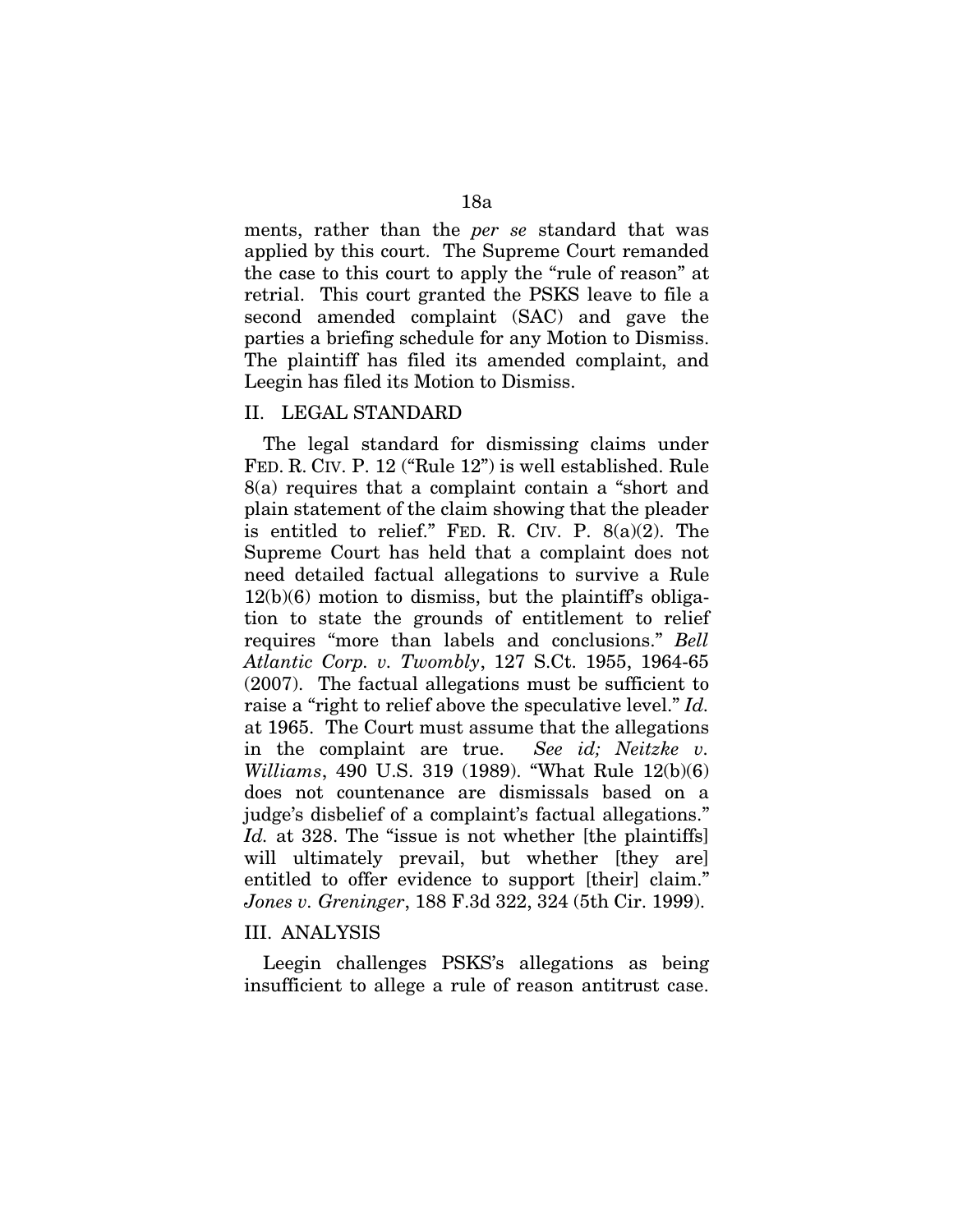ments, rather than the *per se* standard that was applied by this court. The Supreme Court remanded the case to this court to apply the "rule of reason" at retrial. This court granted the PSKS leave to file a second amended complaint (SAC) and gave the parties a briefing schedule for any Motion to Dismiss. The plaintiff has filed its amended complaint, and Leegin has filed its Motion to Dismiss.

## II. LEGAL STANDARD

The legal standard for dismissing claims under FED. R. CIV. P. 12 ("Rule 12") is well established. Rule 8(a) requires that a complaint contain a "short and plain statement of the claim showing that the pleader is entitled to relief." FED. R. CIV. P. 8(a)(2). The Supreme Court has held that a complaint does not need detailed factual allegations to survive a Rule 12(b)(6) motion to dismiss, but the plaintiff's obligation to state the grounds of entitlement to relief requires "more than labels and conclusions." *Bell Atlantic Corp. v. Twombly*, 127 S.Ct. 1955, 1964-65 (2007). The factual allegations must be sufficient to raise a "right to relief above the speculative level." *Id.* at 1965. The Court must assume that the allegations in the complaint are true. *See id; Neitzke v. Williams*, 490 U.S. 319 (1989). "What Rule 12(b)(6) does not countenance are dismissals based on a judge's disbelief of a complaint's factual allegations." *Id.* at 328. The "issue is not whether [the plaintiffs] will ultimately prevail, but whether [they are] entitled to offer evidence to support [their] claim." *Jones v. Greninger*, 188 F.3d 322, 324 (5th Cir. 1999).

## III. ANALYSIS

Leegin challenges PSKS's allegations as being insufficient to allege a rule of reason antitrust case.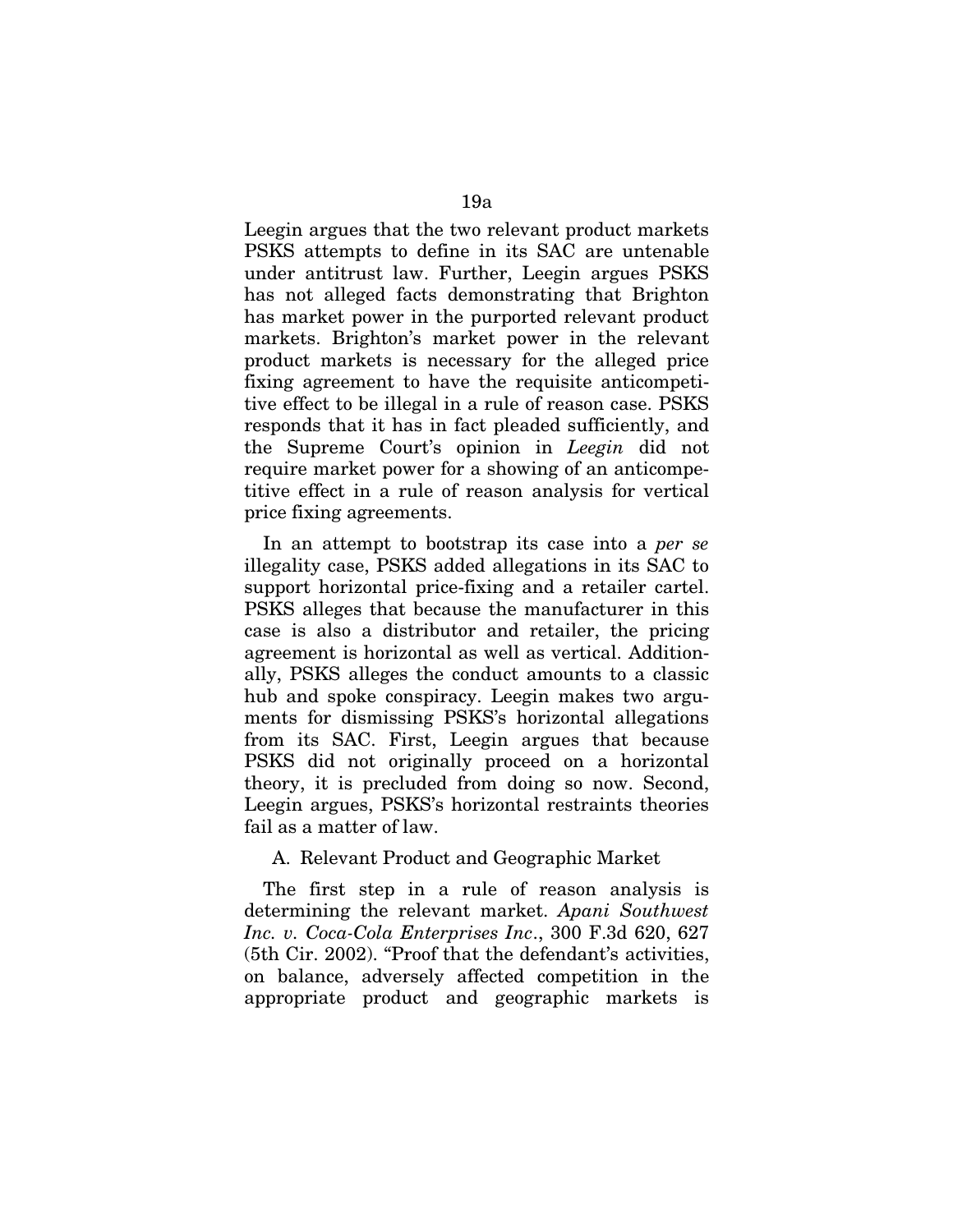Leegin argues that the two relevant product markets PSKS attempts to define in its SAC are untenable under antitrust law. Further, Leegin argues PSKS has not alleged facts demonstrating that Brighton has market power in the purported relevant product markets. Brighton's market power in the relevant product markets is necessary for the alleged price fixing agreement to have the requisite anticompetitive effect to be illegal in a rule of reason case. PSKS responds that it has in fact pleaded sufficiently, and the Supreme Court's opinion in *Leegin* did not require market power for a showing of an anticompetitive effect in a rule of reason analysis for vertical price fixing agreements.

In an attempt to bootstrap its case into a *per se* illegality case, PSKS added allegations in its SAC to support horizontal price-fixing and a retailer cartel. PSKS alleges that because the manufacturer in this case is also a distributor and retailer, the pricing agreement is horizontal as well as vertical. Additionally, PSKS alleges the conduct amounts to a classic hub and spoke conspiracy. Leegin makes two arguments for dismissing PSKS's horizontal allegations from its SAC. First, Leegin argues that because PSKS did not originally proceed on a horizontal theory, it is precluded from doing so now. Second, Leegin argues, PSKS's horizontal restraints theories fail as a matter of law.

A. Relevant Product and Geographic Market

The first step in a rule of reason analysis is determining the relevant market. *Apani Southwest Inc. v. Coca-Cola Enterprises Inc*., 300 F.3d 620, 627 (5th Cir. 2002). "Proof that the defendant's activities, on balance, adversely affected competition in the appropriate product and geographic markets is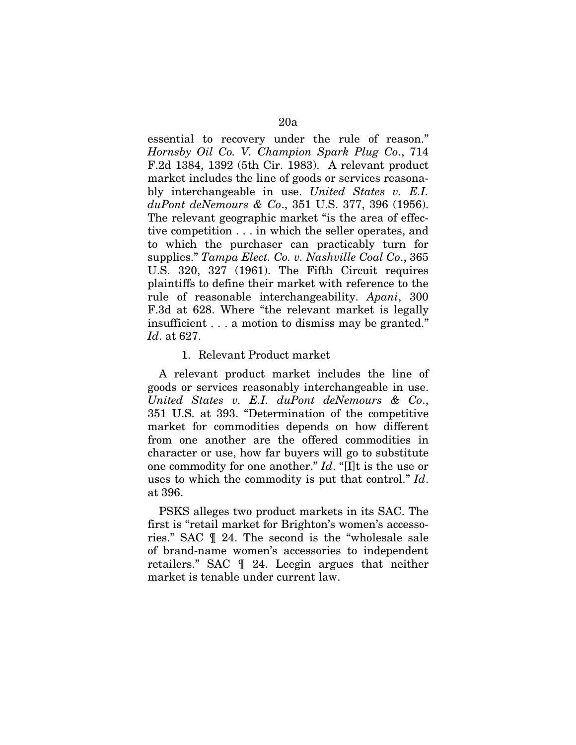essential to recovery under the rule of reason." *Hornsby Oil Co. V. Champion Spark Plug Co*., 714 F.2d 1384, 1392 (5th Cir. 1983). A relevant product market includes the line of goods or services reasonably interchangeable in use. *United States v. E.I. duPont deNemours & Co*., 351 U.S. 377, 396 (1956). The relevant geographic market "is the area of effective competition . . . in which the seller operates, and to which the purchaser can practicably turn for supplies." *Tampa Elect. Co. v. Nashville Coal Co*., 365 U.S. 320, 327 (1961). The Fifth Circuit requires plaintiffs to define their market with reference to the rule of reasonable interchangeability. *Apani*, 300 F.3d at 628. Where "the relevant market is legally insufficient . . . a motion to dismiss may be granted." *Id*. at 627.

1. Relevant Product market

A relevant product market includes the line of goods or services reasonably interchangeable in use. *United States v. E.I. duPont deNemours & Co*., 351 U.S. at 393. "Determination of the competitive market for commodities depends on how different from one another are the offered commodities in character or use, how far buyers will go to substitute one commodity for one another." *Id*. "[I]t is the use or uses to which the commodity is put that control." *Id*. at 396.

PSKS alleges two product markets in its SAC. The first is "retail market for Brighton's women's accessories." SAC ¶ 24. The second is the "wholesale sale of brand-name women's accessories to independent retailers." SAC ¶ 24. Leegin argues that neither market is tenable under current law.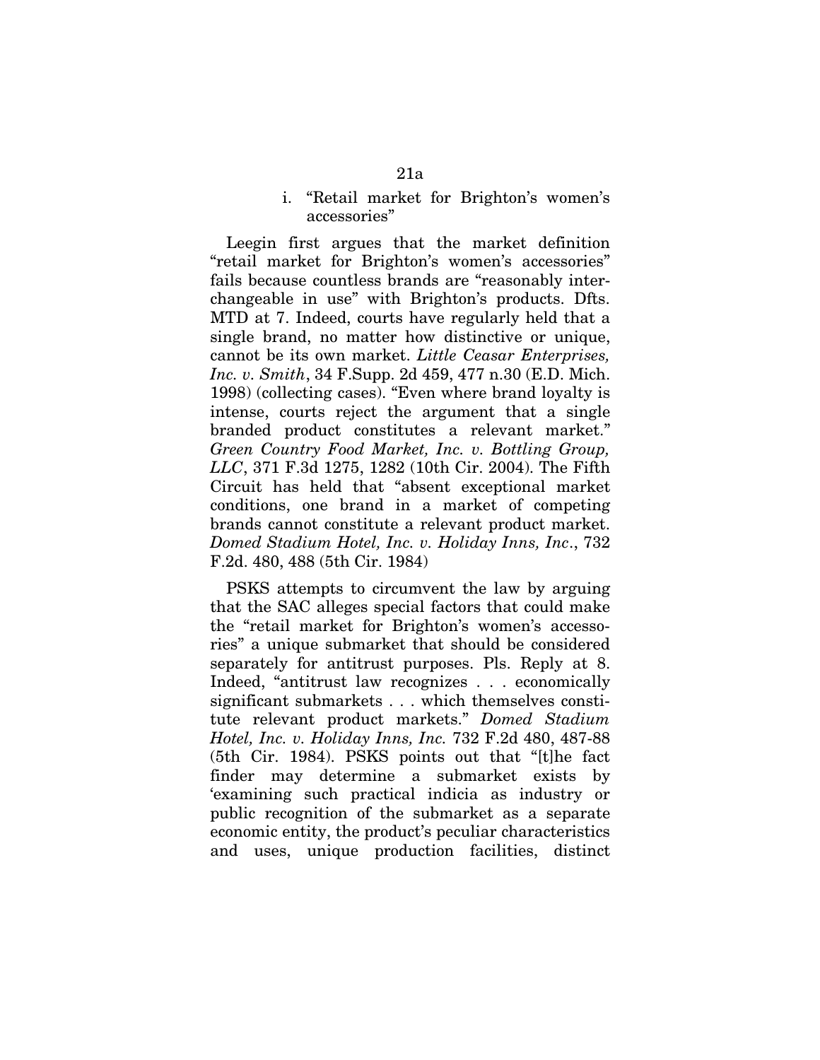i. "Retail market for Brighton's women's accessories"

Leegin first argues that the market definition "retail market for Brighton's women's accessories" fails because countless brands are "reasonably interchangeable in use" with Brighton's products. Dfts. MTD at 7. Indeed, courts have regularly held that a single brand, no matter how distinctive or unique, cannot be its own market. *Little Ceasar Enterprises, Inc. v. Smith*, 34 F.Supp. 2d 459, 477 n.30 (E.D. Mich. 1998) (collecting cases). "Even where brand loyalty is intense, courts reject the argument that a single branded product constitutes a relevant market." *Green Country Food Market, Inc. v. Bottling Group, LLC*, 371 F.3d 1275, 1282 (10th Cir. 2004). The Fifth Circuit has held that "absent exceptional market conditions, one brand in a market of competing brands cannot constitute a relevant product market. *Domed Stadium Hotel, Inc. v. Holiday Inns, Inc*., 732 F.2d. 480, 488 (5th Cir. 1984)

PSKS attempts to circumvent the law by arguing that the SAC alleges special factors that could make the "retail market for Brighton's women's accessories" a unique submarket that should be considered separately for antitrust purposes. Pls. Reply at 8. Indeed, "antitrust law recognizes . . . economically significant submarkets . . . which themselves constitute relevant product markets." *Domed Stadium Hotel, Inc. v. Holiday Inns, Inc.* 732 F.2d 480, 487-88 (5th Cir. 1984). PSKS points out that "[t]he fact finder may determine a submarket exists by 'examining such practical indicia as industry or public recognition of the submarket as a separate economic entity, the product's peculiar characteristics and uses, unique production facilities, distinct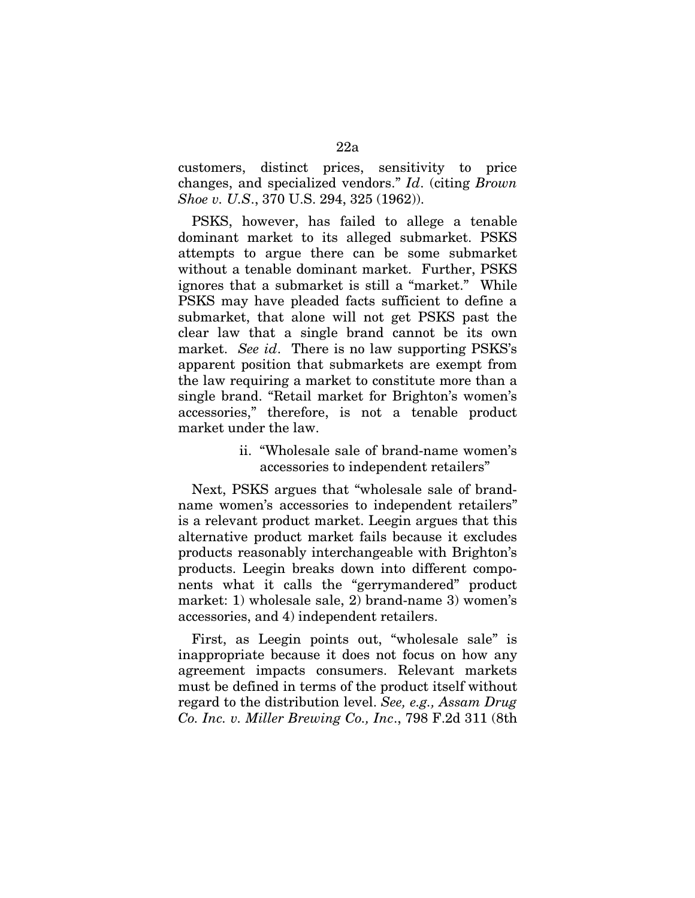customers, distinct prices, sensitivity to price changes, and specialized vendors." *Id*. (citing *Brown Shoe v. U.S*., 370 U.S. 294, 325 (1962)).

PSKS, however, has failed to allege a tenable dominant market to its alleged submarket. PSKS attempts to argue there can be some submarket without a tenable dominant market. Further, PSKS ignores that a submarket is still a "market." While PSKS may have pleaded facts sufficient to define a submarket, that alone will not get PSKS past the clear law that a single brand cannot be its own market. *See id*. There is no law supporting PSKS's apparent position that submarkets are exempt from the law requiring a market to constitute more than a single brand. "Retail market for Brighton's women's accessories," therefore, is not a tenable product market under the law.

ii. "Wholesale sale of brand-name women's accessories to independent retailers"

Next, PSKS argues that "wholesale sale of brand-name women's accessories to independent retailers" is a relevant product market. Leegin argues that this alternative product market fails because it excludes products reasonably interchangeable with Brighton's products. Leegin breaks down into different components what it calls the "gerrymandered" product market: 1) wholesale sale, 2) brand-name 3) women's accessories, and 4) independent retailers.

First, as Leegin points out, "wholesale sale" is inappropriate because it does not focus on how any agreement impacts consumers. Relevant markets must be defined in terms of the product itself without regard to the distribution level. *See, e.g., Assam Drug Co. Inc. v. Miller Brewing Co., Inc*., 798 F.2d 311 (8th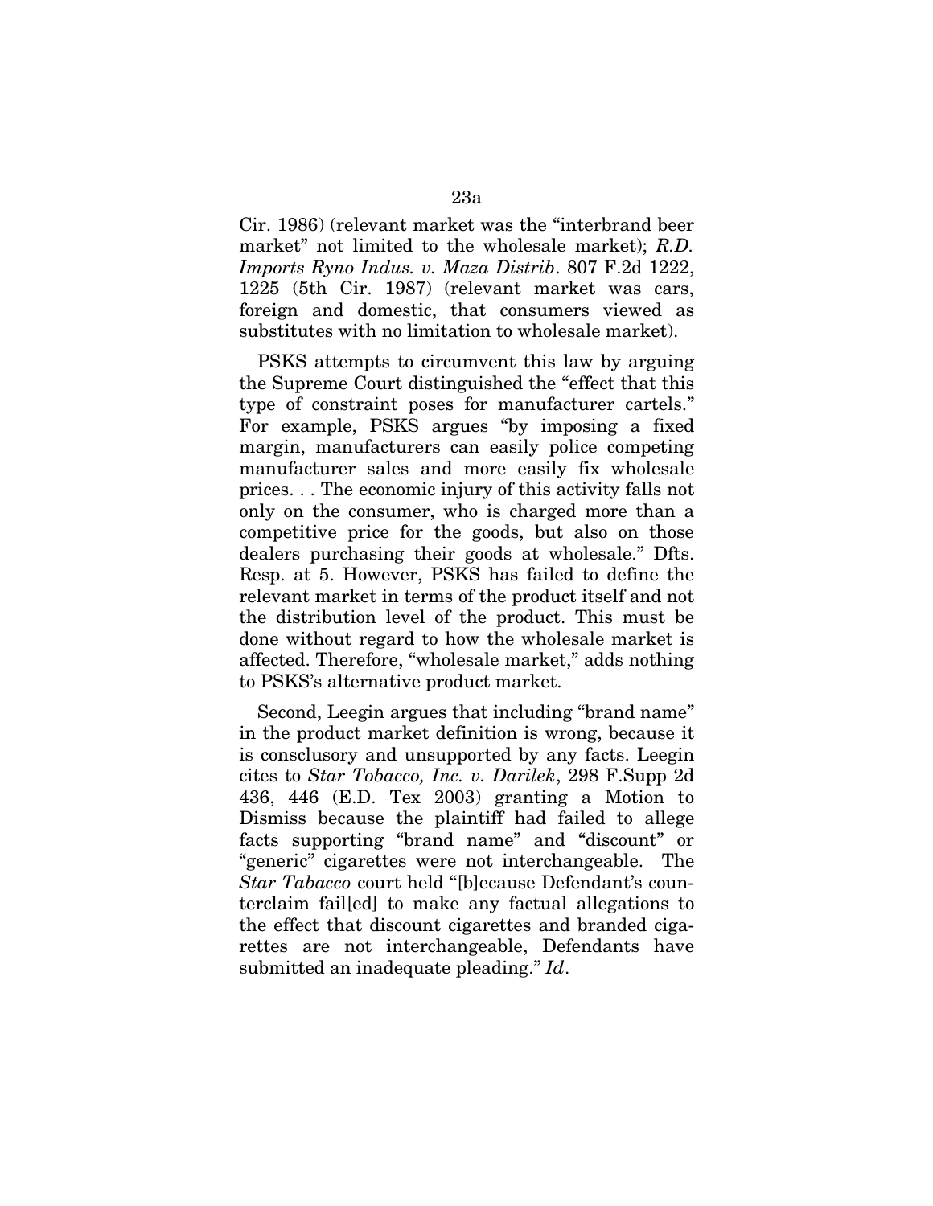Cir. 1986) (relevant market was the "interbrand beer market" not limited to the wholesale market); *R.D. Imports Ryno Indus. v. Maza Distrib*. 807 F.2d 1222, 1225 (5th Cir. 1987) (relevant market was cars, foreign and domestic, that consumers viewed as substitutes with no limitation to wholesale market).

PSKS attempts to circumvent this law by arguing the Supreme Court distinguished the "effect that this type of constraint poses for manufacturer cartels." For example, PSKS argues "by imposing a fixed margin, manufacturers can easily police competing manufacturer sales and more easily fix wholesale prices. . . The economic injury of this activity falls not only on the consumer, who is charged more than a competitive price for the goods, but also on those dealers purchasing their goods at wholesale." Dfts. Resp. at 5. However, PSKS has failed to define the relevant market in terms of the product itself and not the distribution level of the product. This must be done without regard to how the wholesale market is affected. Therefore, "wholesale market," adds nothing to PSKS's alternative product market.

Second, Leegin argues that including "brand name" in the product market definition is wrong, because it is consclusory and unsupported by any facts. Leegin cites to *Star Tobacco, Inc. v. Darilek*, 298 F.Supp 2d 436, 446 (E.D. Tex 2003) granting a Motion to Dismiss because the plaintiff had failed to allege facts supporting "brand name" and "discount" or "generic" cigarettes were not interchangeable. The *Star Tabacco* court held "[b]ecause Defendant's counterclaim fail[ed] to make any factual allegations to the effect that discount cigarettes and branded cigarettes are not interchangeable, Defendants have submitted an inadequate pleading." *Id*.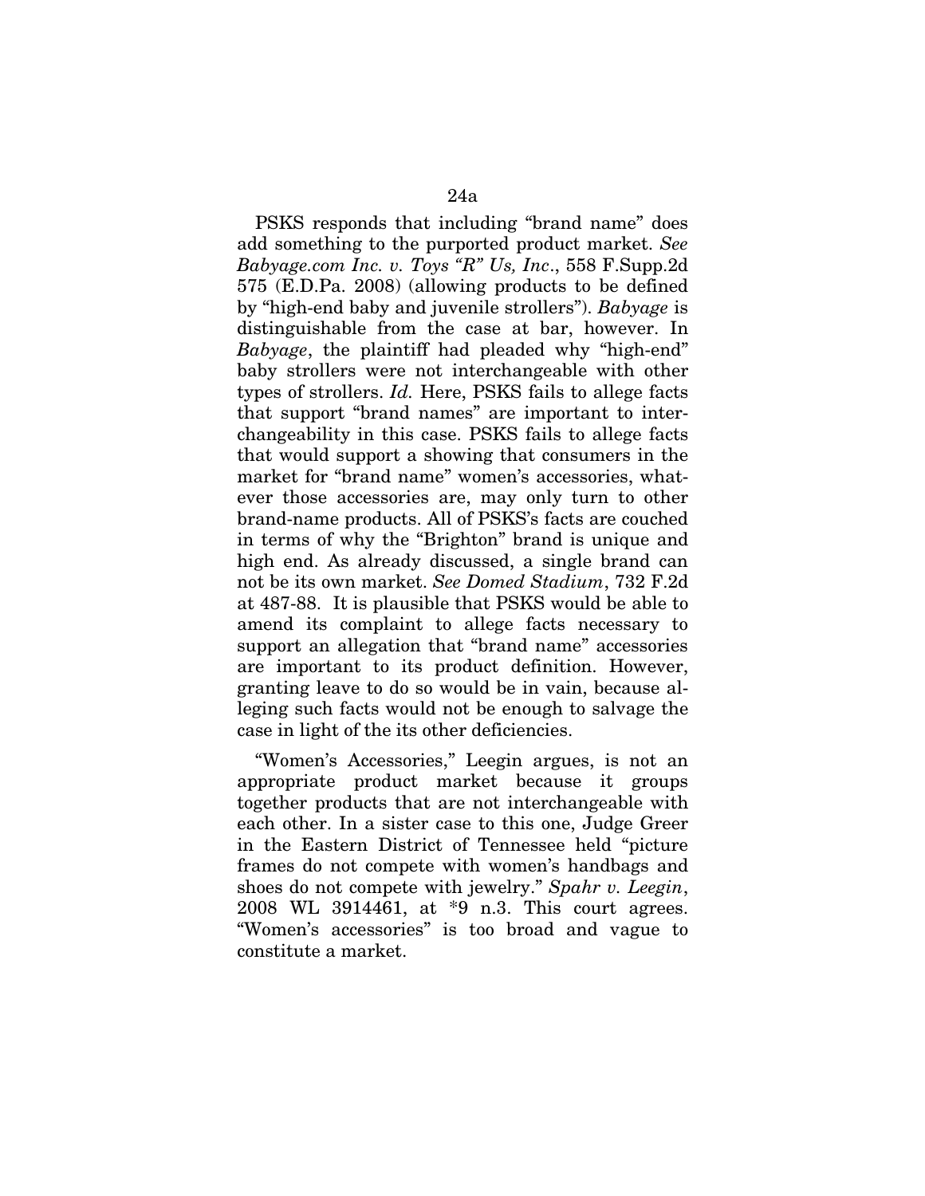PSKS responds that including "brand name" does add something to the purported product market. *See Babyage.com Inc. v. Toys "R" Us, Inc*., 558 F.Supp.2d 575 (E.D.Pa. 2008) (allowing products to be defined by "high-end baby and juvenile strollers"). *Babyage* is distinguishable from the case at bar, however. In *Babyage*, the plaintiff had pleaded why "high-end" baby strollers were not interchangeable with other types of strollers. *Id.* Here, PSKS fails to allege facts that support "brand names" are important to interchangeability in this case. PSKS fails to allege facts that would support a showing that consumers in the market for "brand name" women's accessories, whatever those accessories are, may only turn to other brand-name products. All of PSKS's facts are couched in terms of why the "Brighton" brand is unique and high end. As already discussed, a single brand can not be its own market. *See Domed Stadium*, 732 F.2d at 487-88. It is plausible that PSKS would be able to amend its complaint to allege facts necessary to support an allegation that "brand name" accessories are important to its product definition. However, granting leave to do so would be in vain, because alleging such facts would not be enough to salvage the case in light of the its other deficiencies.

"Women's Accessories," Leegin argues, is not an appropriate product market because it groups together products that are not interchangeable with each other. In a sister case to this one, Judge Greer in the Eastern District of Tennessee held "picture frames do not compete with women's handbags and shoes do not compete with jewelry." *Spahr v. Leegin*, 2008 WL 3914461, at *9 n.3. This court agrees. "Women's accessories" is too broad and vague to constitute a market.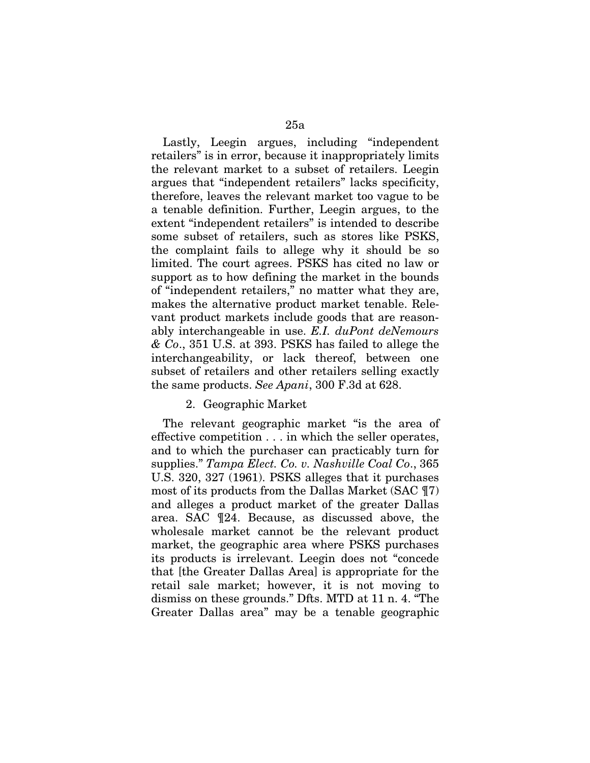Lastly, Leegin argues, including "independent retailers" is in error, because it inappropriately limits the relevant market to a subset of retailers. Leegin argues that "independent retailers" lacks specificity, therefore, leaves the relevant market too vague to be a tenable definition. Further, Leegin argues, to the extent "independent retailers" is intended to describe some subset of retailers, such as stores like PSKS, the complaint fails to allege why it should be so limited. The court agrees. PSKS has cited no law or support as to how defining the market in the bounds of "independent retailers," no matter what they are, makes the alternative product market tenable. Relevant product markets include goods that are reasonably interchangeable in use. *E.I. duPont deNemours & Co*., 351 U.S. at 393. PSKS has failed to allege the interchangeability, or lack thereof, between one subset of retailers and other retailers selling exactly the same products. *See Apani*, 300 F.3d at 628.

2. Geographic Market

The relevant geographic market "is the area of effective competition . . . in which the seller operates, and to which the purchaser can practicably turn for supplies." *Tampa Elect. Co. v. Nashville Coal Co*., 365 U.S. 320, 327 (1961). PSKS alleges that it purchases most of its products from the Dallas Market (SAC ¶7) and alleges a product market of the greater Dallas area. SAC ¶24. Because, as discussed above, the wholesale market cannot be the relevant product market, the geographic area where PSKS purchases its products is irrelevant. Leegin does not "concede that [the Greater Dallas Area] is appropriate for the retail sale market; however, it is not moving to dismiss on these grounds." Dfts. MTD at 11 n. 4. "The Greater Dallas area" may be a tenable geographic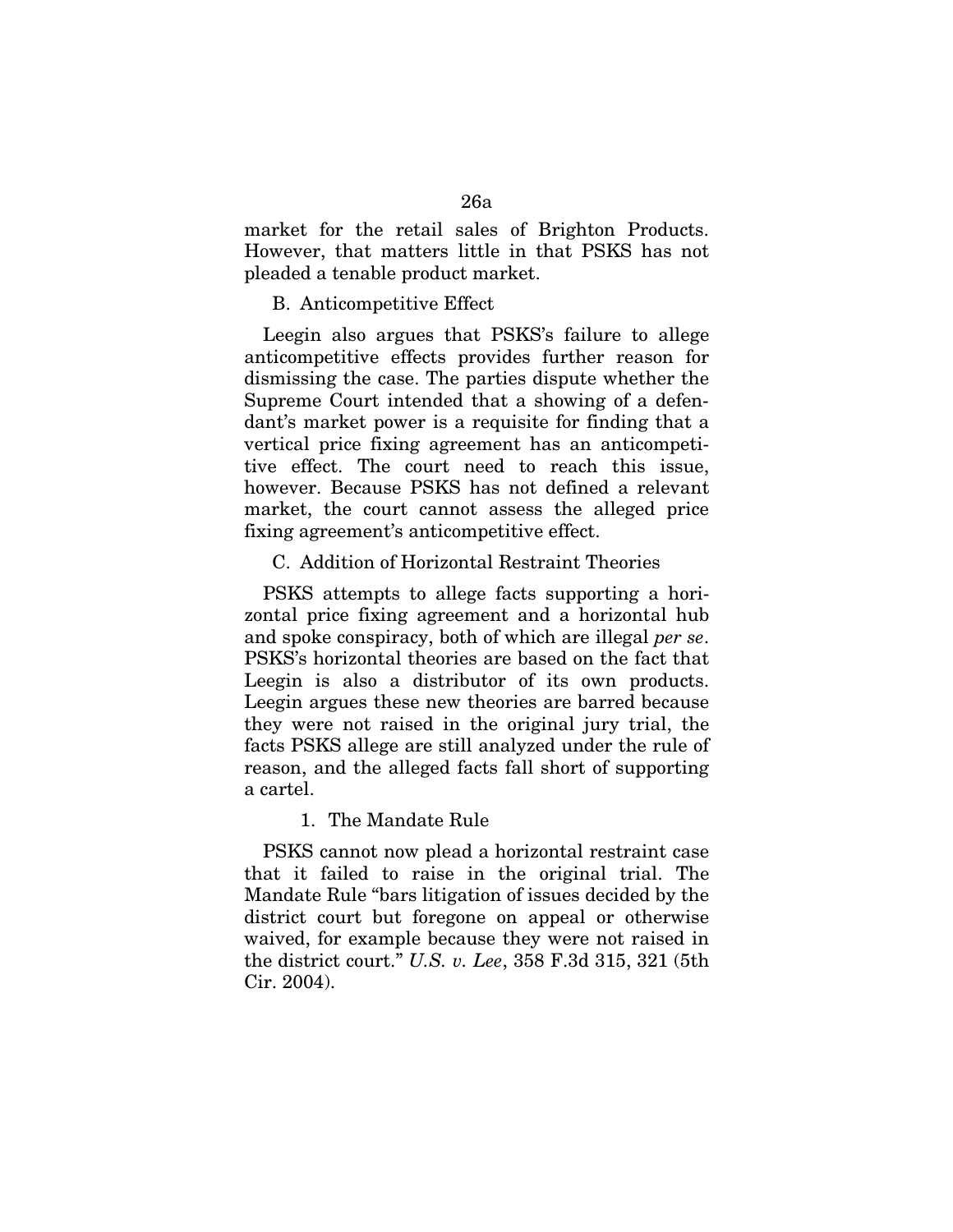market for the retail sales of Brighton Products. However, that matters little in that PSKS has not pleaded a tenable product market.

B. Anticompetitive Effect

Leegin also argues that PSKS's failure to allege anticompetitive effects provides further reason for dismissing the case. The parties dispute whether the Supreme Court intended that a showing of a defendant's market power is a requisite for finding that a vertical price fixing agreement has an anticompetitive effect. The court need to reach this issue, however. Because PSKS has not defined a relevant market, the court cannot assess the alleged price fixing agreement's anticompetitive effect.

C. Addition of Horizontal Restraint Theories

PSKS attempts to allege facts supporting a horizontal price fixing agreement and a horizontal hub and spoke conspiracy, both of which are illegal *per se*. PSKS's horizontal theories are based on the fact that Leegin is also a distributor of its own products. Leegin argues these new theories are barred because they were not raised in the original jury trial, the facts PSKS allege are still analyzed under the rule of reason, and the alleged facts fall short of supporting a cartel.

1. The Mandate Rule

PSKS cannot now plead a horizontal restraint case that it failed to raise in the original trial. The Mandate Rule "bars litigation of issues decided by the district court but foregone on appeal or otherwise waived, for example because they were not raised in the district court." *U.S. v. Lee*, 358 F.3d 315, 321 (5th Cir. 2004).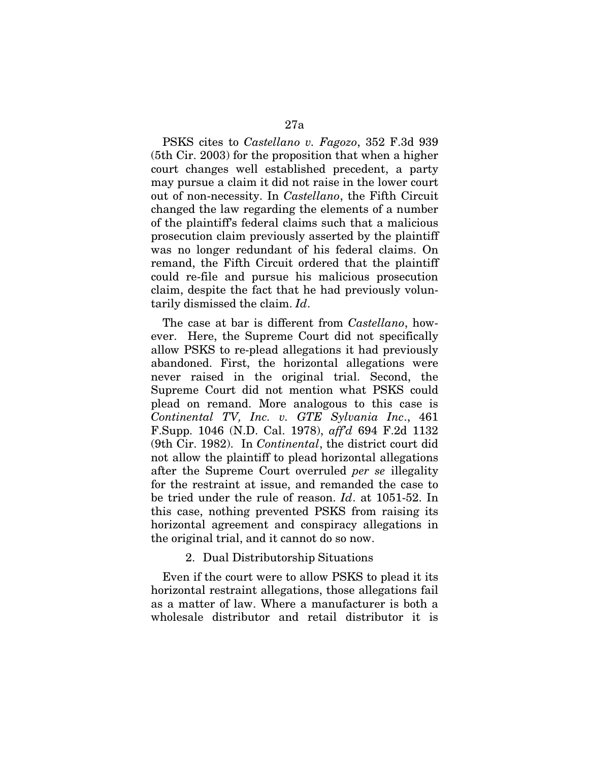PSKS cites to *Castellano v. Fagozo*, 352 F.3d 939 (5th Cir. 2003) for the proposition that when a higher court changes well established precedent, a party may pursue a claim it did not raise in the lower court out of non-necessity. In *Castellano*, the Fifth Circuit changed the law regarding the elements of a number of the plaintiff's federal claims such that a malicious prosecution claim previously asserted by the plaintiff was no longer redundant of his federal claims. On remand, the Fifth Circuit ordered that the plaintiff could re-file and pursue his malicious prosecution claim, despite the fact that he had previously voluntarily dismissed the claim. *Id*.

The case at bar is different from *Castellano*, however. Here, the Supreme Court did not specifically allow PSKS to re-plead allegations it had previously abandoned. First, the horizontal allegations were never raised in the original trial. Second, the Supreme Court did not mention what PSKS could plead on remand. More analogous to this case is *Continental TV, Inc. v. GTE Sylvania Inc*., 461 F.Supp. 1046 (N.D. Cal. 1978), *aff'd* 694 F.2d 1132 (9th Cir. 1982). In *Continental*, the district court did not allow the plaintiff to plead horizontal allegations after the Supreme Court overruled *per se* illegality for the restraint at issue, and remanded the case to be tried under the rule of reason. *Id*. at 1051-52. In this case, nothing prevented PSKS from raising its horizontal agreement and conspiracy allegations in the original trial, and it cannot do so now.

2. Dual Distributorship Situations

Even if the court were to allow PSKS to plead it its horizontal restraint allegations, those allegations fail as a matter of law. Where a manufacturer is both a wholesale distributor and retail distributor it is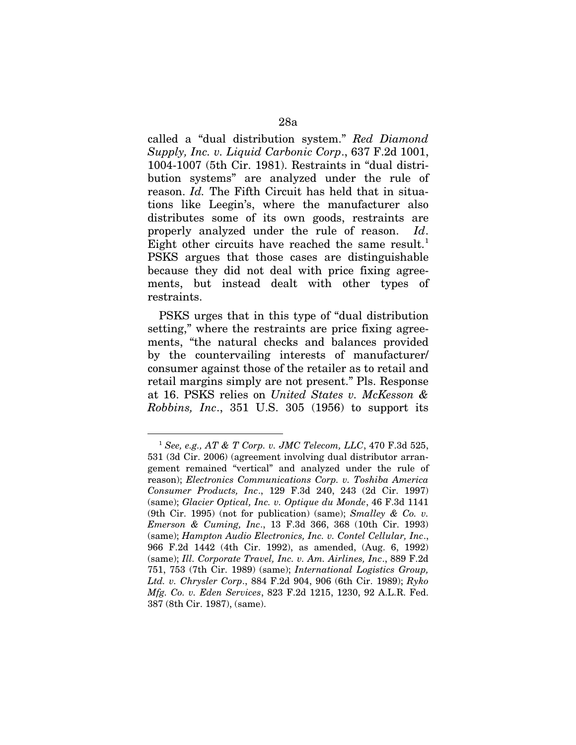called a "dual distribution system." *Red Diamond Supply, Inc. v. Liquid Carbonic Corp*., 637 F.2d 1001, 1004-1007 (5th Cir. 1981). Restraints in "dual distribution systems" are analyzed under the rule of reason. *Id.* The Fifth Circuit has held that in situations like Leegin's, where the manufacturer also distributes some of its own goods, restraints are properly analyzed under the rule of reason. *Id*. Eight other circuits have reached the same result.[1] PSKS argues that those cases are distinguishable because they did not deal with price fixing agreements, but instead dealt with other types of restraints.

PSKS urges that in this type of "dual distribution setting," where the restraints are price fixing agreements, "the natural checks and balances provided by the countervailing interests of manufacturer/ consumer against those of the retailer as to retail and retail margins simply are not present." Pls. Response at 16. PSKS relies on *United States v. McKesson & Robbins, Inc*., 351 U.S. 305 (1956) to support its

---

[1] *See, e.g., AT & T Corp. v. JMC Telecom, LLC*, 470 F.3d 525, 531 (3d Cir. 2006) (agreement involving dual distributor arrangement remained "vertical" and analyzed under the rule of reason); *Electronics Communications Corp. v. Toshiba America Consumer Products, Inc*., 129 F.3d 240, 243 (2d Cir. 1997) (same); *Glacier Optical, Inc. v. Optique du Monde*, 46 F.3d 1141 (9th Cir. 1995) (not for publication) (same); *Smalley & Co. v. Emerson & Cuming, Inc*., 13 F.3d 366, 368 (10th Cir. 1993) (same); *Hampton Audio Electronics, Inc. v. Contel Cellular, Inc*., 966 F.2d 1442 (4th Cir. 1992), as amended, (Aug. 6, 1992) (same); *Ill. Corporate Travel, Inc. v. Am. Airlines, Inc*., 889 F.2d 751, 753 (7th Cir. 1989) (same); *International Logistics Group, Ltd. v. Chrysler Corp*., 884 F.2d 904, 906 (6th Cir. 1989); *Ryko Mfg. Co. v. Eden Services*, 823 F.2d 1215, 1230, 92 A.L.R. Fed. 387 (8th Cir. 1987), (same).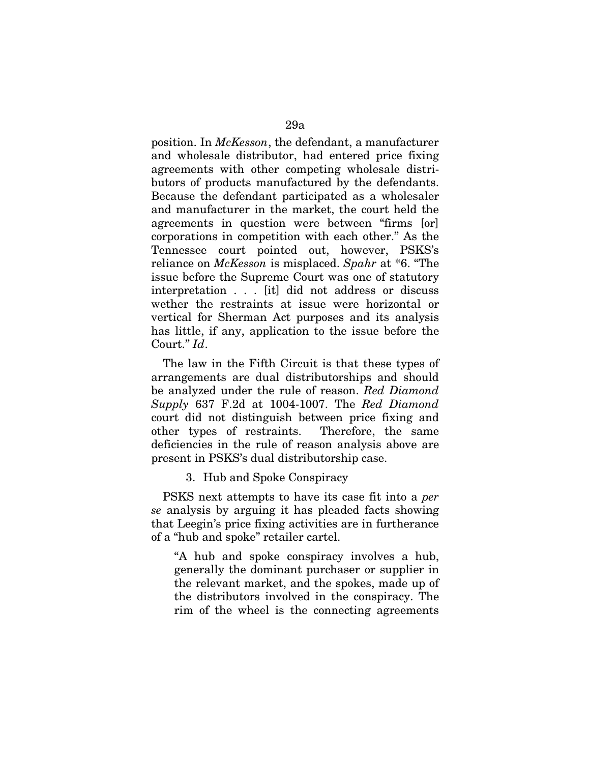position. In *McKesson*, the defendant, a manufacturer and wholesale distributor, had entered price fixing agreements with other competing wholesale distributors of products manufactured by the defendants. Because the defendant participated as a wholesaler and manufacturer in the market, the court held the agreements in question were between "firms [or] corporations in competition with each other." As the Tennessee court pointed out, however, PSKS's reliance on *McKesson* is misplaced. *Spahr* at *6. "The issue before the Supreme Court was one of statutory interpretation . . . [it] did not address or discuss wether the restraints at issue were horizontal or vertical for Sherman Act purposes and its analysis has little, if any, application to the issue before the Court." *Id*.

The law in the Fifth Circuit is that these types of arrangements are dual distributorships and should be analyzed under the rule of reason. *Red Diamond Supply* 637 F.2d at 1004-1007. The *Red Diamond* court did not distinguish between price fixing and other types of restraints. Therefore, the same deficiencies in the rule of reason analysis above are present in PSKS's dual distributorship case.

3. Hub and Spoke Conspiracy

PSKS next attempts to have its case fit into a *per se* analysis by arguing it has pleaded facts showing that Leegin's price fixing activities are in furtherance of a "hub and spoke" retailer cartel.

> "A hub and spoke conspiracy involves a hub, generally the dominant purchaser or supplier in the relevant market, and the spokes, made up of the distributors involved in the conspiracy. The rim of the wheel is the connecting agreements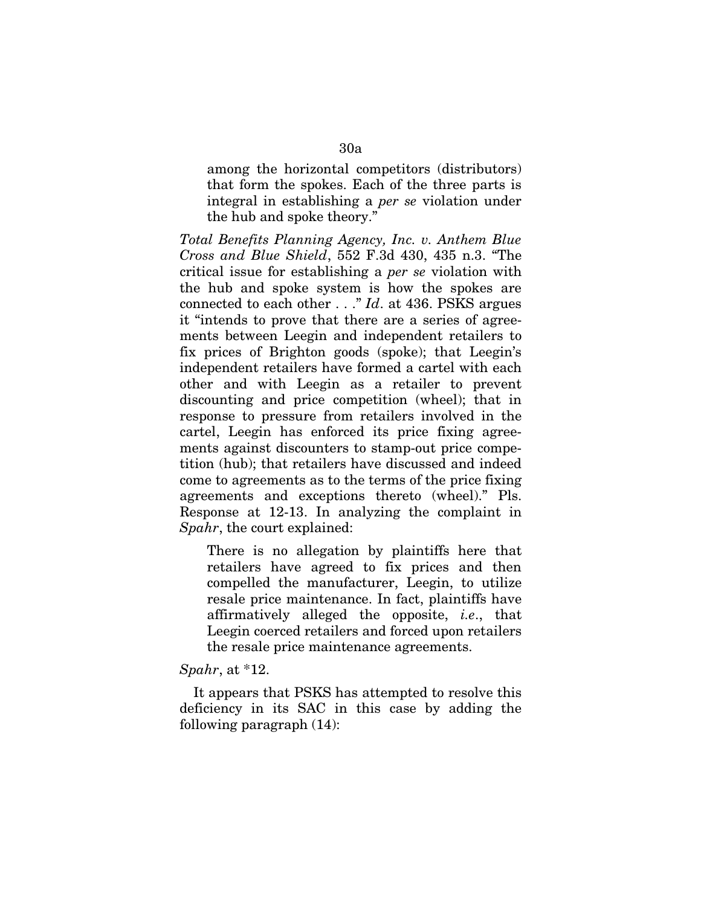> among the horizontal competitors (distributors) that form the spokes. Each of the three parts is integral in establishing a *per se* violation under the hub and spoke theory."

*Total Benefits Planning Agency, Inc. v. Anthem Blue Cross and Blue Shield*, 552 F.3d 430, 435 n.3. "The critical issue for establishing a *per se* violation with the hub and spoke system is how the spokes are connected to each other . . ." *Id*. at 436. PSKS argues it "intends to prove that there are a series of agreements between Leegin and independent retailers to fix prices of Brighton goods (spoke); that Leegin's independent retailers have formed a cartel with each other and with Leegin as a retailer to prevent discounting and price competition (wheel); that in response to pressure from retailers involved in the cartel, Leegin has enforced its price fixing agreements against discounters to stamp-out price competition (hub); that retailers have discussed and indeed come to agreements as to the terms of the price fixing agreements and exceptions thereto (wheel)." Pls. Response at 12-13. In analyzing the complaint in *Spahr*, the court explained:

> There is no allegation by plaintiffs here that retailers have agreed to fix prices and then compelled the manufacturer, Leegin, to utilize resale price maintenance. In fact, plaintiffs have affirmatively alleged the opposite, *i.e*., that Leegin coerced retailers and forced upon retailers the resale price maintenance agreements.

*Spahr*, at *12.

It appears that PSKS has attempted to resolve this deficiency in its SAC in this case by adding the following paragraph (14):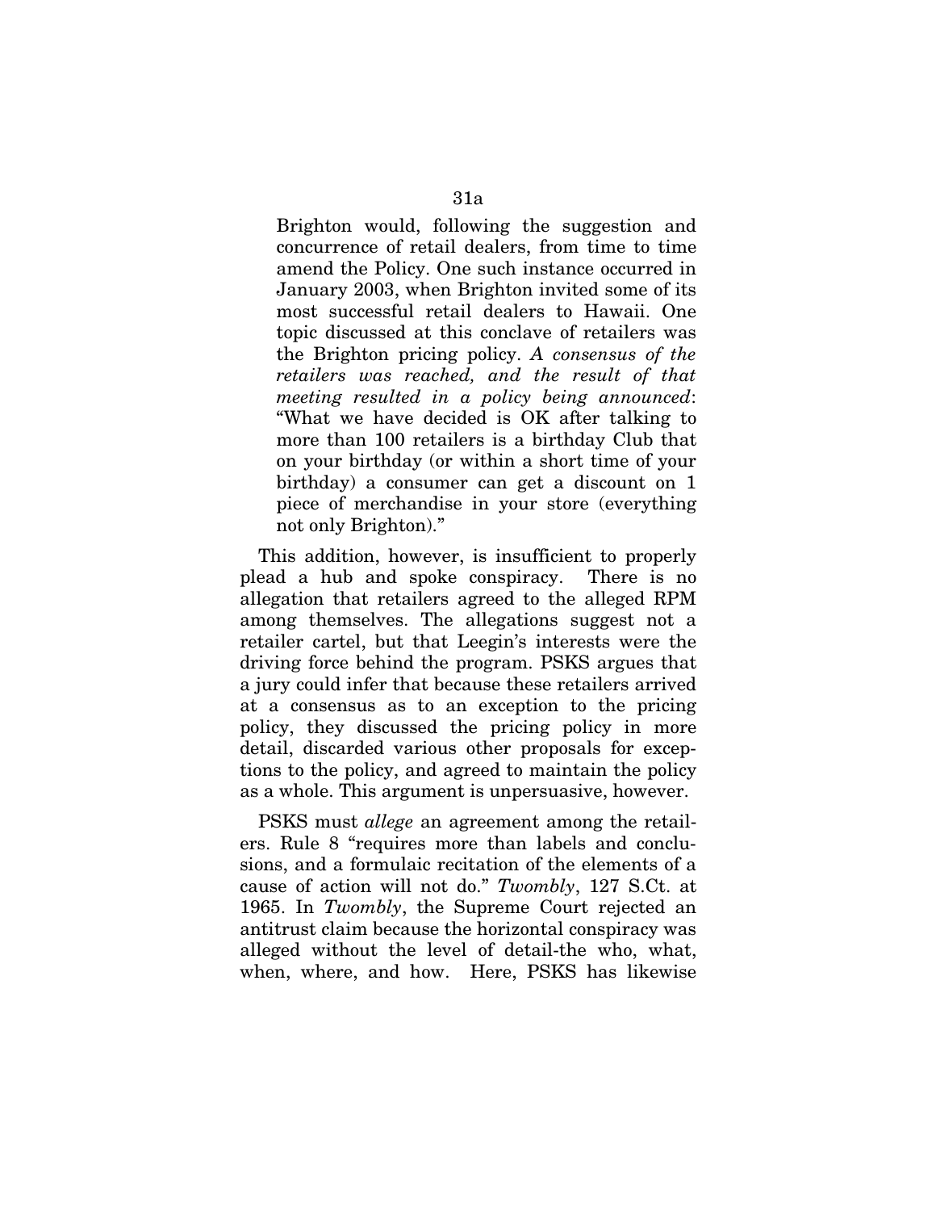> Brighton would, following the suggestion and concurrence of retail dealers, from time to time amend the Policy. One such instance occurred in January 2003, when Brighton invited some of its most successful retail dealers to Hawaii. One topic discussed at this conclave of retailers was the Brighton pricing policy. *A consensus of the retailers was reached, and the result of that meeting resulted in a policy being announced*: "What we have decided is OK after talking to more than 100 retailers is a birthday Club that on your birthday (or within a short time of your birthday) a consumer can get a discount on 1 piece of merchandise in your store (everything not only Brighton)."

This addition, however, is insufficient to properly plead a hub and spoke conspiracy. There is no allegation that retailers agreed to the alleged RPM among themselves. The allegations suggest not a retailer cartel, but that Leegin's interests were the driving force behind the program. PSKS argues that a jury could infer that because these retailers arrived at a consensus as to an exception to the pricing policy, they discussed the pricing policy in more detail, discarded various other proposals for exceptions to the policy, and agreed to maintain the policy as a whole. This argument is unpersuasive, however.

PSKS must *allege* an agreement among the retailers. Rule 8 "requires more than labels and conclusions, and a formulaic recitation of the elements of a cause of action will not do." *Twombly*, 127 S.Ct. at 1965. In *Twombly*, the Supreme Court rejected an antitrust claim because the horizontal conspiracy was alleged without the level of detail-the who, what, when, where, and how. Here, PSKS has likewise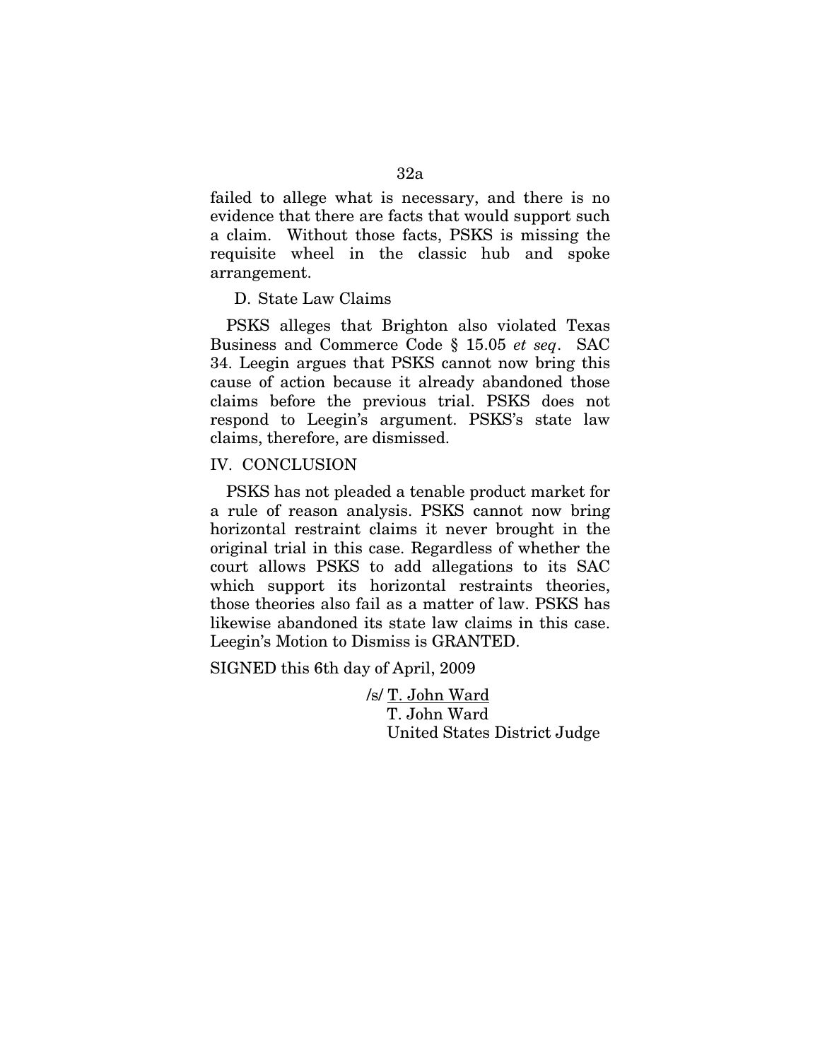failed to allege what is necessary, and there is no evidence that there are facts that would support such a claim. Without those facts, PSKS is missing the requisite wheel in the classic hub and spoke arrangement.

### D. State Law Claims

PSKS alleges that Brighton also violated Texas Business and Commerce Code § 15.05 *et seq*. SAC 34. Leegin argues that PSKS cannot now bring this cause of action because it already abandoned those claims before the previous trial. PSKS does not respond to Leegin's argument. PSKS's state law claims, therefore, are dismissed.

## IV. CONCLUSION

PSKS has not pleaded a tenable product market for a rule of reason analysis. PSKS cannot now bring horizontal restraint claims it never brought in the original trial in this case. Regardless of whether the court allows PSKS to add allegations to its SAC which support its horizontal restraints theories, those theories also fail as a matter of law. PSKS has likewise abandoned its state law claims in this case. Leegin's Motion to Dismiss is GRANTED.

SIGNED this 6th day of April, 2009

/s/ T. John Ward
T. John Ward
United States District Judge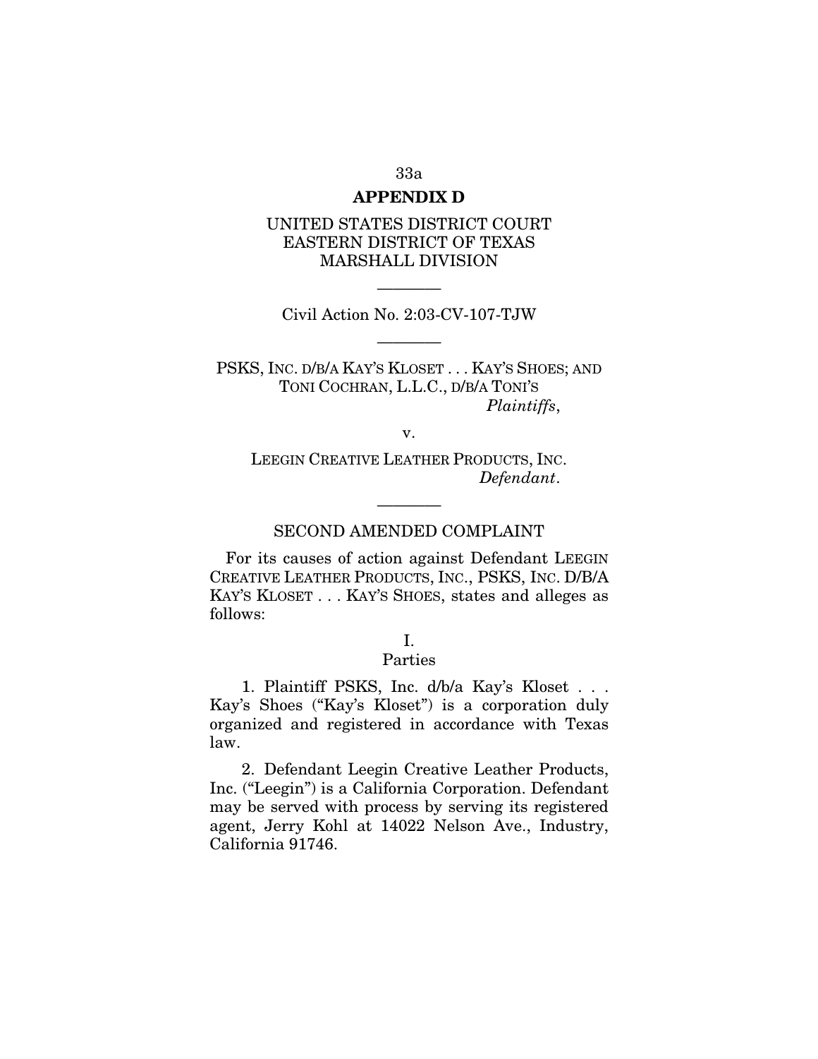## APPENDIX D

UNITED STATES DISTRICT COURT
EASTERN DISTRICT OF TEXAS
MARSHALL DIVISION

———

Civil Action No. 2:03-CV-107-TJW

———

PSKS, INC. D/B/A KAY'S KLOSET . . . KAY'S SHOES; AND TONI COCHRAN, L.L.C., D/B/A TONI'S
*Plaintiffs*,

v.

LEEGIN CREATIVE LEATHER PRODUCTS, INC.
*Defendant*.

———

### SECOND AMENDED COMPLAINT

For its causes of action against Defendant LEEGIN CREATIVE LEATHER PRODUCTS, INC., PSKS, INC. D/B/A KAY'S KLOSET . . . KAY'S SHOES, states and alleges as follows:

#### I.
#### Parties

1. Plaintiff PSKS, Inc. d/b/a Kay's Kloset . . . Kay's Shoes ("Kay's Kloset") is a corporation duly organized and registered in accordance with Texas law.

2. Defendant Leegin Creative Leather Products, Inc. ("Leegin") is a California Corporation. Defendant may be served with process by serving its registered agent, Jerry Kohl at 14022 Nelson Ave., Industry, California 91746.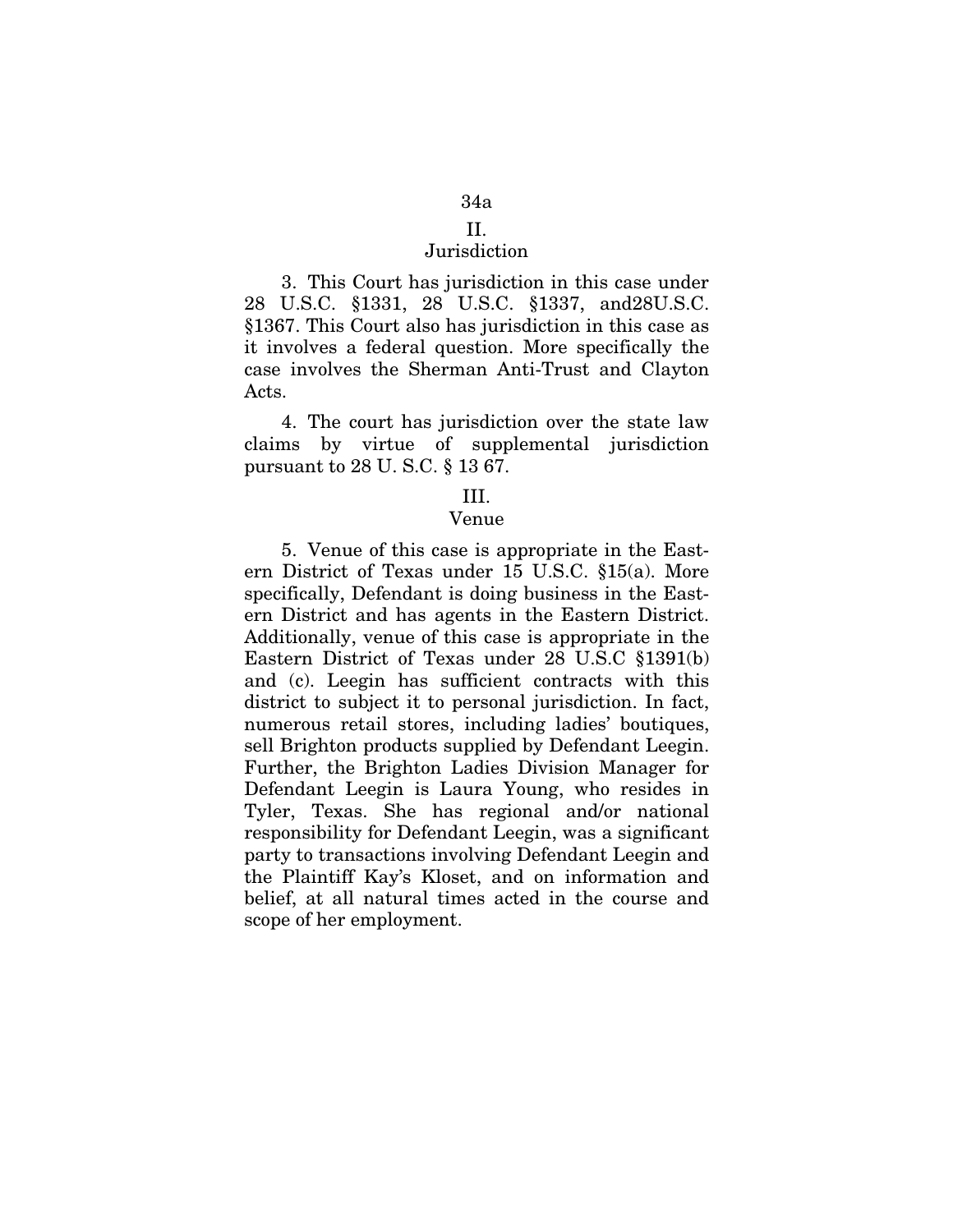## II.
## Jurisdiction

3. This Court has jurisdiction in this case under 28 U.S.C. §1331, 28 U.S.C. §1337, and28U.S.C. §1367. This Court also has jurisdiction in this case as it involves a federal question. More specifically the case involves the Sherman Anti-Trust and Clayton Acts.

4. The court has jurisdiction over the state law claims by virtue of supplemental jurisdiction pursuant to 28 U. S.C. § 13 67.

## III.
## Venue

5. Venue of this case is appropriate in the Eastern District of Texas under 15 U.S.C. §15(a). More specifically, Defendant is doing business in the Eastern District and has agents in the Eastern District. Additionally, venue of this case is appropriate in the Eastern District of Texas under 28 U.S.C §1391(b) and (c). Leegin has sufficient contracts with this district to subject it to personal jurisdiction. In fact, numerous retail stores, including ladies' boutiques, sell Brighton products supplied by Defendant Leegin. Further, the Brighton Ladies Division Manager for Defendant Leegin is Laura Young, who resides in Tyler, Texas. She has regional and/or national responsibility for Defendant Leegin, was a significant party to transactions involving Defendant Leegin and the Plaintiff Kay's Kloset, and on information and belief, at all natural times acted in the course and scope of her employment.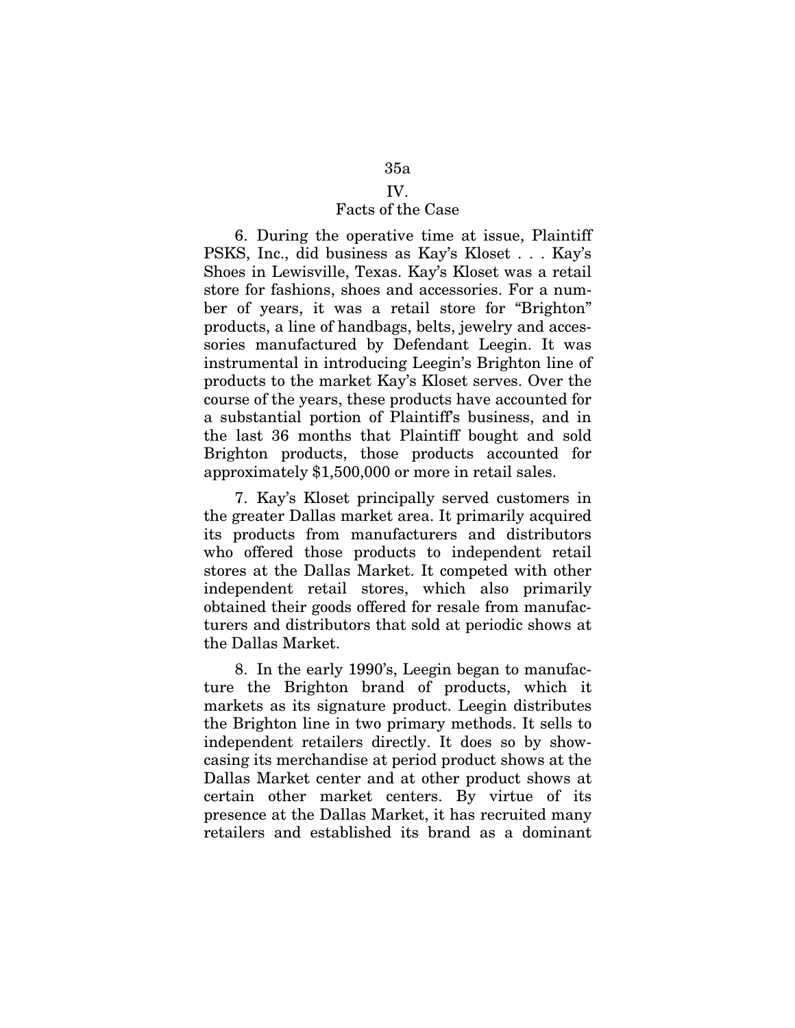## IV.
## Facts of the Case

6. During the operative time at issue, Plaintiff PSKS, Inc., did business as Kay's Kloset . . . Kay's Shoes in Lewisville, Texas. Kay's Kloset was a retail store for fashions, shoes and accessories. For a number of years, it was a retail store for "Brighton" products, a line of handbags, belts, jewelry and accessories manufactured by Defendant Leegin. It was instrumental in introducing Leegin's Brighton line of products to the market Kay's Kloset serves. Over the course of the years, these products have accounted for a substantial portion of Plaintiff's business, and in the last 36 months that Plaintiff bought and sold Brighton products, those products accounted for approximately $1,500,000 or more in retail sales.

7. Kay's Kloset principally served customers in the greater Dallas market area. It primarily acquired its products from manufacturers and distributors who offered those products to independent retail stores at the Dallas Market. It competed with other independent retail stores, which also primarily obtained their goods offered for resale from manufacturers and distributors that sold at periodic shows at the Dallas Market.

8. In the early 1990's, Leegin began to manufacture the Brighton brand of products, which it markets as its signature product. Leegin distributes the Brighton line in two primary methods. It sells to independent retailers directly. It does so by showcasing its merchandise at period product shows at the Dallas Market center and at other product shows at certain other market centers. By virtue of its presence at the Dallas Market, it has recruited many retailers and established its brand as a dominant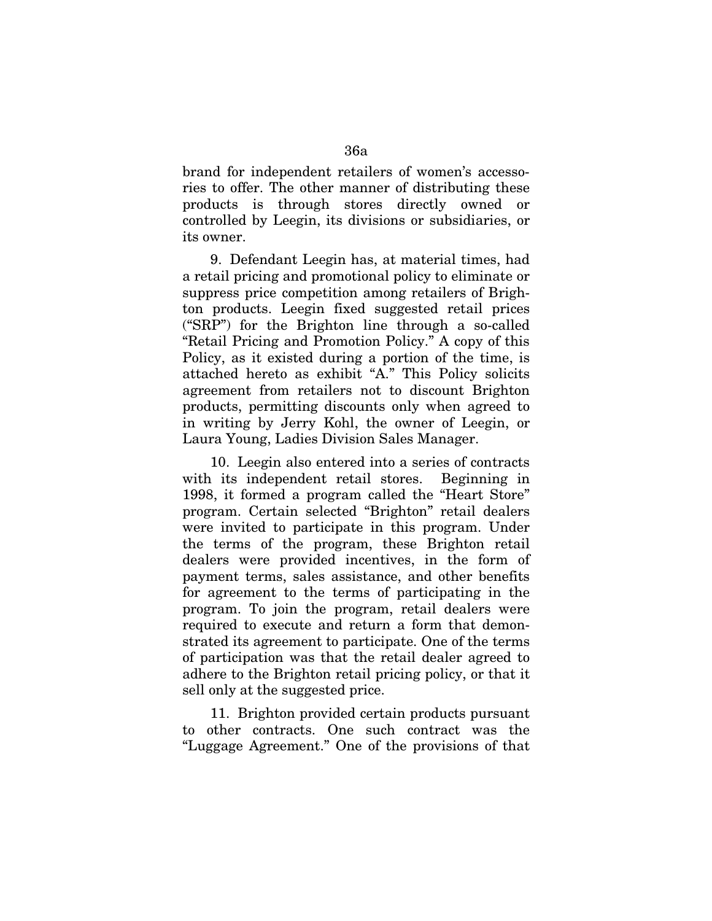brand for independent retailers of women's accessories to offer. The other manner of distributing these products is through stores directly owned or controlled by Leegin, its divisions or subsidiaries, or its owner.

9. Defendant Leegin has, at material times, had a retail pricing and promotional policy to eliminate or suppress price competition among retailers of Brighton products. Leegin fixed suggested retail prices ("SRP") for the Brighton line through a so-called "Retail Pricing and Promotion Policy." A copy of this Policy, as it existed during a portion of the time, is attached hereto as exhibit "A." This Policy solicits agreement from retailers not to discount Brighton products, permitting discounts only when agreed to in writing by Jerry Kohl, the owner of Leegin, or Laura Young, Ladies Division Sales Manager.

10. Leegin also entered into a series of contracts with its independent retail stores. Beginning in 1998, it formed a program called the "Heart Store" program. Certain selected "Brighton" retail dealers were invited to participate in this program. Under the terms of the program, these Brighton retail dealers were provided incentives, in the form of payment terms, sales assistance, and other benefits for agreement to the terms of participating in the program. To join the program, retail dealers were required to execute and return a form that demonstrated its agreement to participate. One of the terms of participation was that the retail dealer agreed to adhere to the Brighton retail pricing policy, or that it sell only at the suggested price.

11. Brighton provided certain products pursuant to other contracts. One such contract was the "Luggage Agreement." One of the provisions of that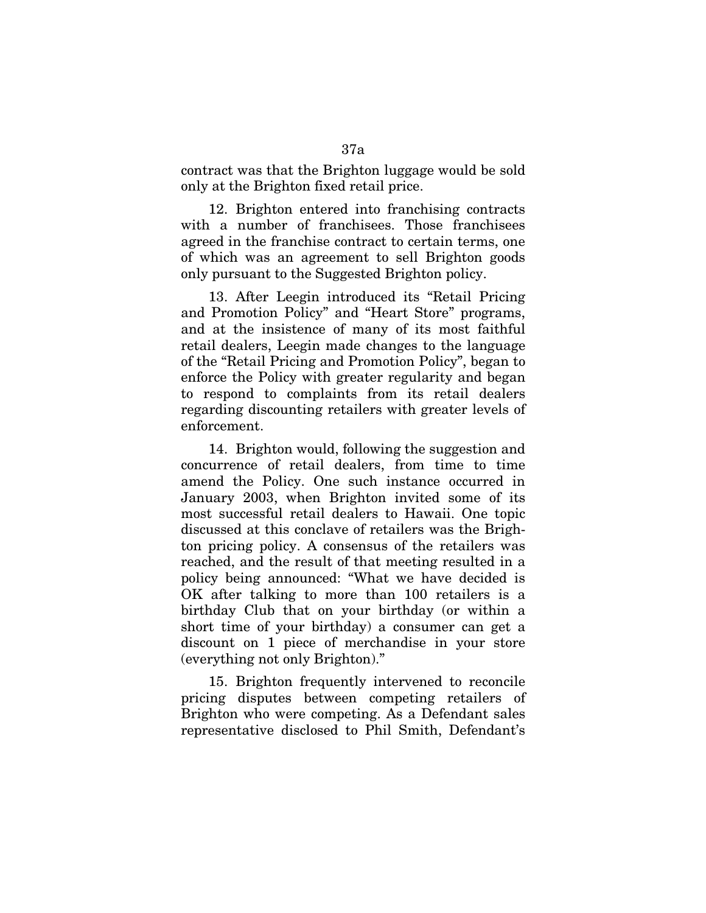contract was that the Brighton luggage would be sold only at the Brighton fixed retail price.

12. Brighton entered into franchising contracts with a number of franchisees. Those franchisees agreed in the franchise contract to certain terms, one of which was an agreement to sell Brighton goods only pursuant to the Suggested Brighton policy.

13. After Leegin introduced its "Retail Pricing and Promotion Policy" and "Heart Store" programs, and at the insistence of many of its most faithful retail dealers, Leegin made changes to the language of the "Retail Pricing and Promotion Policy", began to enforce the Policy with greater regularity and began to respond to complaints from its retail dealers regarding discounting retailers with greater levels of enforcement.

14. Brighton would, following the suggestion and concurrence of retail dealers, from time to time amend the Policy. One such instance occurred in January 2003, when Brighton invited some of its most successful retail dealers to Hawaii. One topic discussed at this conclave of retailers was the Brighton pricing policy. A consensus of the retailers was reached, and the result of that meeting resulted in a policy being announced: "What we have decided is OK after talking to more than 100 retailers is a birthday Club that on your birthday (or within a short time of your birthday) a consumer can get a discount on 1 piece of merchandise in your store (everything not only Brighton)."

15. Brighton frequently intervened to reconcile pricing disputes between competing retailers of Brighton who were competing. As a Defendant sales representative disclosed to Phil Smith, Defendant's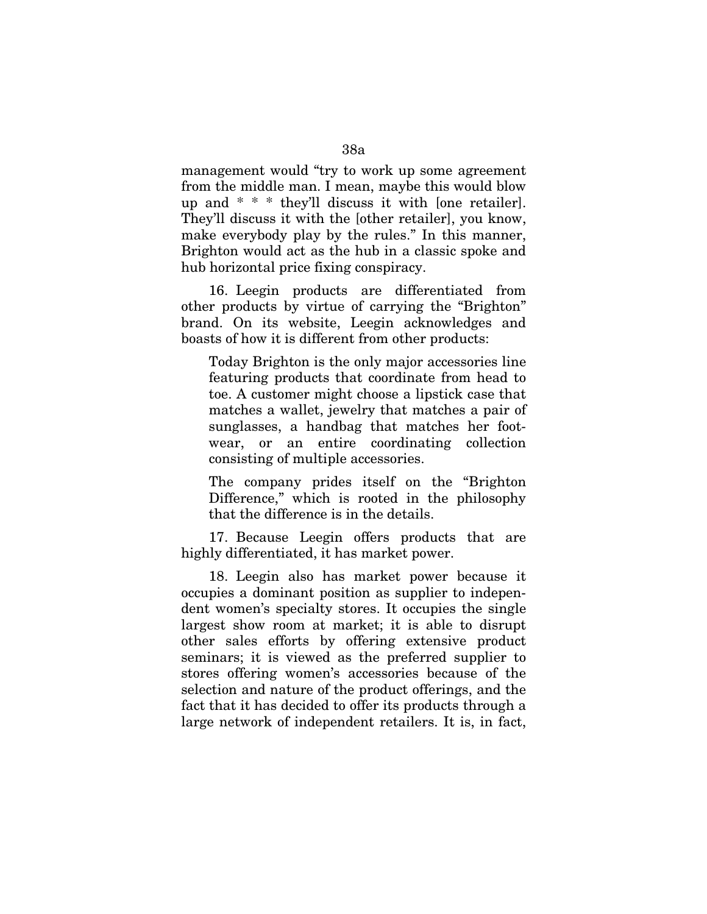management would "try to work up some agreement from the middle man. I mean, maybe this would blow up and * * * they'll discuss it with [one retailer]. They'll discuss it with the [other retailer], you know, make everybody play by the rules." In this manner, Brighton would act as the hub in a classic spoke and hub horizontal price fixing conspiracy.

16. Leegin products are differentiated from other products by virtue of carrying the "Brighton" brand. On its website, Leegin acknowledges and boasts of how it is different from other products:

> Today Brighton is the only major accessories line featuring products that coordinate from head to toe. A customer might choose a lipstick case that matches a wallet, jewelry that matches a pair of sunglasses, a handbag that matches her footwear, or an entire coordinating collection consisting of multiple accessories.
>
> The company prides itself on the "Brighton Difference," which is rooted in the philosophy that the difference is in the details.

17. Because Leegin offers products that are highly differentiated, it has market power.

18. Leegin also has market power because it occupies a dominant position as supplier to independent women's specialty stores. It occupies the single largest show room at market; it is able to disrupt other sales efforts by offering extensive product seminars; it is viewed as the preferred supplier to stores offering women's accessories because of the selection and nature of the product offerings, and the fact that it has decided to offer its products through a large network of independent retailers. It is, in fact,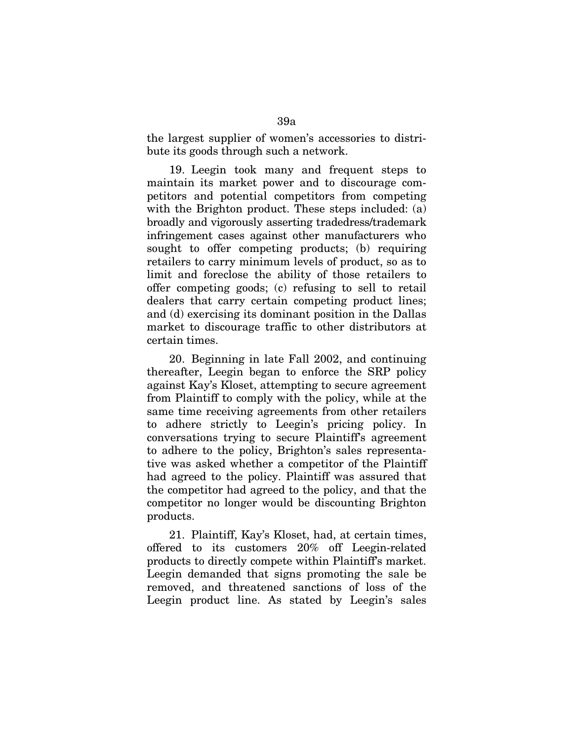the largest supplier of women's accessories to distribute its goods through such a network.

19. Leegin took many and frequent steps to maintain its market power and to discourage competitors and potential competitors from competing with the Brighton product. These steps included: (a) broadly and vigorously asserting tradedress/trademark infringement cases against other manufacturers who sought to offer competing products; (b) requiring retailers to carry minimum levels of product, so as to limit and foreclose the ability of those retailers to offer competing goods; (c) refusing to sell to retail dealers that carry certain competing product lines; and (d) exercising its dominant position in the Dallas market to discourage traffic to other distributors at certain times.

20. Beginning in late Fall 2002, and continuing thereafter, Leegin began to enforce the SRP policy against Kay's Kloset, attempting to secure agreement from Plaintiff to comply with the policy, while at the same time receiving agreements from other retailers to adhere strictly to Leegin's pricing policy. In conversations trying to secure Plaintiff's agreement to adhere to the policy, Brighton's sales representative was asked whether a competitor of the Plaintiff had agreed to the policy. Plaintiff was assured that the competitor had agreed to the policy, and that the competitor no longer would be discounting Brighton products.

21. Plaintiff, Kay's Kloset, had, at certain times, offered to its customers 20% off Leegin-related products to directly compete within Plaintiff's market. Leegin demanded that signs promoting the sale be removed, and threatened sanctions of loss of the Leegin product line. As stated by Leegin's sales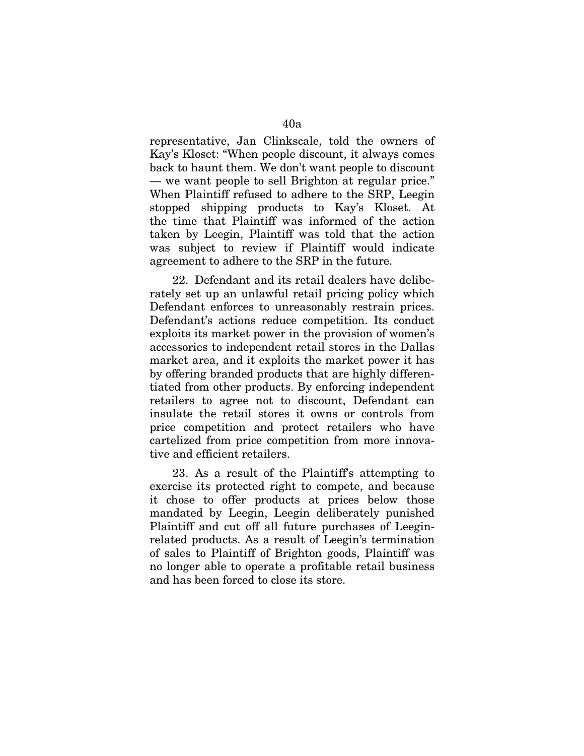representative, Jan Clinkscale, told the owners of Kay's Kloset: "When people discount, it always comes back to haunt them. We don't want people to discount — we want people to sell Brighton at regular price." When Plaintiff refused to adhere to the SRP, Leegin stopped shipping products to Kay's Kloset. At the time that Plaintiff was informed of the action taken by Leegin, Plaintiff was told that the action was subject to review if Plaintiff would indicate agreement to adhere to the SRP in the future.

22. Defendant and its retail dealers have deliberately set up an unlawful retail pricing policy which Defendant enforces to unreasonably restrain prices. Defendant's actions reduce competition. Its conduct exploits its market power in the provision of women's accessories to independent retail stores in the Dallas market area, and it exploits the market power it has by offering branded products that are highly differentiated from other products. By enforcing independent retailers to agree not to discount, Defendant can insulate the retail stores it owns or controls from price competition and protect retailers who have cartelized from price competition from more innovative and efficient retailers.

23. As a result of the Plaintiff's attempting to exercise its protected right to compete, and because it chose to offer products at prices below those mandated by Leegin, Leegin deliberately punished Plaintiff and cut off all future purchases of Leegin-related products. As a result of Leegin's termination of sales to Plaintiff of Brighton goods, Plaintiff was no longer able to operate a profitable retail business and has been forced to close its store.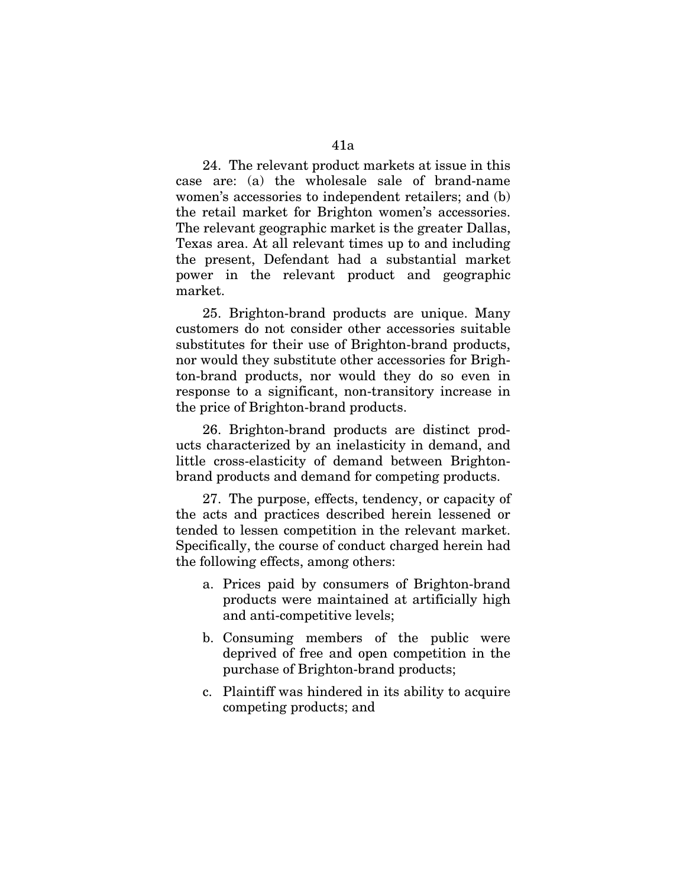24. The relevant product markets at issue in this case are: (a) the wholesale sale of brand-name women's accessories to independent retailers; and (b) the retail market for Brighton women's accessories. The relevant geographic market is the greater Dallas, Texas area. At all relevant times up to and including the present, Defendant had a substantial market power in the relevant product and geographic market.

25. Brighton-brand products are unique. Many customers do not consider other accessories suitable substitutes for their use of Brighton-brand products, nor would they substitute other accessories for Brighton-brand products, nor would they do so even in response to a significant, non-transitory increase in the price of Brighton-brand products.

26. Brighton-brand products are distinct products characterized by an inelasticity in demand, and little cross-elasticity of demand between Brighton-brand products and demand for competing products.

27. The purpose, effects, tendency, or capacity of the acts and practices described herein lessened or tended to lessen competition in the relevant market. Specifically, the course of conduct charged herein had the following effects, among others:

a. Prices paid by consumers of Brighton-brand products were maintained at artificially high and anti-competitive levels;

b. Consuming members of the public were deprived of free and open competition in the purchase of Brighton-brand products;

c. Plaintiff was hindered in its ability to acquire competing products; and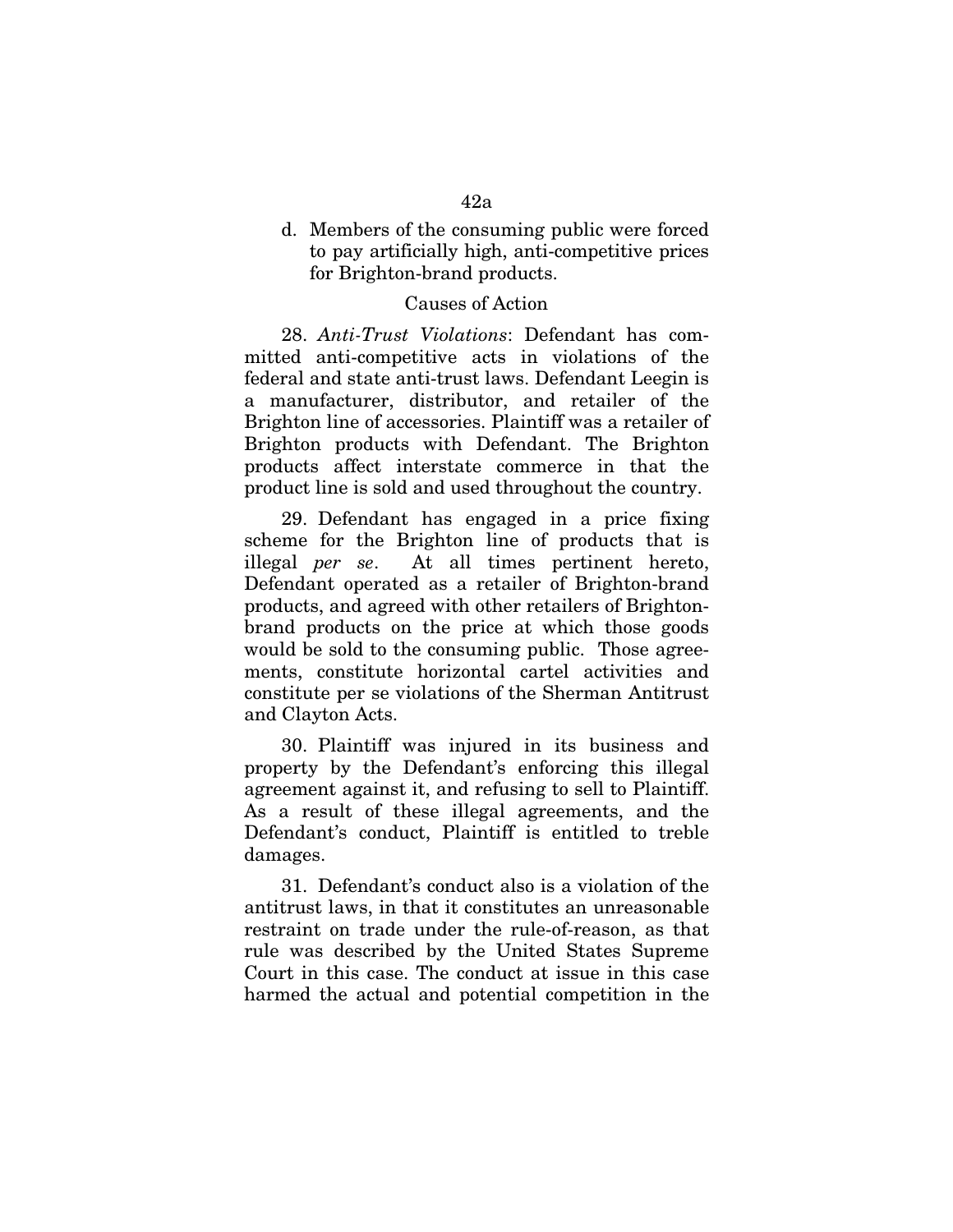d. Members of the consuming public were forced to pay artificially high, anti-competitive prices for Brighton-brand products.

Causes of Action

28. *Anti-Trust Violations*: Defendant has committed anti-competitive acts in violations of the federal and state anti-trust laws. Defendant Leegin is a manufacturer, distributor, and retailer of the Brighton line of accessories. Plaintiff was a retailer of Brighton products with Defendant. The Brighton products affect interstate commerce in that the product line is sold and used throughout the country.

29. Defendant has engaged in a price fixing scheme for the Brighton line of products that is illegal *per se*. At all times pertinent hereto, Defendant operated as a retailer of Brighton-brand products, and agreed with other retailers of Brighton-brand products on the price at which those goods would be sold to the consuming public. Those agreements, constitute horizontal cartel activities and constitute per se violations of the Sherman Antitrust and Clayton Acts.

30. Plaintiff was injured in its business and property by the Defendant's enforcing this illegal agreement against it, and refusing to sell to Plaintiff. As a result of these illegal agreements, and the Defendant's conduct, Plaintiff is entitled to treble damages.

31. Defendant's conduct also is a violation of the antitrust laws, in that it constitutes an unreasonable restraint on trade under the rule-of-reason, as that rule was described by the United States Supreme Court in this case. The conduct at issue in this case harmed the actual and potential competition in the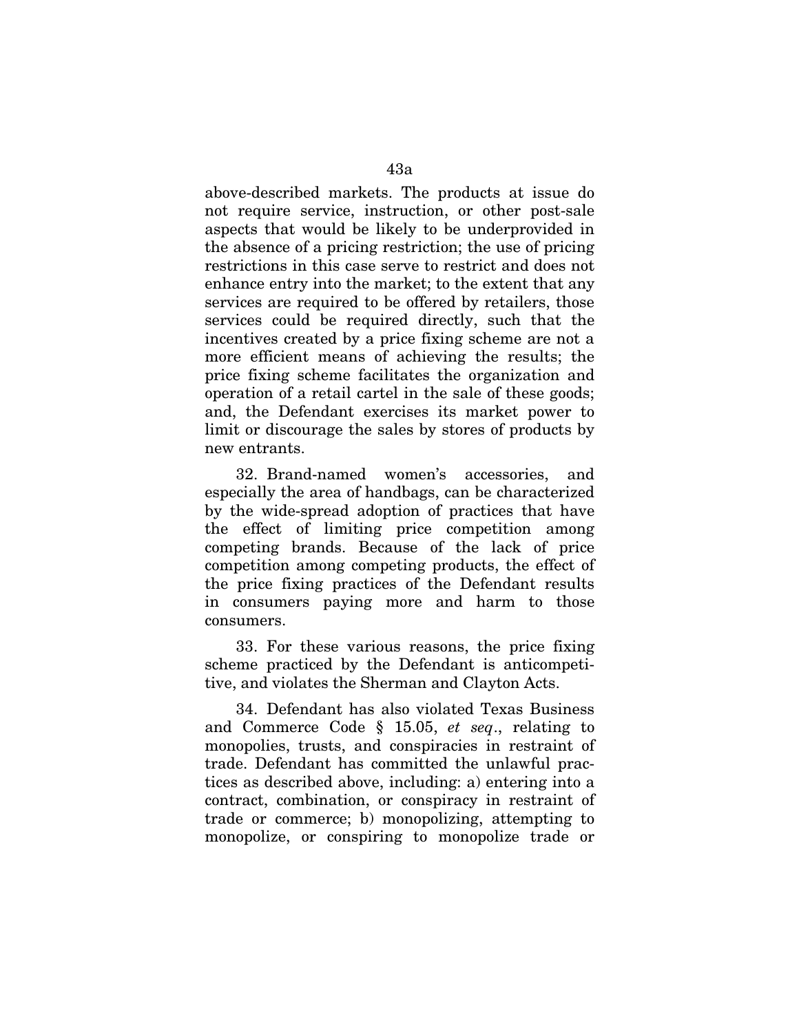above-described markets. The products at issue do not require service, instruction, or other post-sale aspects that would be likely to be underprovided in the absence of a pricing restriction; the use of pricing restrictions in this case serve to restrict and does not enhance entry into the market; to the extent that any services are required to be offered by retailers, those services could be required directly, such that the incentives created by a price fixing scheme are not a more efficient means of achieving the results; the price fixing scheme facilitates the organization and operation of a retail cartel in the sale of these goods; and, the Defendant exercises its market power to limit or discourage the sales by stores of products by new entrants.

32. Brand-named women's accessories, and especially the area of handbags, can be characterized by the wide-spread adoption of practices that have the effect of limiting price competition among competing brands. Because of the lack of price competition among competing products, the effect of the price fixing practices of the Defendant results in consumers paying more and harm to those consumers.

33. For these various reasons, the price fixing scheme practiced by the Defendant is anticompetitive, and violates the Sherman and Clayton Acts.

34. Defendant has also violated Texas Business and Commerce Code § 15.05, *et seq*., relating to monopolies, trusts, and conspiracies in restraint of trade. Defendant has committed the unlawful practices as described above, including: a) entering into a contract, combination, or conspiracy in restraint of trade or commerce; b) monopolizing, attempting to monopolize, or conspiring to monopolize trade or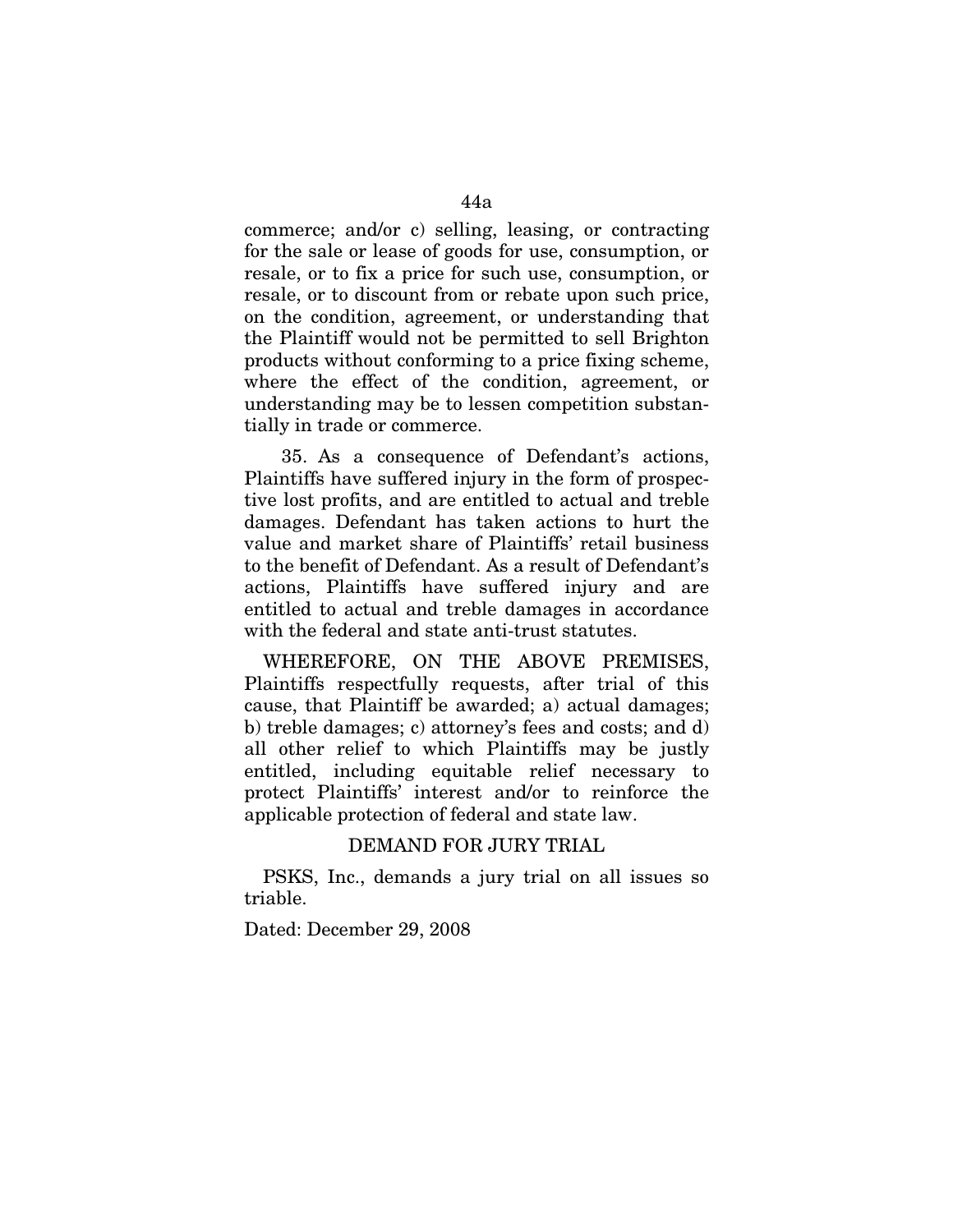commerce; and/or c) selling, leasing, or contracting for the sale or lease of goods for use, consumption, or resale, or to fix a price for such use, consumption, or resale, or to discount from or rebate upon such price, on the condition, agreement, or understanding that the Plaintiff would not be permitted to sell Brighton products without conforming to a price fixing scheme, where the effect of the condition, agreement, or understanding may be to lessen competition substantially in trade or commerce.

35. As a consequence of Defendant's actions, Plaintiffs have suffered injury in the form of prospective lost profits, and are entitled to actual and treble damages. Defendant has taken actions to hurt the value and market share of Plaintiffs' retail business to the benefit of Defendant. As a result of Defendant's actions, Plaintiffs have suffered injury and are entitled to actual and treble damages in accordance with the federal and state anti-trust statutes.

WHEREFORE, ON THE ABOVE PREMISES, Plaintiffs respectfully requests, after trial of this cause, that Plaintiff be awarded; a) actual damages; b) treble damages; c) attorney's fees and costs; and d) all other relief to which Plaintiffs may be justly entitled, including equitable relief necessary to protect Plaintiffs' interest and/or to reinforce the applicable protection of federal and state law.

## DEMAND FOR JURY TRIAL

PSKS, Inc., demands a jury trial on all issues so triable.

Dated: December 29, 2008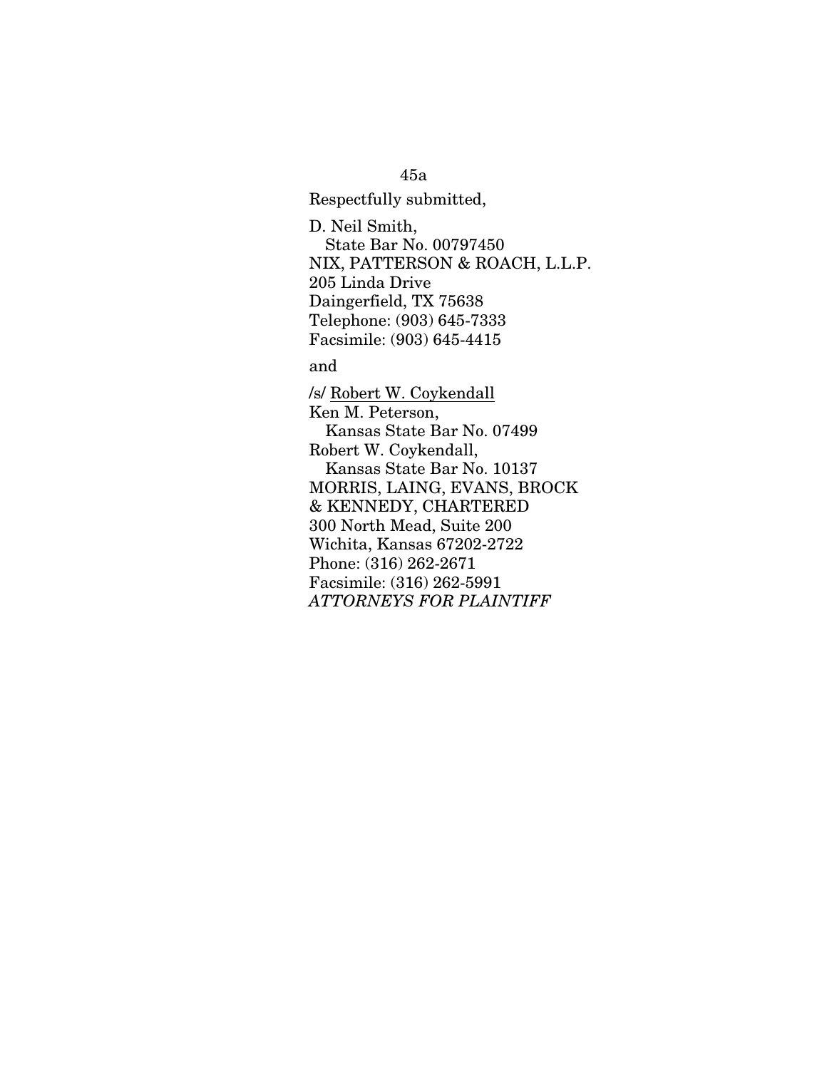Respectfully submitted,

D. Neil Smith,
State Bar No. 00797450
NIX, PATTERSON & ROACH, L.L.P.
205 Linda Drive
Daingerfield, TX 75638
Telephone: (903) 645-7333
Facsimile: (903) 645-4415

and

/s/ Robert W. Coykendall
Ken M. Peterson,
Kansas State Bar No. 07499
Robert W. Coykendall,
Kansas State Bar No. 10137
MORRIS, LAING, EVANS, BROCK
& KENNEDY, CHARTERED
300 North Mead, Suite 200
Wichita, Kansas 67202-2722
Phone: (316) 262-2671
Facsimile: (316) 262-5991
*ATTORNEYS FOR PLAINTIFF*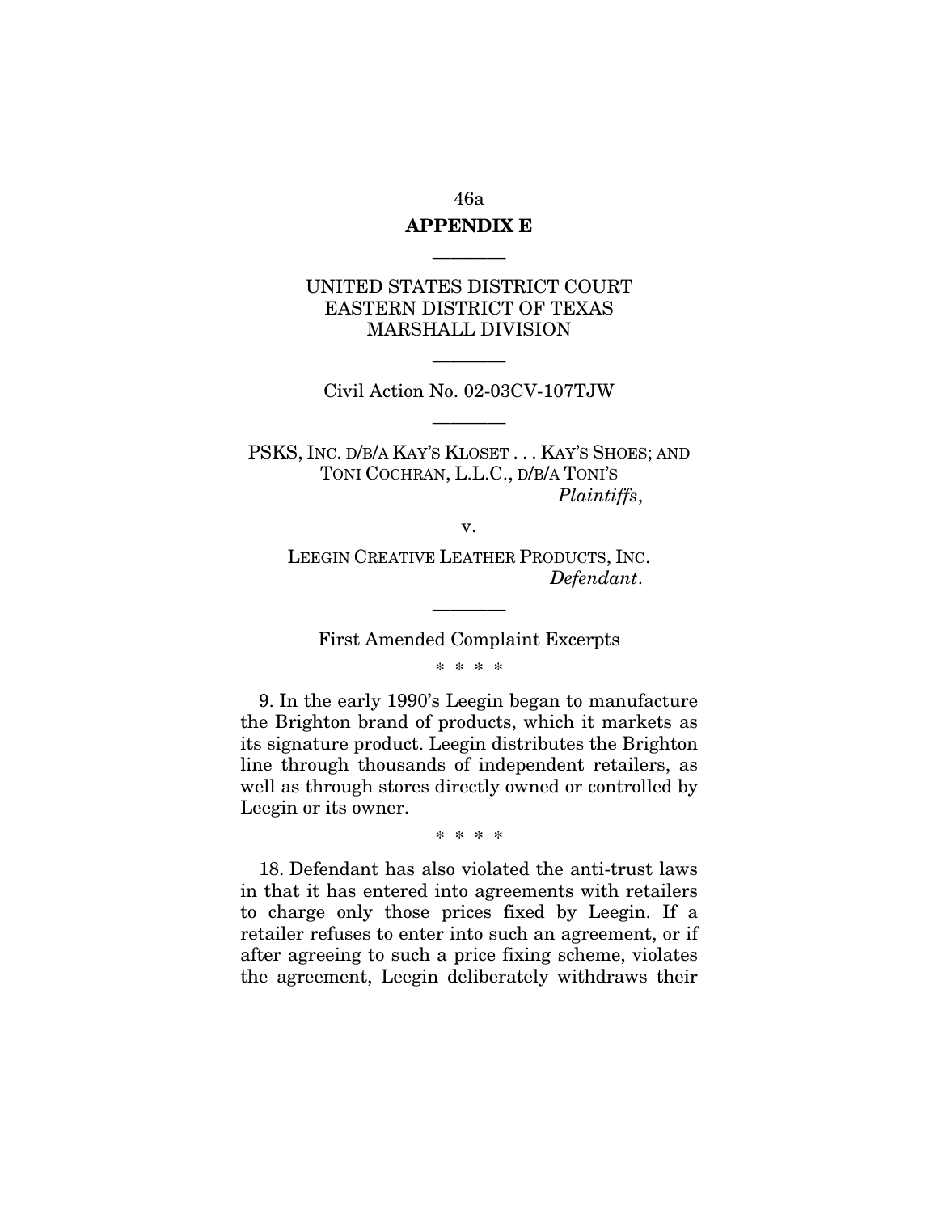**APPENDIX E**

---

UNITED STATES DISTRICT COURT
EASTERN DISTRICT OF TEXAS
MARSHALL DIVISION

---

Civil Action No. 02-03CV-107TJW

---

PSKS, INC. D/B/A KAY'S KLOSET . . . KAY'S SHOES; AND TONI COCHRAN, L.L.C., D/B/A TONI'S
*Plaintiffs*,

v.

LEEGIN CREATIVE LEATHER PRODUCTS, INC.
*Defendant*.

---

First Amended Complaint Excerpts

\* \* \* \*

9. In the early 1990's Leegin began to manufacture the Brighton brand of products, which it markets as its signature product. Leegin distributes the Brighton line through thousands of independent retailers, as well as through stores directly owned or controlled by Leegin or its owner.

\* \* \* \*

18. Defendant has also violated the anti-trust laws in that it has entered into agreements with retailers to charge only those prices fixed by Leegin. If a retailer refuses to enter into such an agreement, or if after agreeing to such a price fixing scheme, violates the agreement, Leegin deliberately withdraws their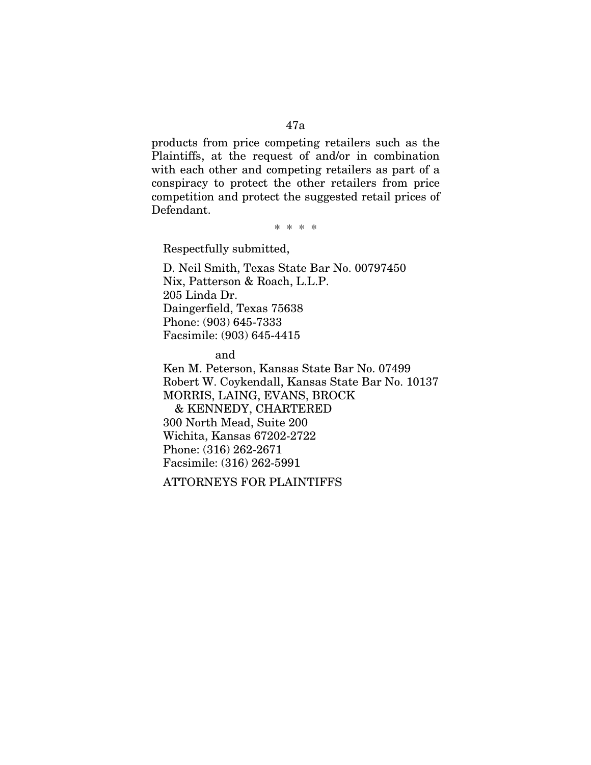products from price competing retailers such as the Plaintiffs, at the request of and/or in combination with each other and competing retailers as part of a conspiracy to protect the other retailers from price competition and protect the suggested retail prices of Defendant.

\* \* \* \*

Respectfully submitted,

D. Neil Smith, Texas State Bar No. 00797450
Nix, Patterson & Roach, L.L.P.
205 Linda Dr.
Daingerfield, Texas 75638
Phone: (903) 645-7333
Facsimile: (903) 645-4415

and

Ken M. Peterson, Kansas State Bar No. 07499
Robert W. Coykendall, Kansas State Bar No. 10137
MORRIS, LAING, EVANS, BROCK
& KENNEDY, CHARTERED
300 North Mead, Suite 200
Wichita, Kansas 67202-2722
Phone: (316) 262-2671
Facsimile: (316) 262-5991

ATTORNEYS FOR PLAINTIFFS